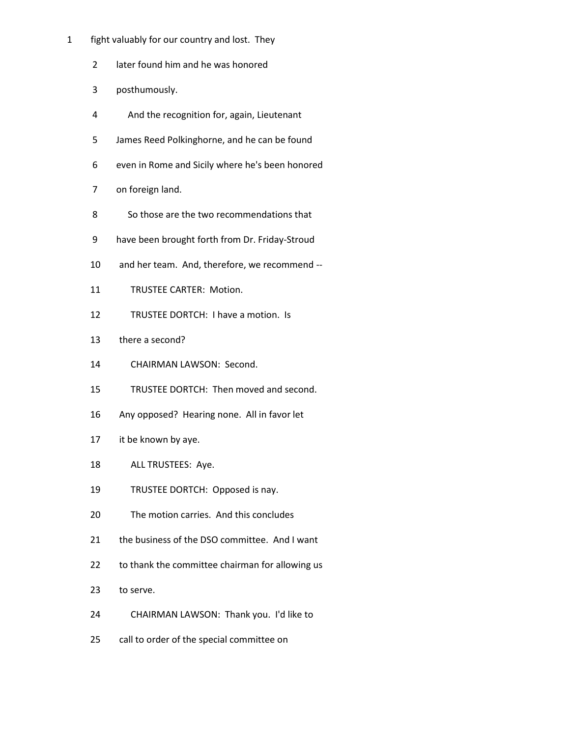1 fight valuably for our country and lost. They

2 later found him and he was honored

3 posthumously.

4 And the recognition for, again, Lieutenant

5 James Reed Polkinghorne, and he can be found

6 even in Rome and Sicily where he's been honored

7 on foreign land.

8 So those are the two recommendations that

9 have been brought forth from Dr. Friday-Stroud

10 and her team. And, therefore, we recommend --

11 TRUSTEE CARTER: Motion.

12 TRUSTEE DORTCH: I have a motion. Is

13 there a second?

14 CHAIRMAN LAWSON: Second.

15 TRUSTEE DORTCH: Then moved and second.

16 Any opposed? Hearing none. All in favor let

17 it be known by aye.

18 ALL TRUSTEES: Aye.

19 TRUSTEE DORTCH: Opposed is nay.

20 The motion carries. And this concludes

21 the business of the DSO committee. And I want

22 to thank the committee chairman for allowing us

23 to serve.

24 CHAIRMAN LAWSON: Thank you. I'd like to

25 call to order of the special committee on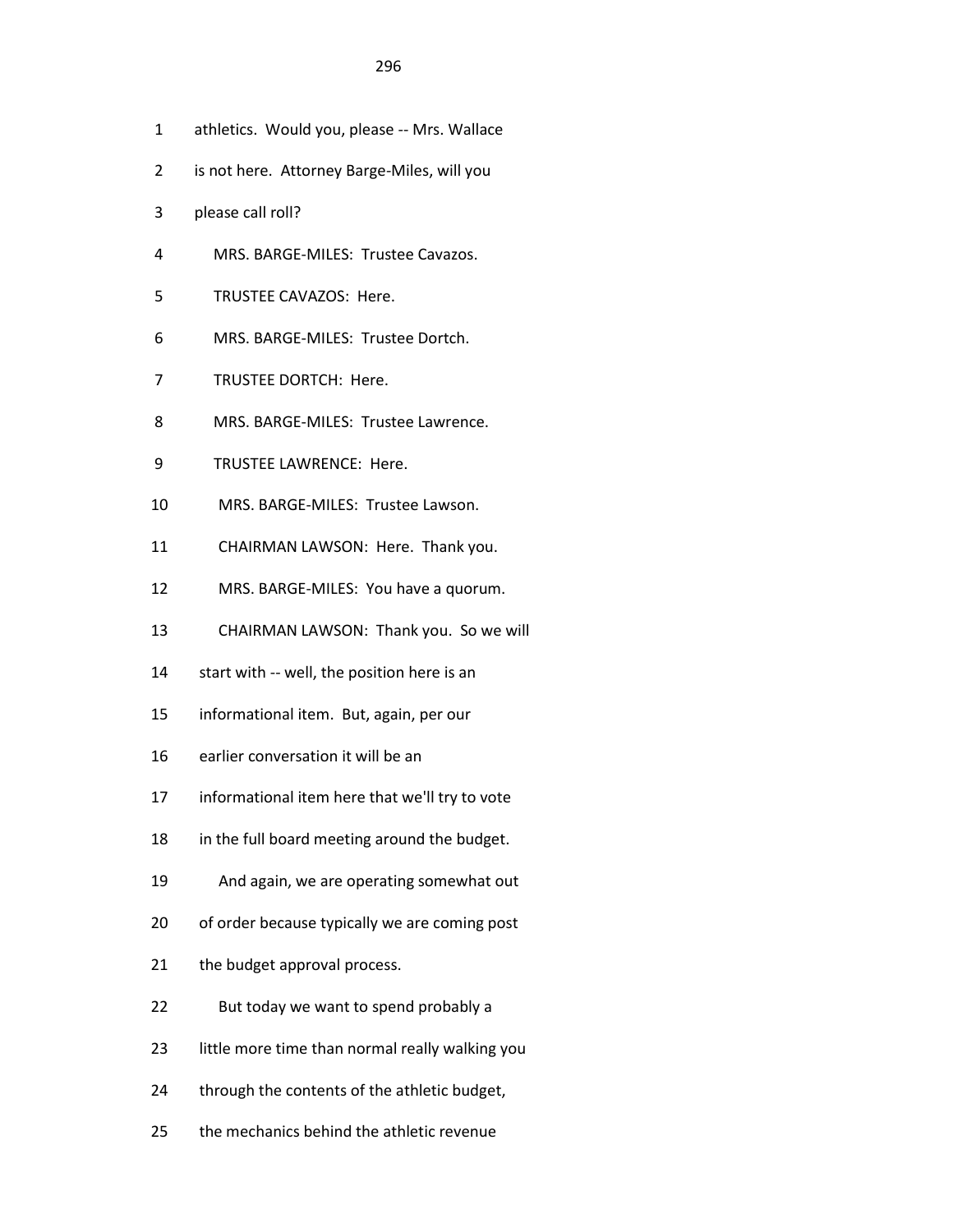1 athletics. Would you, please -- Mrs. Wallace

2 is not here. Attorney Barge-Miles, will you

3 please call roll?

4 MRS. BARGE-MILES: Trustee Cavazos.

5 TRUSTEE CAVAZOS: Here.

6 MRS. BARGE-MILES: Trustee Dortch.

7 TRUSTEE DORTCH: Here.

8 MRS. BARGE-MILES: Trustee Lawrence.

9 TRUSTEE LAWRENCE: Here.

10 MRS. BARGE-MILES: Trustee Lawson.

11 CHAIRMAN LAWSON: Here. Thank you.

12 MRS. BARGE-MILES: You have a quorum.

13 CHAIRMAN LAWSON: Thank you. So we will

14 start with -- well, the position here is an

15 informational item. But, again, per our

16 earlier conversation it will be an

17 informational item here that we'll try to vote

18 in the full board meeting around the budget.

19 And again, we are operating somewhat out

20 of order because typically we are coming post

21 the budget approval process.

22 But today we want to spend probably a

23 little more time than normal really walking you

24 through the contents of the athletic budget,

25 the mechanics behind the athletic revenue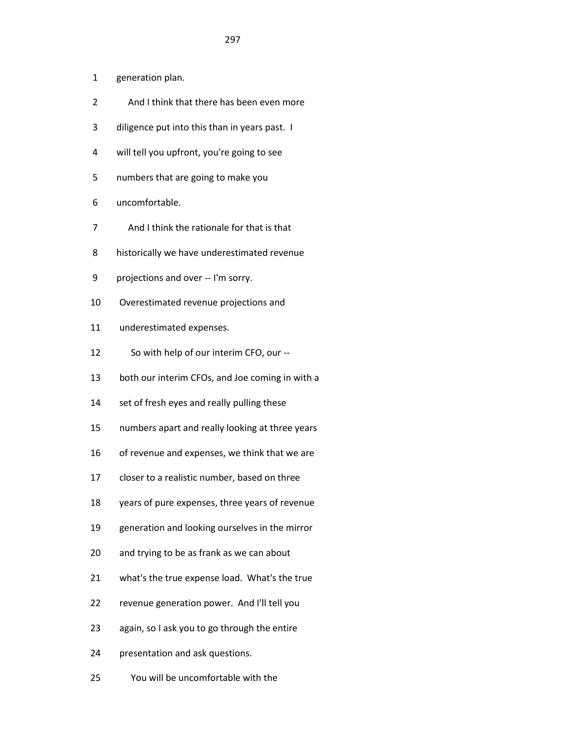generation plan.

And I think that there has been even more diligence put into this than in years past. I will tell you upfront, you're going to see numbers that are going to make you uncomfortable.

And I think the rationale for that is that historically we have underestimated revenue projections and over -- I'm sorry. Overestimated revenue projections and underestimated expenses.

So with help of our interim CFO, our -- both our interim CFOs, and Joe coming in with a set of fresh eyes and really pulling these numbers apart and really looking at three years of revenue and expenses, we think that we are closer to a realistic number, based on three years of pure expenses, three years of revenue generation and looking ourselves in the mirror and trying to be as frank as we can about what's the true expense load. What's the true revenue generation power. And I'll tell you again, so I ask you to go through the entire presentation and ask questions.

You will be uncomfortable with the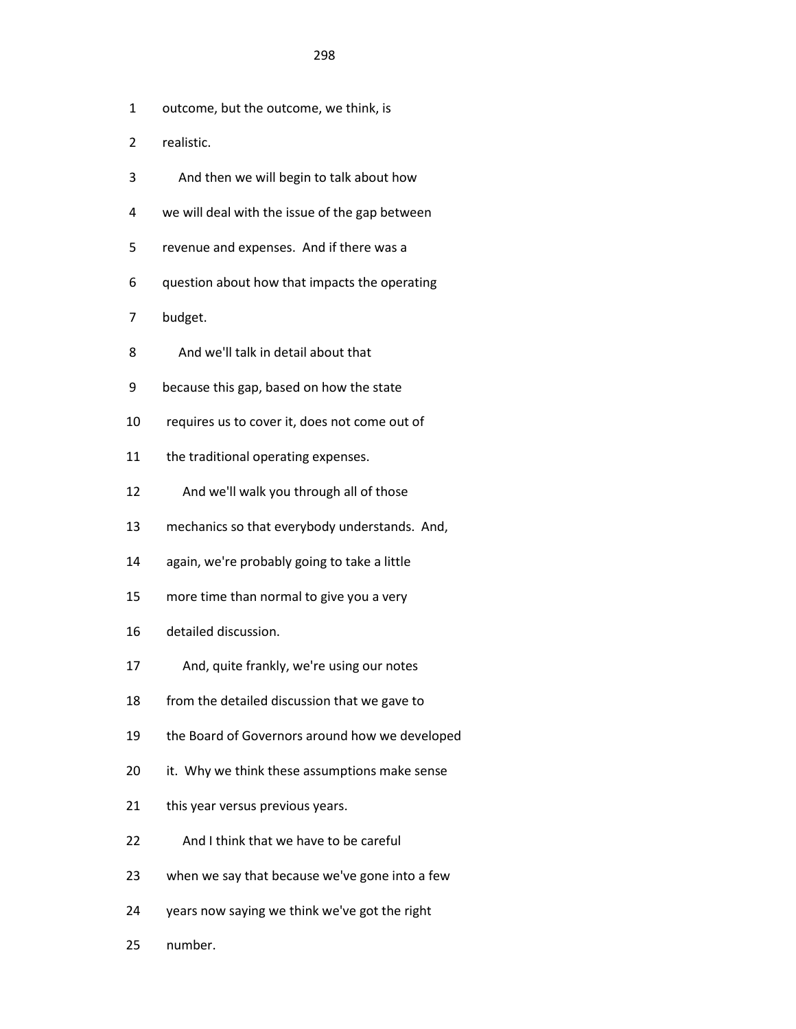1 outcome, but the outcome, we think, is

2 realistic.

3 And then we will begin to talk about how

4 we will deal with the issue of the gap between

5 revenue and expenses. And if there was a

6 question about how that impacts the operating

7 budget.

8 And we'll talk in detail about that

9 because this gap, based on how the state

10 requires us to cover it, does not come out of

11 the traditional operating expenses.

12 And we'll walk you through all of those

13 mechanics so that everybody understands. And,

14 again, we're probably going to take a little

15 more time than normal to give you a very

16 detailed discussion.

17 And, quite frankly, we're using our notes

18 from the detailed discussion that we gave to

19 the Board of Governors around how we developed

20 it. Why we think these assumptions make sense

21 this year versus previous years.

22 And I think that we have to be careful

23 when we say that because we've gone into a few

24 years now saying we think we've got the right

25 number.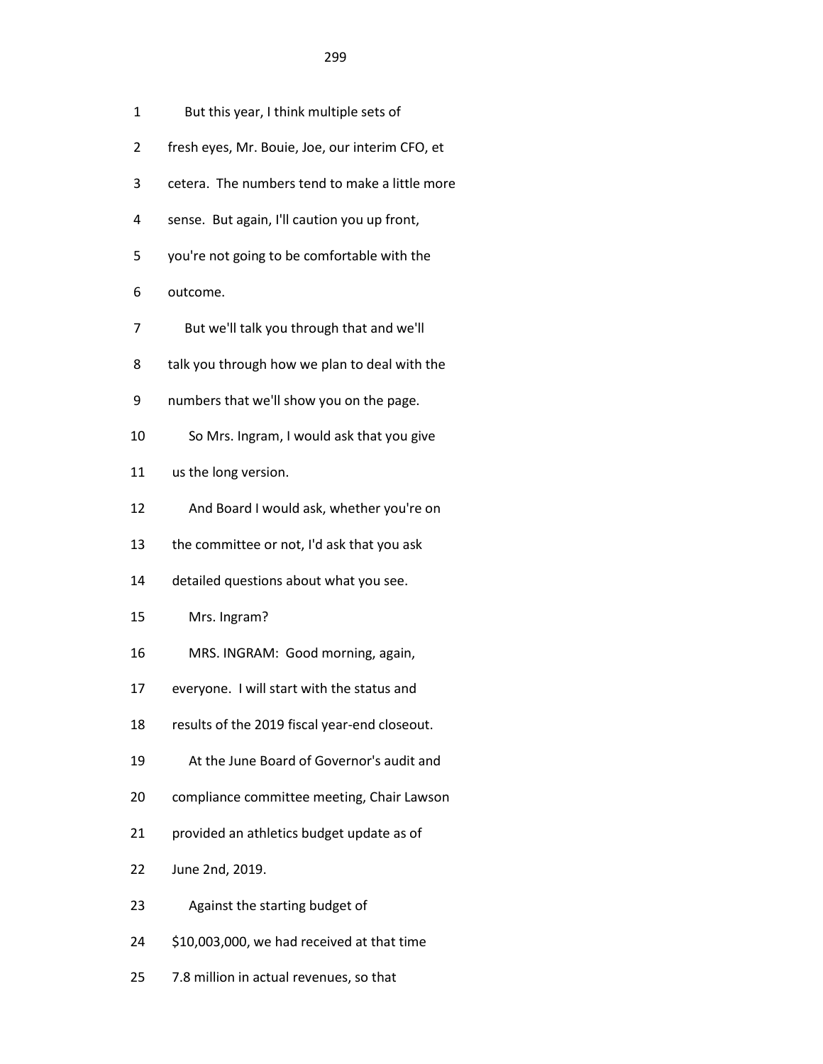But this year, I think multiple sets of fresh eyes, Mr. Bouie, Joe, our interim CFO, et cetera. The numbers tend to make a little more sense. But again, I'll caution you up front, you're not going to be comfortable with the outcome.

But we'll talk you through that and we'll talk you through how we plan to deal with the numbers that we'll show you on the page.

So Mrs. Ingram, I would ask that you give us the long version.

And Board I would ask, whether you're on the committee or not, I'd ask that you ask detailed questions about what you see.

Mrs. Ingram?

MRS. INGRAM: Good morning, again, everyone. I will start with the status and results of the 2019 fiscal year-end closeout.

At the June Board of Governor's audit and compliance committee meeting, Chair Lawson provided an athletics budget update as of June 2nd, 2019.

Against the starting budget of $10,003,000, we had received at that time 7.8 million in actual revenues, so that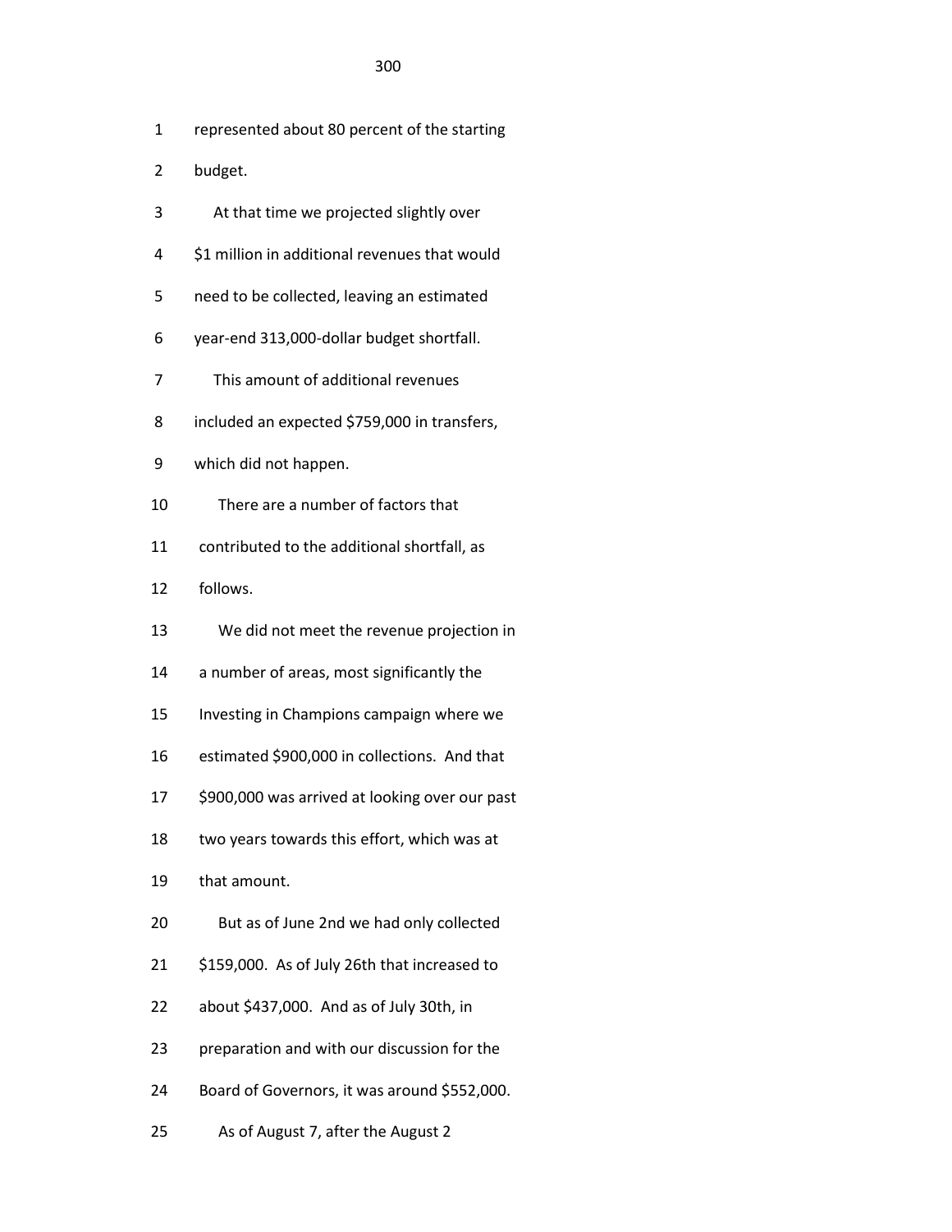represented about 80 percent of the starting budget.

At that time we projected slightly over $1 million in additional revenues that would need to be collected, leaving an estimated year-end 313,000-dollar budget shortfall.

This amount of additional revenues included an expected $759,000 in transfers, which did not happen.

There are a number of factors that contributed to the additional shortfall, as follows.

We did not meet the revenue projection in a number of areas, most significantly the Investing in Champions campaign where we estimated $900,000 in collections. And that $900,000 was arrived at looking over our past two years towards this effort, which was at that amount.

But as of June 2nd we had only collected $159,000. As of July 26th that increased to about $437,000. And as of July 30th, in preparation and with our discussion for the Board of Governors, it was around $552,000.

As of August 7, after the August 2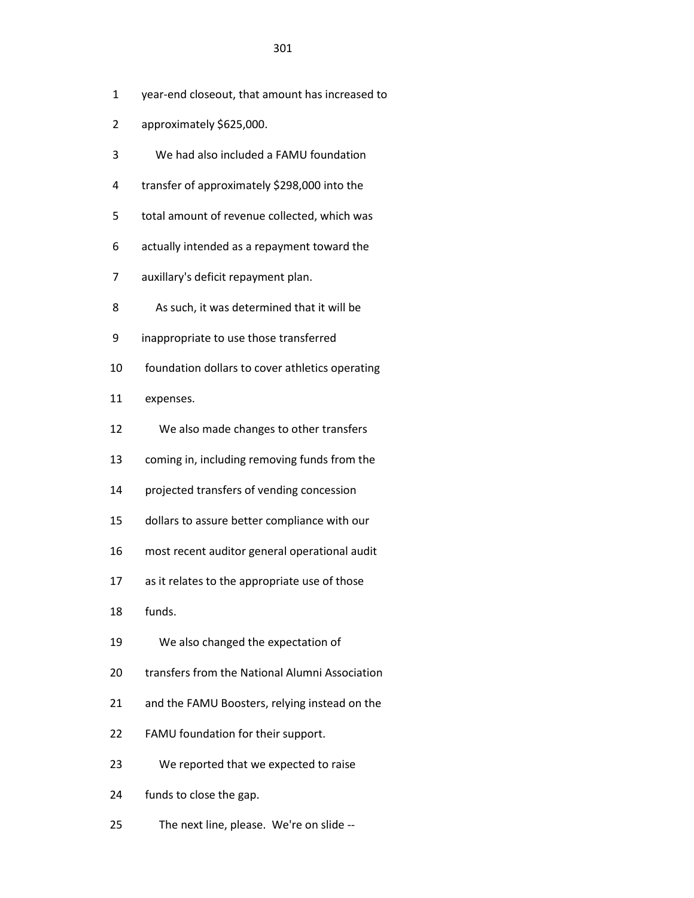year-end closeout, that amount has increased to approximately $625,000.

We had also included a FAMU foundation transfer of approximately $298,000 into the total amount of revenue collected, which was actually intended as a repayment toward the auxillary's deficit repayment plan.

As such, it was determined that it will be inappropriate to use those transferred foundation dollars to cover athletics operating expenses.

We also made changes to other transfers coming in, including removing funds from the projected transfers of vending concession dollars to assure better compliance with our most recent auditor general operational audit as it relates to the appropriate use of those funds.

We also changed the expectation of transfers from the National Alumni Association and the FAMU Boosters, relying instead on the FAMU foundation for their support.

We reported that we expected to raise funds to close the gap.

The next line, please. We're on slide --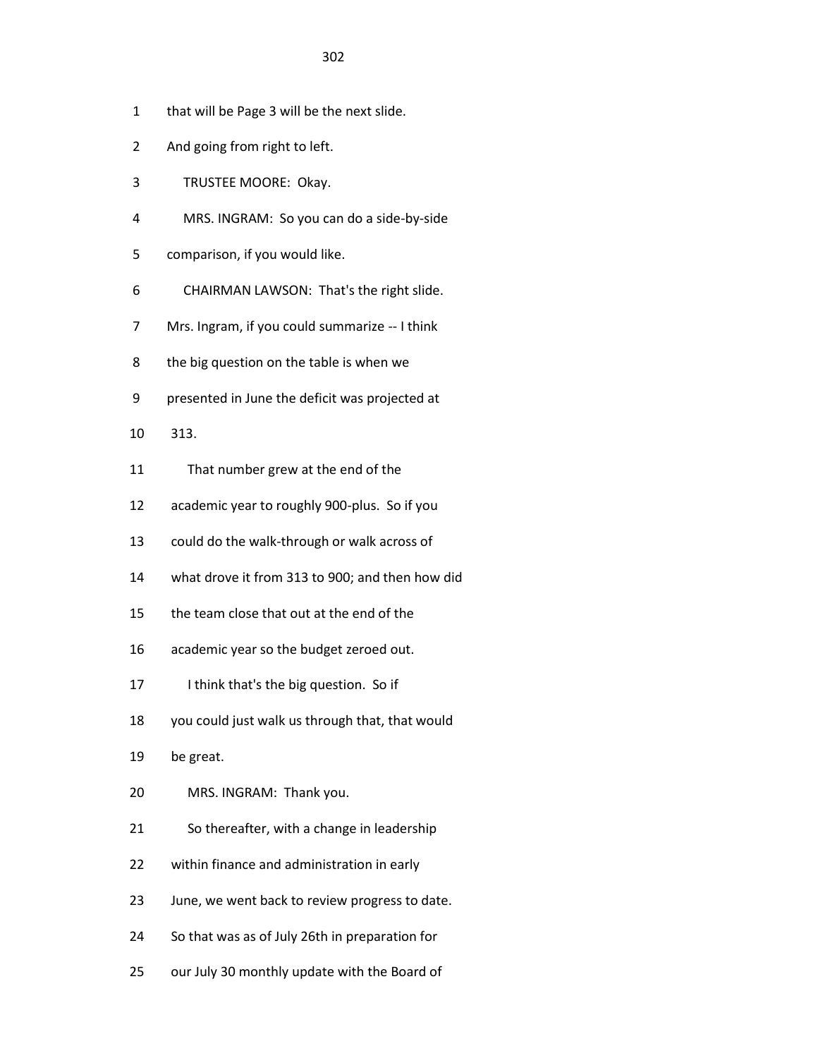1 that will be Page 3 will be the next slide.

2 And going from right to left.

3 TRUSTEE MOORE: Okay.

4 MRS. INGRAM: So you can do a side-by-side

5 comparison, if you would like.

6 CHAIRMAN LAWSON: That's the right slide.

7 Mrs. Ingram, if you could summarize -- I think

8 the big question on the table is when we

9 presented in June the deficit was projected at

10 313.

11 That number grew at the end of the

12 academic year to roughly 900-plus. So if you

13 could do the walk-through or walk across of

14 what drove it from 313 to 900; and then how did

15 the team close that out at the end of the

16 academic year so the budget zeroed out.

17 I think that's the big question. So if

18 you could just walk us through that, that would

19 be great.

20 MRS. INGRAM: Thank you.

21 So thereafter, with a change in leadership

22 within finance and administration in early

23 June, we went back to review progress to date.

24 So that was as of July 26th in preparation for

25 our July 30 monthly update with the Board of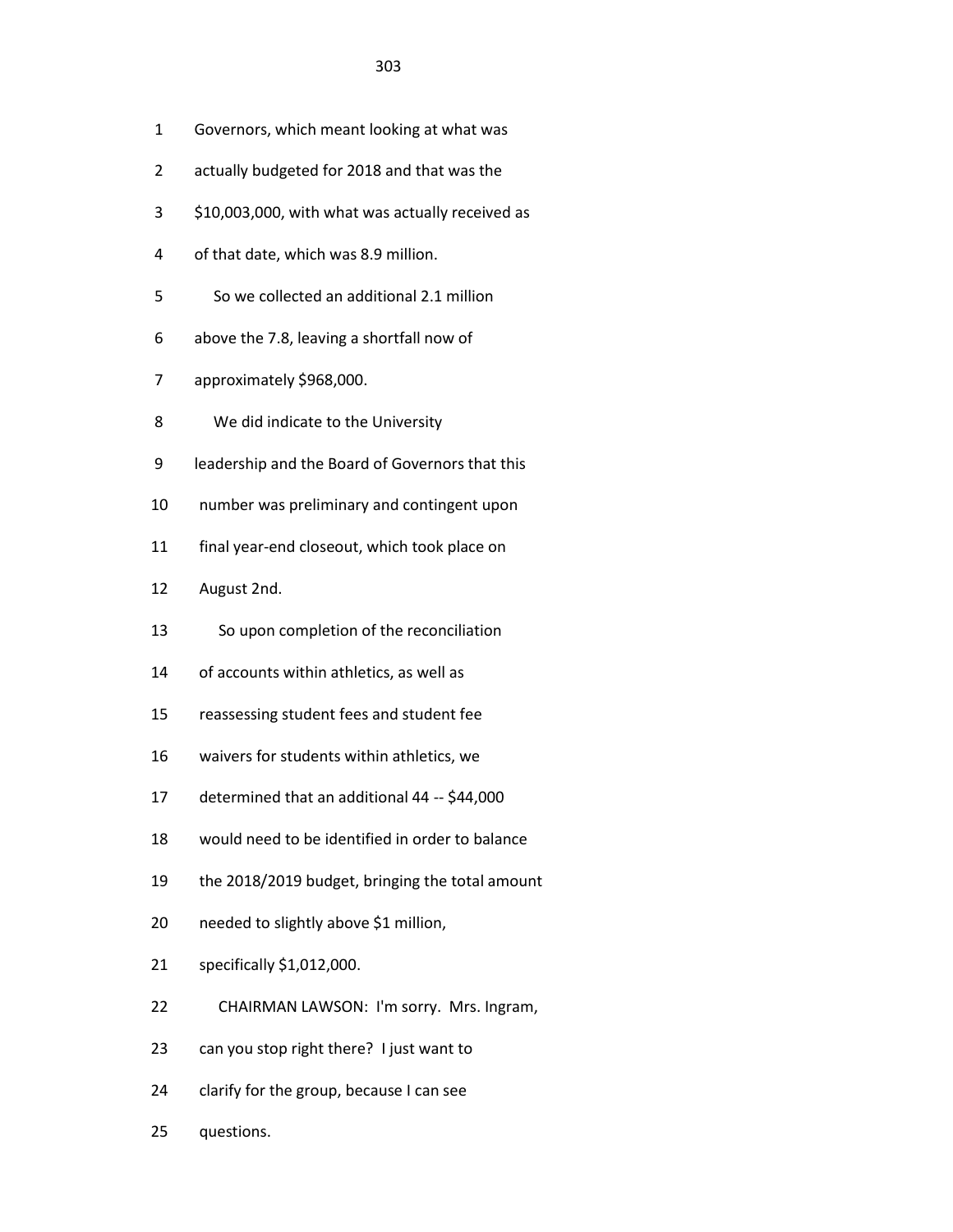Governors, which meant looking at what was actually budgeted for 2018 and that was the $10,003,000, with what was actually received as of that date, which was 8.9 million.

So we collected an additional 2.1 million above the 7.8, leaving a shortfall now of approximately $968,000.

We did indicate to the University leadership and the Board of Governors that this number was preliminary and contingent upon final year-end closeout, which took place on August 2nd.

So upon completion of the reconciliation of accounts within athletics, as well as reassessing student fees and student fee waivers for students within athletics, we determined that an additional 44 -- $44,000 would need to be identified in order to balance the 2018/2019 budget, bringing the total amount needed to slightly above $1 million, specifically $1,012,000.

CHAIRMAN LAWSON: I'm sorry. Mrs. Ingram, can you stop right there? I just want to clarify for the group, because I can see questions.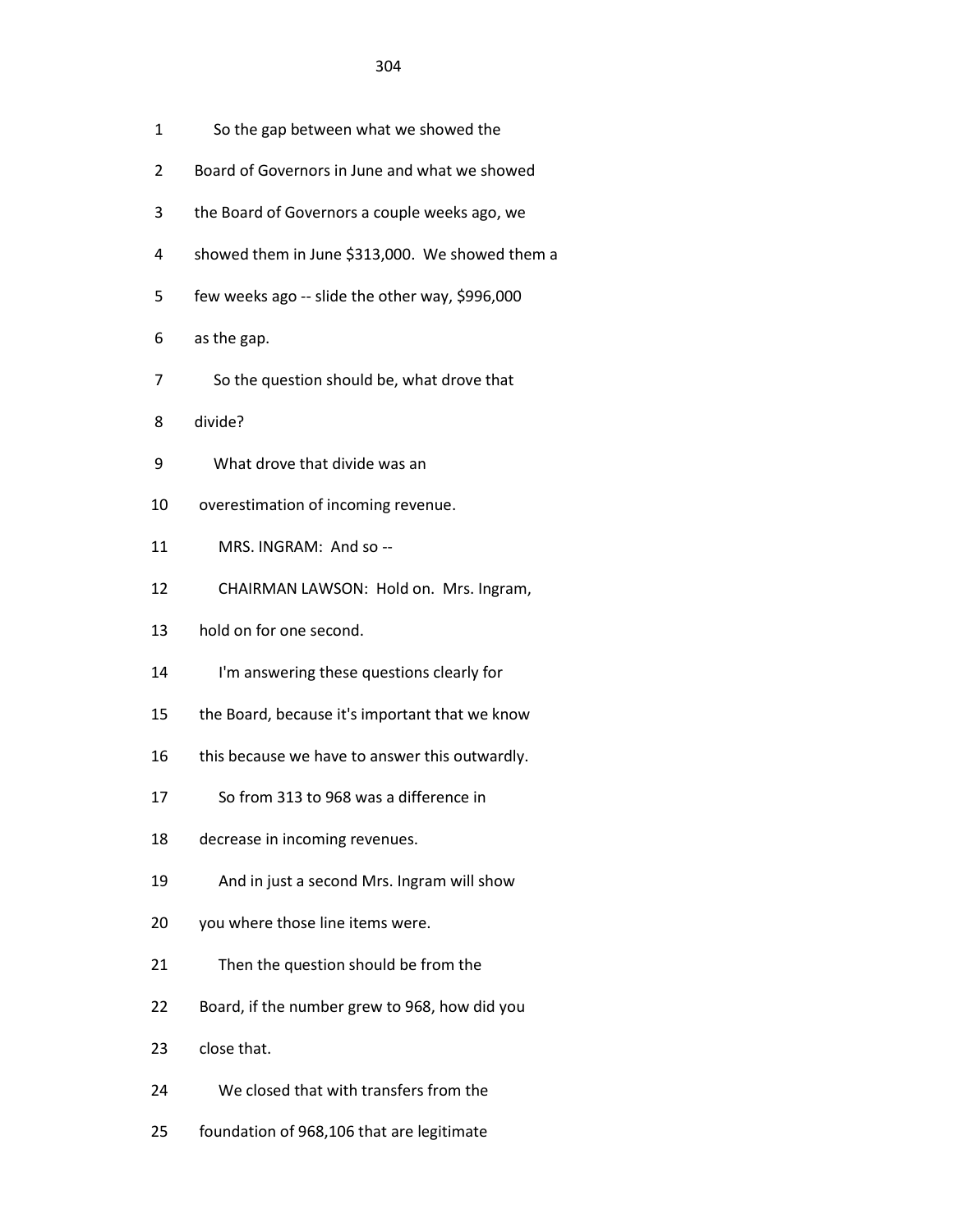1 So the gap between what we showed the

2 Board of Governors in June and what we showed

3 the Board of Governors a couple weeks ago, we

4 showed them in June $313,000. We showed them a

5 few weeks ago -- slide the other way, $996,000

6 as the gap.

7 So the question should be, what drove that

8 divide?

9 What drove that divide was an

10 overestimation of incoming revenue.

11 MRS. INGRAM: And so --

12 CHAIRMAN LAWSON: Hold on. Mrs. Ingram,

13 hold on for one second.

14 I'm answering these questions clearly for

15 the Board, because it's important that we know

16 this because we have to answer this outwardly.

17 So from 313 to 968 was a difference in

18 decrease in incoming revenues.

19 And in just a second Mrs. Ingram will show

20 you where those line items were.

21 Then the question should be from the

22 Board, if the number grew to 968, how did you

23 close that.

24 We closed that with transfers from the

25 foundation of 968,106 that are legitimate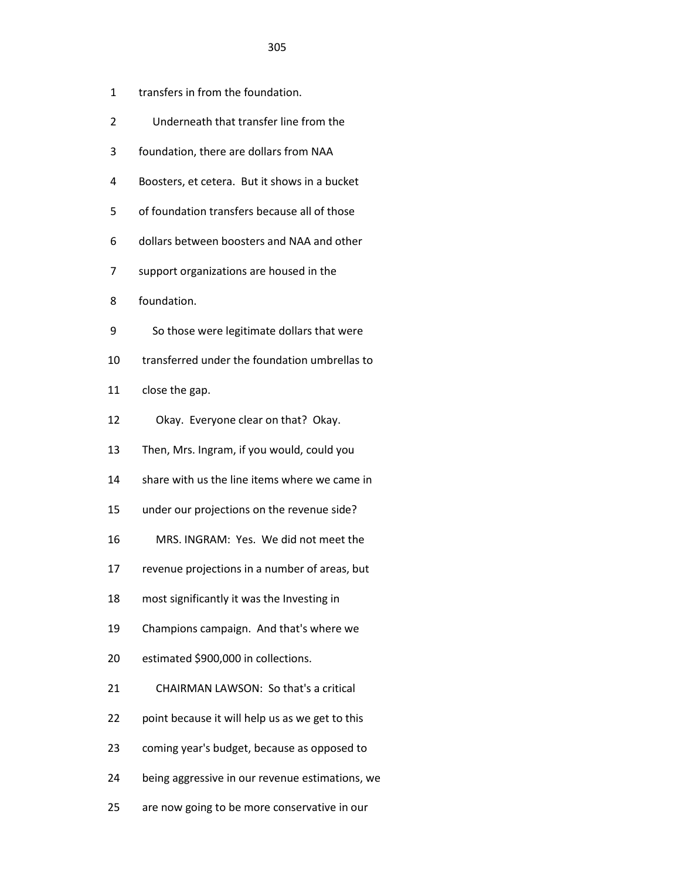1 transfers in from the foundation.

2 Underneath that transfer line from the

3 foundation, there are dollars from NAA

4 Boosters, et cetera. But it shows in a bucket

5 of foundation transfers because all of those

6 dollars between boosters and NAA and other

7 support organizations are housed in the

8 foundation.

9 So those were legitimate dollars that were

10 transferred under the foundation umbrellas to

11 close the gap.

12 Okay. Everyone clear on that? Okay.

13 Then, Mrs. Ingram, if you would, could you

14 share with us the line items where we came in

15 under our projections on the revenue side?

16 MRS. INGRAM: Yes. We did not meet the

17 revenue projections in a number of areas, but

18 most significantly it was the Investing in

19 Champions campaign. And that's where we

20 estimated $900,000 in collections.

21 CHAIRMAN LAWSON: So that's a critical

22 point because it will help us as we get to this

23 coming year's budget, because as opposed to

24 being aggressive in our revenue estimations, we

25 are now going to be more conservative in our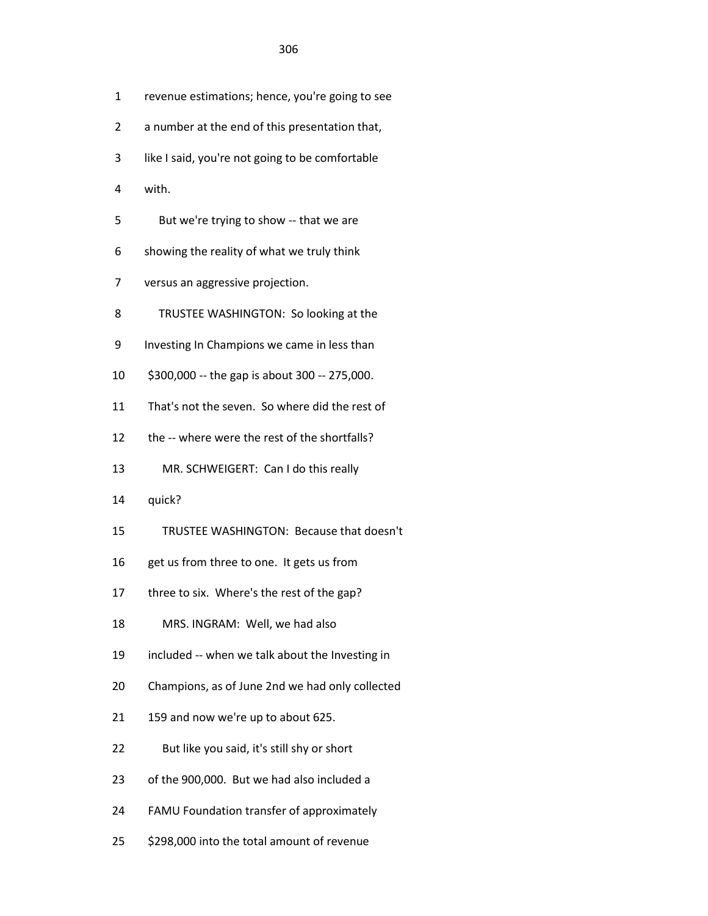1 revenue estimations; hence, you're going to see

2 a number at the end of this presentation that,

3 like I said, you're not going to be comfortable

4 with.

5 But we're trying to show -- that we are

6 showing the reality of what we truly think

7 versus an aggressive projection.

8 TRUSTEE WASHINGTON: So looking at the

9 Investing In Champions we came in less than

10 $300,000 -- the gap is about 300 -- 275,000.

11 That's not the seven. So where did the rest of

12 the -- where were the rest of the shortfalls?

13 MR. SCHWEIGERT: Can I do this really

14 quick?

15 TRUSTEE WASHINGTON: Because that doesn't

16 get us from three to one. It gets us from

17 three to six. Where's the rest of the gap?

18 MRS. INGRAM: Well, we had also

19 included -- when we talk about the Investing in

20 Champions, as of June 2nd we had only collected

21 159 and now we're up to about 625.

22 But like you said, it's still shy or short

23 of the 900,000. But we had also included a

24 FAMU Foundation transfer of approximately

25 $298,000 into the total amount of revenue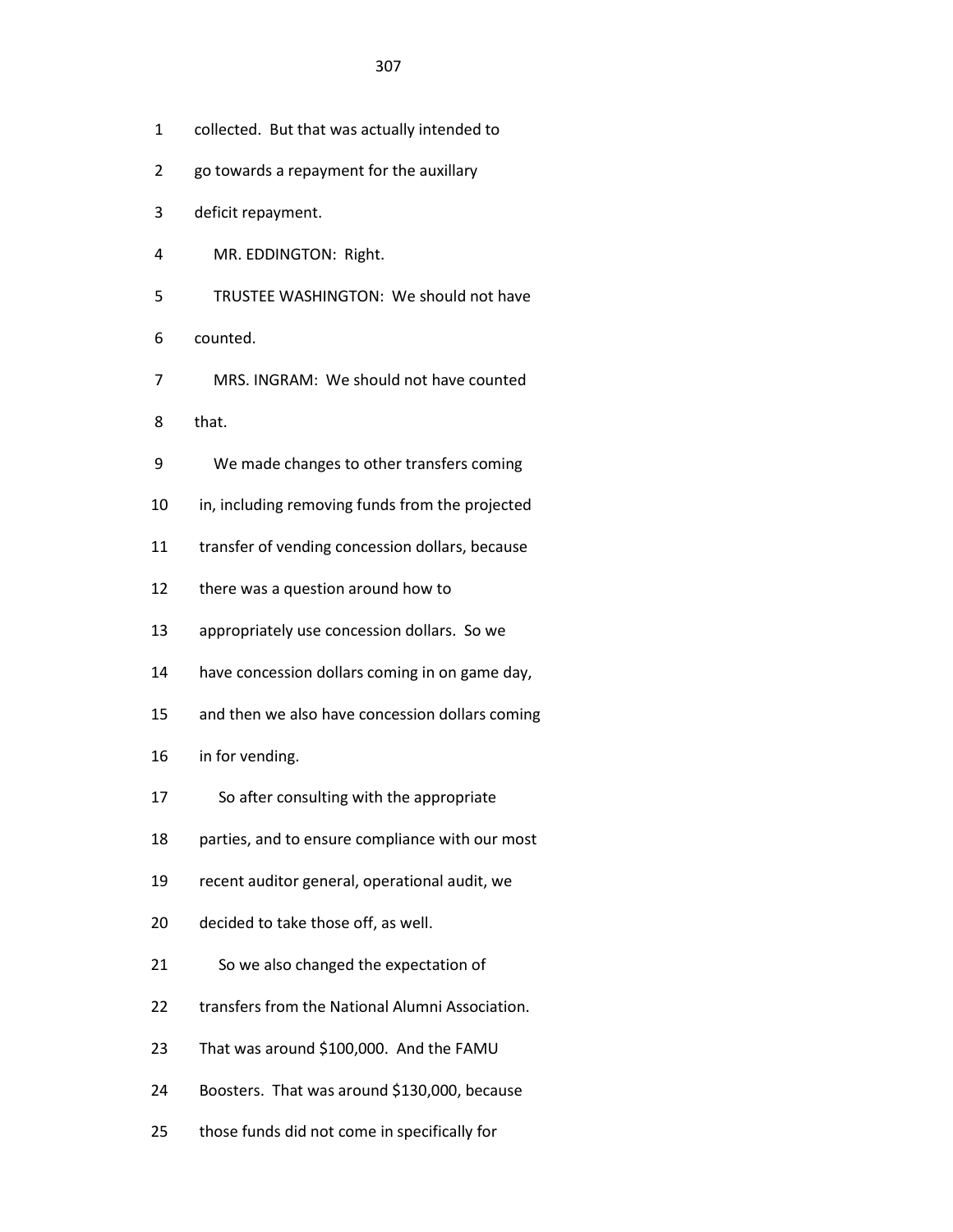1 collected. But that was actually intended to

2 go towards a repayment for the auxillary

3 deficit repayment.

4 MR. EDDINGTON: Right.

5 TRUSTEE WASHINGTON: We should not have

6 counted.

7 MRS. INGRAM: We should not have counted

8 that.

9 We made changes to other transfers coming

10 in, including removing funds from the projected

11 transfer of vending concession dollars, because

12 there was a question around how to

13 appropriately use concession dollars. So we

14 have concession dollars coming in on game day,

15 and then we also have concession dollars coming

16 in for vending.

17 So after consulting with the appropriate

18 parties, and to ensure compliance with our most

19 recent auditor general, operational audit, we

20 decided to take those off, as well.

21 So we also changed the expectation of

22 transfers from the National Alumni Association.

23 That was around $100,000. And the FAMU

24 Boosters. That was around $130,000, because

25 those funds did not come in specifically for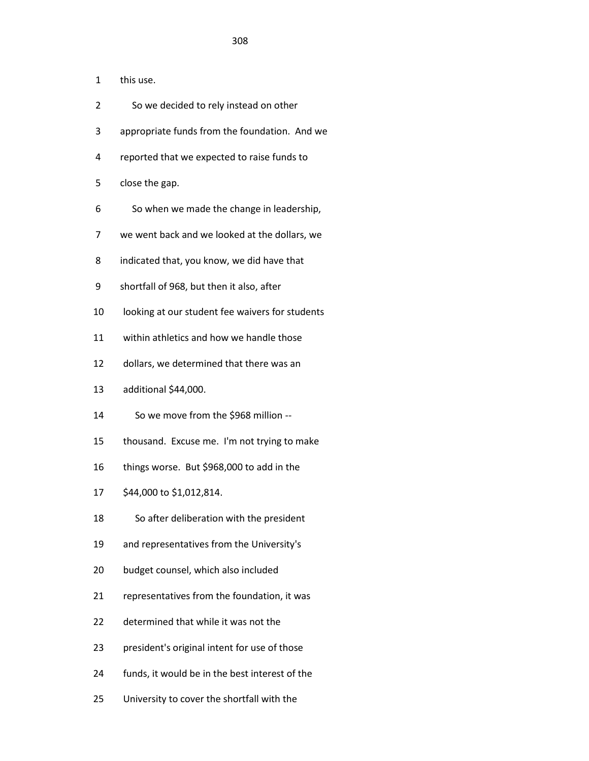this use.

So we decided to rely instead on other appropriate funds from the foundation. And we reported that we expected to raise funds to close the gap.

So when we made the change in leadership, we went back and we looked at the dollars, we indicated that, you know, we did have that shortfall of 968, but then it also, after looking at our student fee waivers for students within athletics and how we handle those dollars, we determined that there was an additional $44,000.

So we move from the $968 million -- thousand. Excuse me. I'm not trying to make things worse. But $968,000 to add in the $44,000 to $1,012,814.

So after deliberation with the president and representatives from the University's budget counsel, which also included representatives from the foundation, it was determined that while it was not the president's original intent for use of those funds, it would be in the best interest of the University to cover the shortfall with the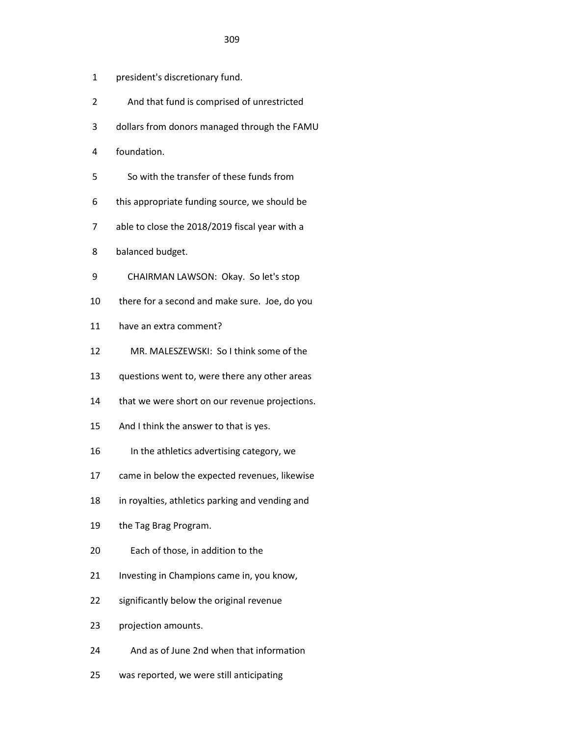1 president's discretionary fund.

2 And that fund is comprised of unrestricted

3 dollars from donors managed through the FAMU

4 foundation.

5 So with the transfer of these funds from

6 this appropriate funding source, we should be

7 able to close the 2018/2019 fiscal year with a

8 balanced budget.

9 CHAIRMAN LAWSON: Okay. So let's stop

10 there for a second and make sure. Joe, do you

11 have an extra comment?

12 MR. MALESZEWSKI: So I think some of the

13 questions went to, were there any other areas

14 that we were short on our revenue projections.

15 And I think the answer to that is yes.

16 In the athletics advertising category, we

17 came in below the expected revenues, likewise

18 in royalties, athletics parking and vending and

19 the Tag Brag Program.

20 Each of those, in addition to the

21 Investing in Champions came in, you know,

22 significantly below the original revenue

23 projection amounts.

24 And as of June 2nd when that information

25 was reported, we were still anticipating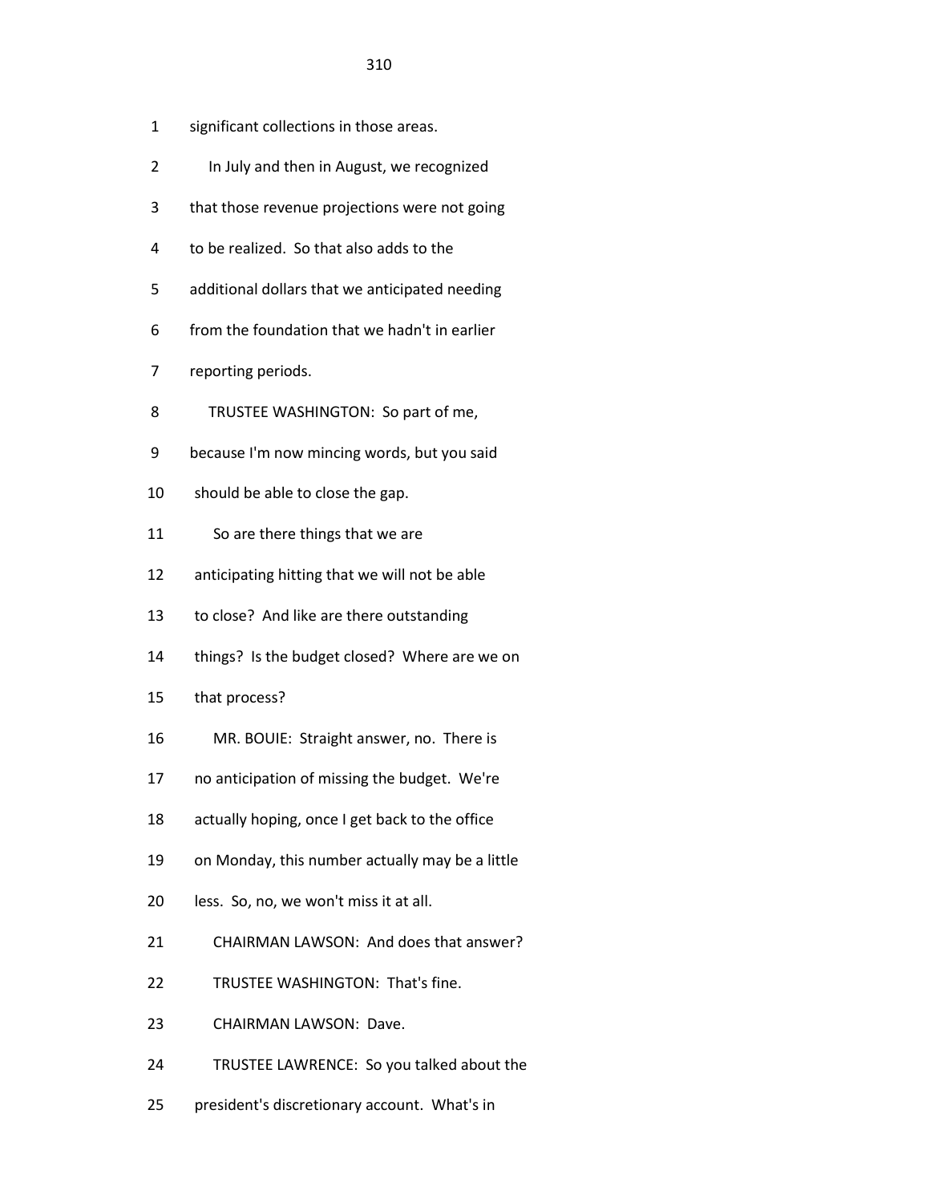1 significant collections in those areas.

2 In July and then in August, we recognized

3 that those revenue projections were not going

4 to be realized. So that also adds to the

5 additional dollars that we anticipated needing

6 from the foundation that we hadn't in earlier

7 reporting periods.

8 TRUSTEE WASHINGTON: So part of me,

9 because I'm now mincing words, but you said

10 should be able to close the gap.

11 So are there things that we are

12 anticipating hitting that we will not be able

13 to close? And like are there outstanding

14 things? Is the budget closed? Where are we on

15 that process?

16 MR. BOUIE: Straight answer, no. There is

17 no anticipation of missing the budget. We're

18 actually hoping, once I get back to the office

19 on Monday, this number actually may be a little

20 less. So, no, we won't miss it at all.

21 CHAIRMAN LAWSON: And does that answer?

22 TRUSTEE WASHINGTON: That's fine.

23 CHAIRMAN LAWSON: Dave.

24 TRUSTEE LAWRENCE: So you talked about the

25 president's discretionary account. What's in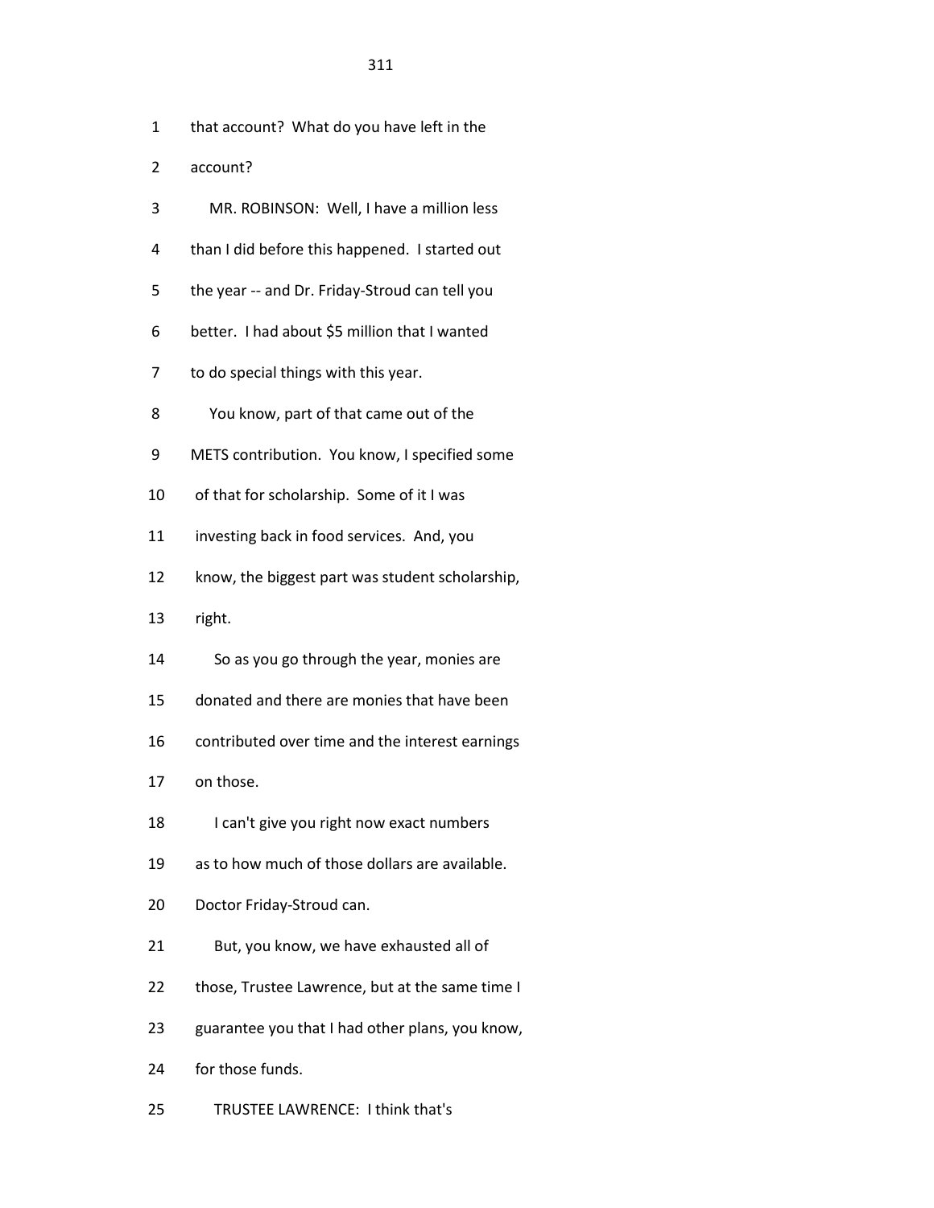1 that account? What do you have left in the

2 account?

3 MR. ROBINSON: Well, I have a million less

4 than I did before this happened. I started out

5 the year -- and Dr. Friday-Stroud can tell you

6 better. I had about $5 million that I wanted

7 to do special things with this year.

8 You know, part of that came out of the

9 METS contribution. You know, I specified some

10 of that for scholarship. Some of it I was

11 investing back in food services. And, you

12 know, the biggest part was student scholarship,

13 right.

14 So as you go through the year, monies are

15 donated and there are monies that have been

16 contributed over time and the interest earnings

17 on those.

18 I can't give you right now exact numbers

19 as to how much of those dollars are available.

20 Doctor Friday-Stroud can.

21 But, you know, we have exhausted all of

22 those, Trustee Lawrence, but at the same time I

23 guarantee you that I had other plans, you know,

24 for those funds.

25 TRUSTEE LAWRENCE: I think that's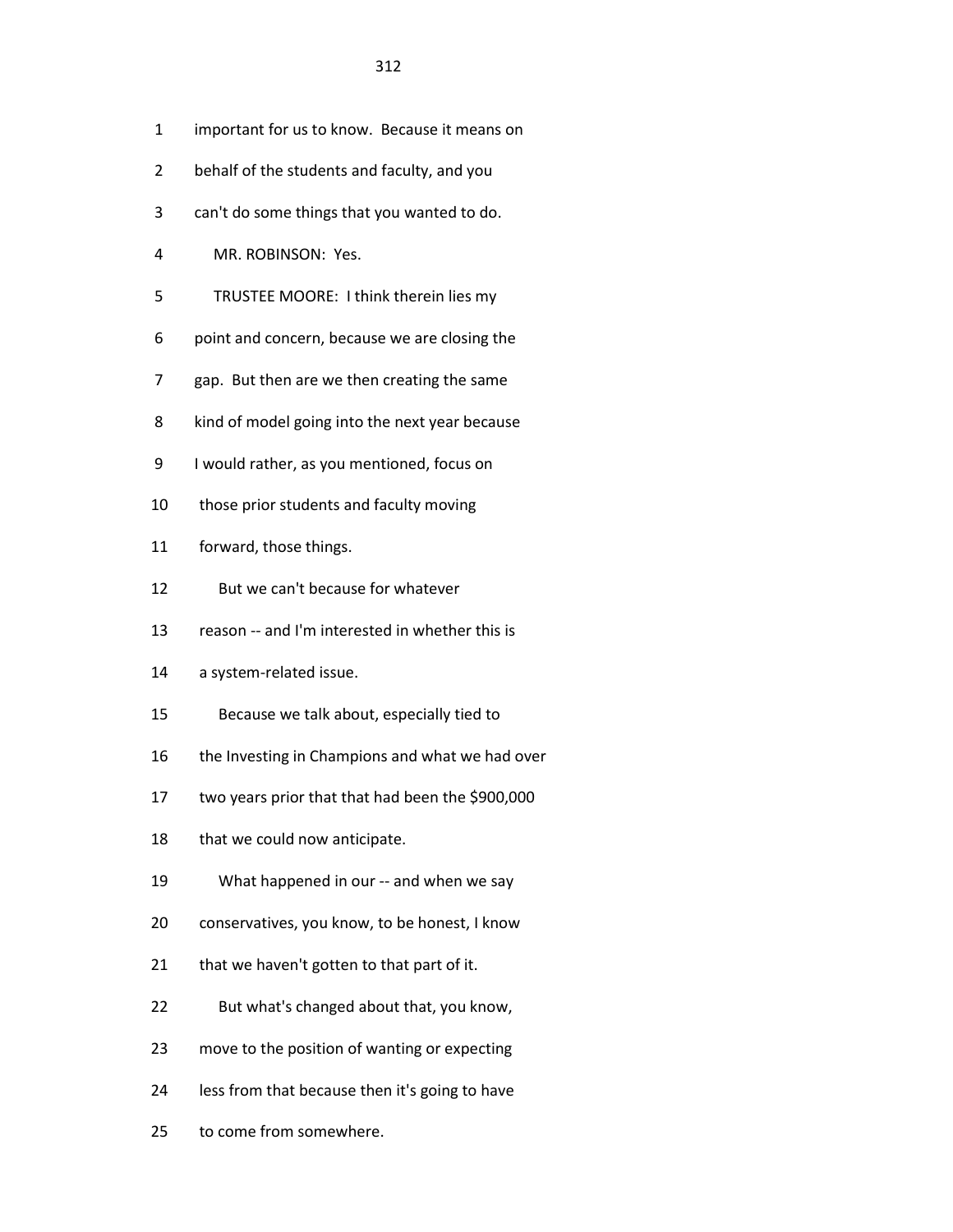important for us to know. Because it means on behalf of the students and faculty, and you can't do some things that you wanted to do.

MR. ROBINSON: Yes.

TRUSTEE MOORE: I think therein lies my point and concern, because we are closing the gap. But then are we then creating the same kind of model going into the next year because I would rather, as you mentioned, focus on those prior students and faculty moving forward, those things.

But we can't because for whatever reason -- and I'm interested in whether this is a system-related issue.

Because we talk about, especially tied to the Investing in Champions and what we had over two years prior that that had been the $900,000 that we could now anticipate.

What happened in our -- and when we say conservatives, you know, to be honest, I know that we haven't gotten to that part of it.

But what's changed about that, you know, move to the position of wanting or expecting less from that because then it's going to have to come from somewhere.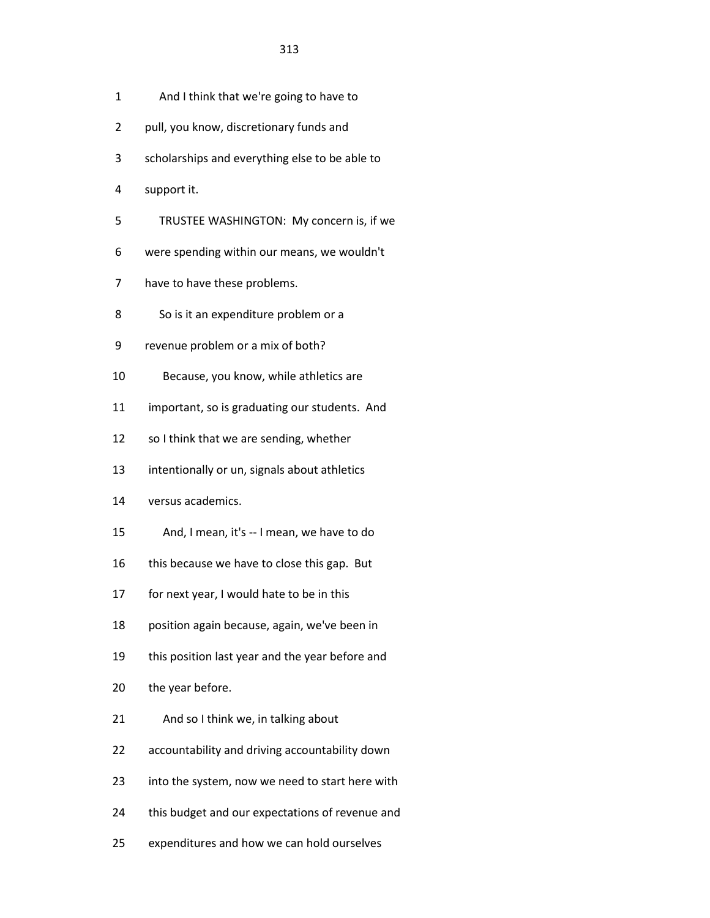1 And I think that we're going to have to

2 pull, you know, discretionary funds and

3 scholarships and everything else to be able to

4 support it.

5 TRUSTEE WASHINGTON: My concern is, if we

6 were spending within our means, we wouldn't

7 have to have these problems.

8 So is it an expenditure problem or a

9 revenue problem or a mix of both?

10 Because, you know, while athletics are

11 important, so is graduating our students. And

12 so I think that we are sending, whether

13 intentionally or un, signals about athletics

14 versus academics.

15 And, I mean, it's -- I mean, we have to do

16 this because we have to close this gap. But

17 for next year, I would hate to be in this

18 position again because, again, we've been in

19 this position last year and the year before and

20 the year before.

21 And so I think we, in talking about

22 accountability and driving accountability down

23 into the system, now we need to start here with

24 this budget and our expectations of revenue and

25 expenditures and how we can hold ourselves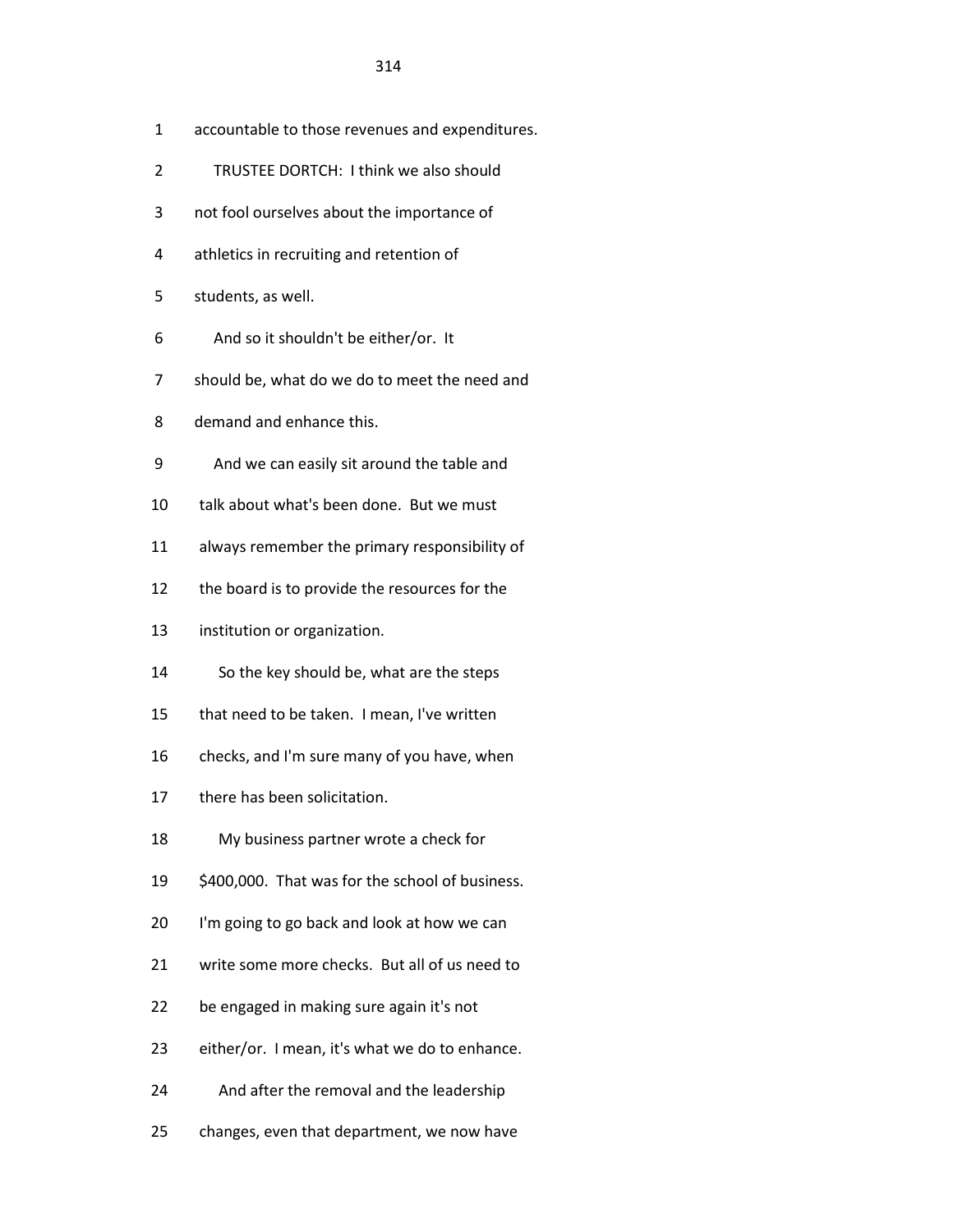accountable to those revenues and expenditures.

TRUSTEE DORTCH: I think we also should not fool ourselves about the importance of athletics in recruiting and retention of students, as well.

And so it shouldn't be either/or. It should be, what do we do to meet the need and demand and enhance this.

And we can easily sit around the table and talk about what's been done. But we must always remember the primary responsibility of the board is to provide the resources for the institution or organization.

So the key should be, what are the steps that need to be taken. I mean, I've written checks, and I'm sure many of you have, when there has been solicitation.

My business partner wrote a check for $400,000. That was for the school of business. I'm going to go back and look at how we can write some more checks. But all of us need to be engaged in making sure again it's not either/or. I mean, it's what we do to enhance.

And after the removal and the leadership changes, even that department, we now have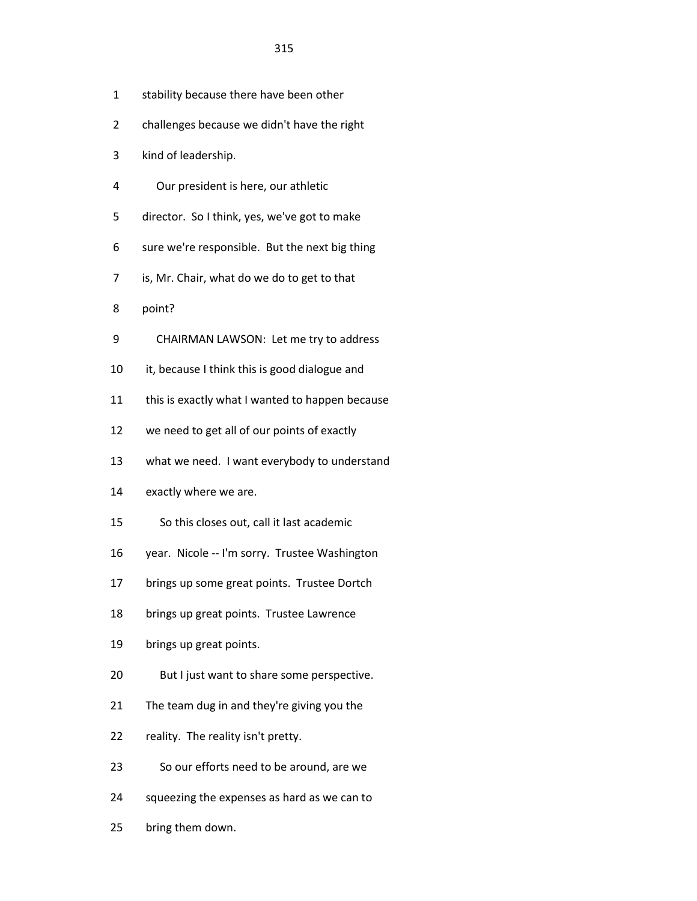1 stability because there have been other

2 challenges because we didn't have the right

3 kind of leadership.

4 Our president is here, our athletic

5 director. So I think, yes, we've got to make

6 sure we're responsible. But the next big thing

7 is, Mr. Chair, what do we do to get to that

8 point?

9 CHAIRMAN LAWSON: Let me try to address

10 it, because I think this is good dialogue and

11 this is exactly what I wanted to happen because

12 we need to get all of our points of exactly

13 what we need. I want everybody to understand

14 exactly where we are.

15 So this closes out, call it last academic

16 year. Nicole -- I'm sorry. Trustee Washington

17 brings up some great points. Trustee Dortch

18 brings up great points. Trustee Lawrence

19 brings up great points.

20 But I just want to share some perspective.

21 The team dug in and they're giving you the

22 reality. The reality isn't pretty.

23 So our efforts need to be around, are we

24 squeezing the expenses as hard as we can to

25 bring them down.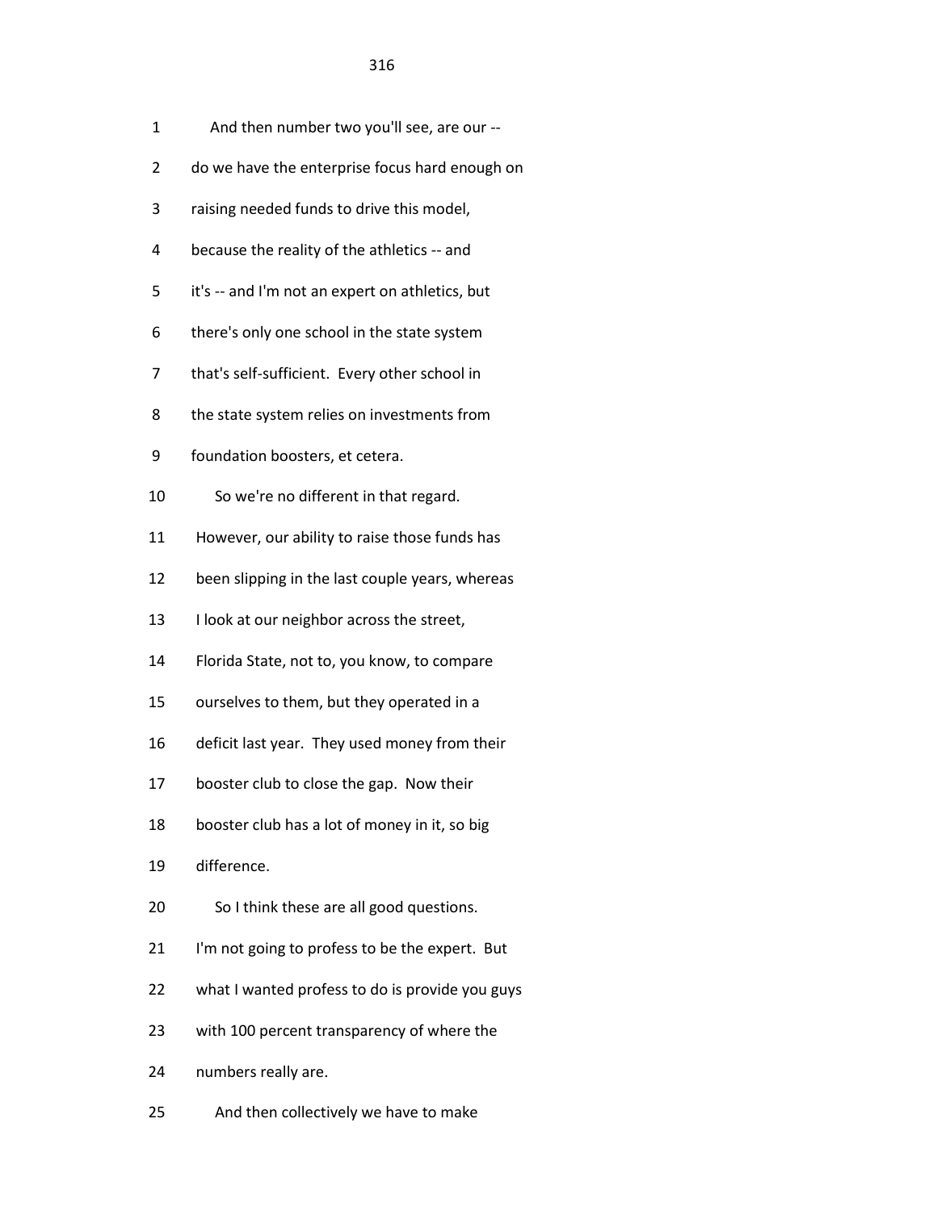1 And then number two you'll see, are our --

2 do we have the enterprise focus hard enough on

3 raising needed funds to drive this model,

4 because the reality of the athletics -- and

5 it's -- and I'm not an expert on athletics, but

6 there's only one school in the state system

7 that's self-sufficient. Every other school in

8 the state system relies on investments from

9 foundation boosters, et cetera.

10 So we're no different in that regard.

11 However, our ability to raise those funds has

12 been slipping in the last couple years, whereas

13 I look at our neighbor across the street,

14 Florida State, not to, you know, to compare

15 ourselves to them, but they operated in a

16 deficit last year. They used money from their

17 booster club to close the gap. Now their

18 booster club has a lot of money in it, so big

19 difference.

20 So I think these are all good questions.

21 I'm not going to profess to be the expert. But

22 what I wanted profess to do is provide you guys

23 with 100 percent transparency of where the

24 numbers really are.

25 And then collectively we have to make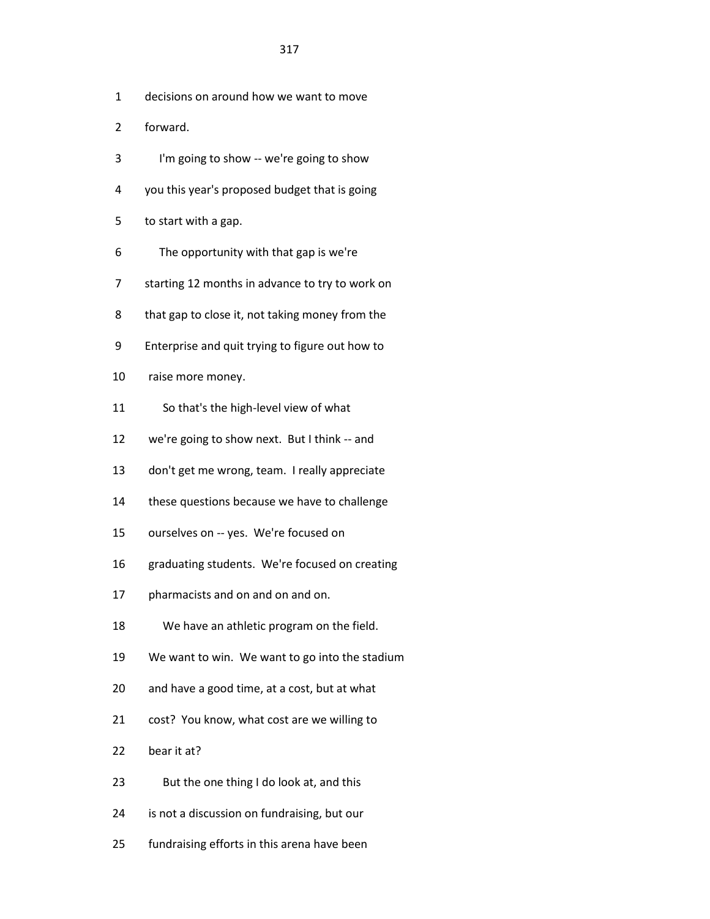1 decisions on around how we want to move

2 forward.

3 I'm going to show -- we're going to show

4 you this year's proposed budget that is going

5 to start with a gap.

6 The opportunity with that gap is we're

7 starting 12 months in advance to try to work on

8 that gap to close it, not taking money from the

9 Enterprise and quit trying to figure out how to

10 raise more money.

11 So that's the high-level view of what

12 we're going to show next. But I think -- and

13 don't get me wrong, team. I really appreciate

14 these questions because we have to challenge

15 ourselves on -- yes. We're focused on

16 graduating students. We're focused on creating

17 pharmacists and on and on and on.

18 We have an athletic program on the field.

19 We want to win. We want to go into the stadium

20 and have a good time, at a cost, but at what

21 cost? You know, what cost are we willing to

22 bear it at?

23 But the one thing I do look at, and this

24 is not a discussion on fundraising, but our

25 fundraising efforts in this arena have been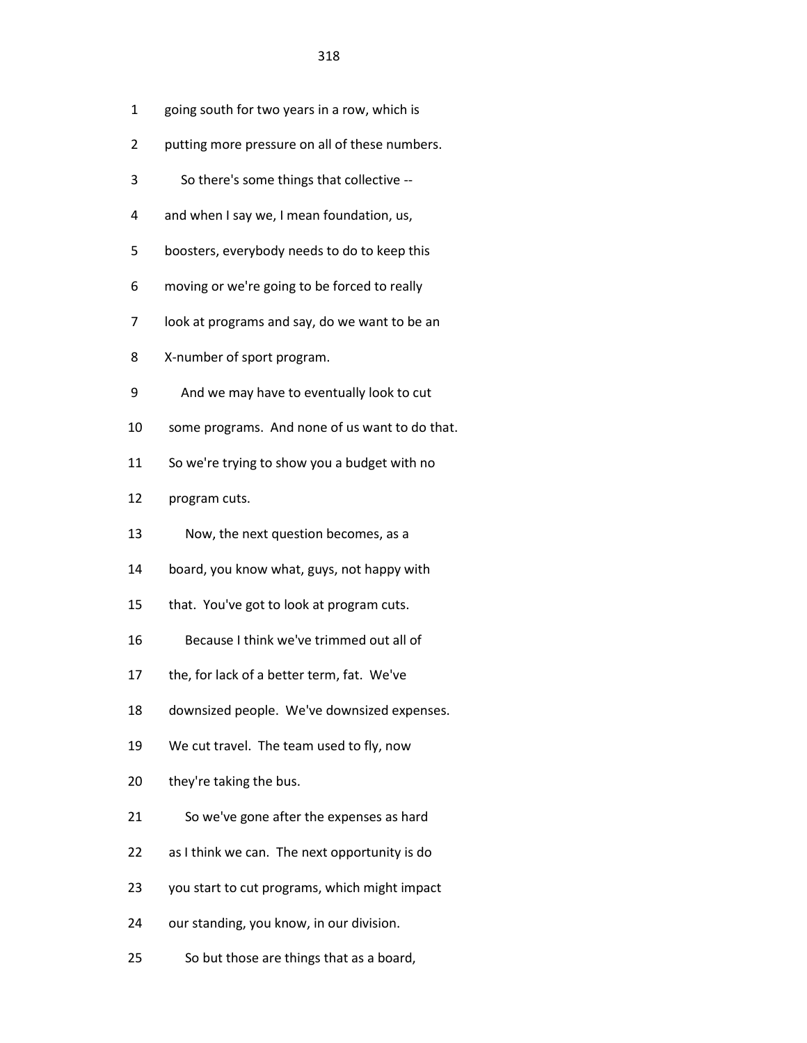1 going south for two years in a row, which is

2 putting more pressure on all of these numbers.

3 So there's some things that collective --

4 and when I say we, I mean foundation, us,

5 boosters, everybody needs to do to keep this

6 moving or we're going to be forced to really

7 look at programs and say, do we want to be an

8 X-number of sport program.

9 And we may have to eventually look to cut

10 some programs. And none of us want to do that.

11 So we're trying to show you a budget with no

12 program cuts.

13 Now, the next question becomes, as a

14 board, you know what, guys, not happy with

15 that. You've got to look at program cuts.

16 Because I think we've trimmed out all of

17 the, for lack of a better term, fat. We've

18 downsized people. We've downsized expenses.

19 We cut travel. The team used to fly, now

20 they're taking the bus.

21 So we've gone after the expenses as hard

22 as I think we can. The next opportunity is do

23 you start to cut programs, which might impact

24 our standing, you know, in our division.

25 So but those are things that as a board,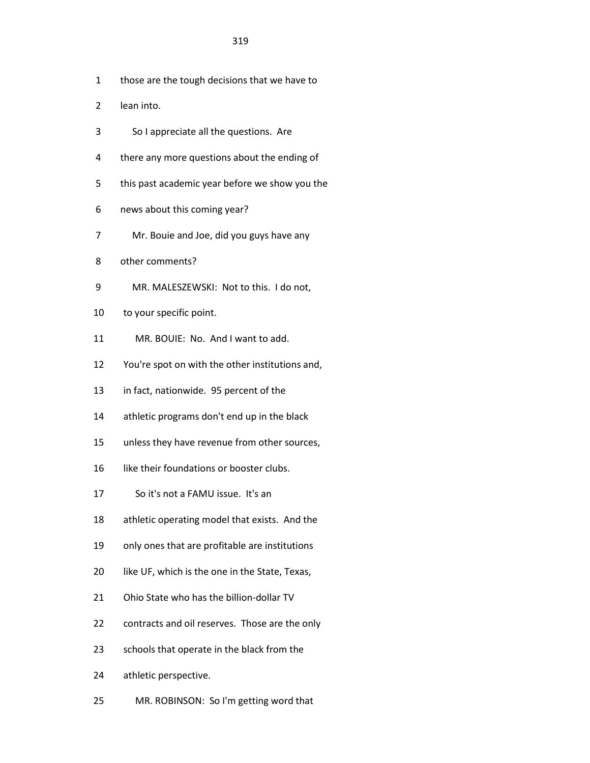1 those are the tough decisions that we have to

2 lean into.

3 So I appreciate all the questions. Are

4 there any more questions about the ending of

5 this past academic year before we show you the

6 news about this coming year?

7 Mr. Bouie and Joe, did you guys have any

8 other comments?

9 MR. MALESZEWSKI: Not to this. I do not,

10 to your specific point.

11 MR. BOUIE: No. And I want to add.

12 You're spot on with the other institutions and,

13 in fact, nationwide. 95 percent of the

14 athletic programs don't end up in the black

15 unless they have revenue from other sources,

16 like their foundations or booster clubs.

17 So it's not a FAMU issue. It's an

18 athletic operating model that exists. And the

19 only ones that are profitable are institutions

20 like UF, which is the one in the State, Texas,

21 Ohio State who has the billion-dollar TV

22 contracts and oil reserves. Those are the only

23 schools that operate in the black from the

24 athletic perspective.

25 MR. ROBINSON: So I'm getting word that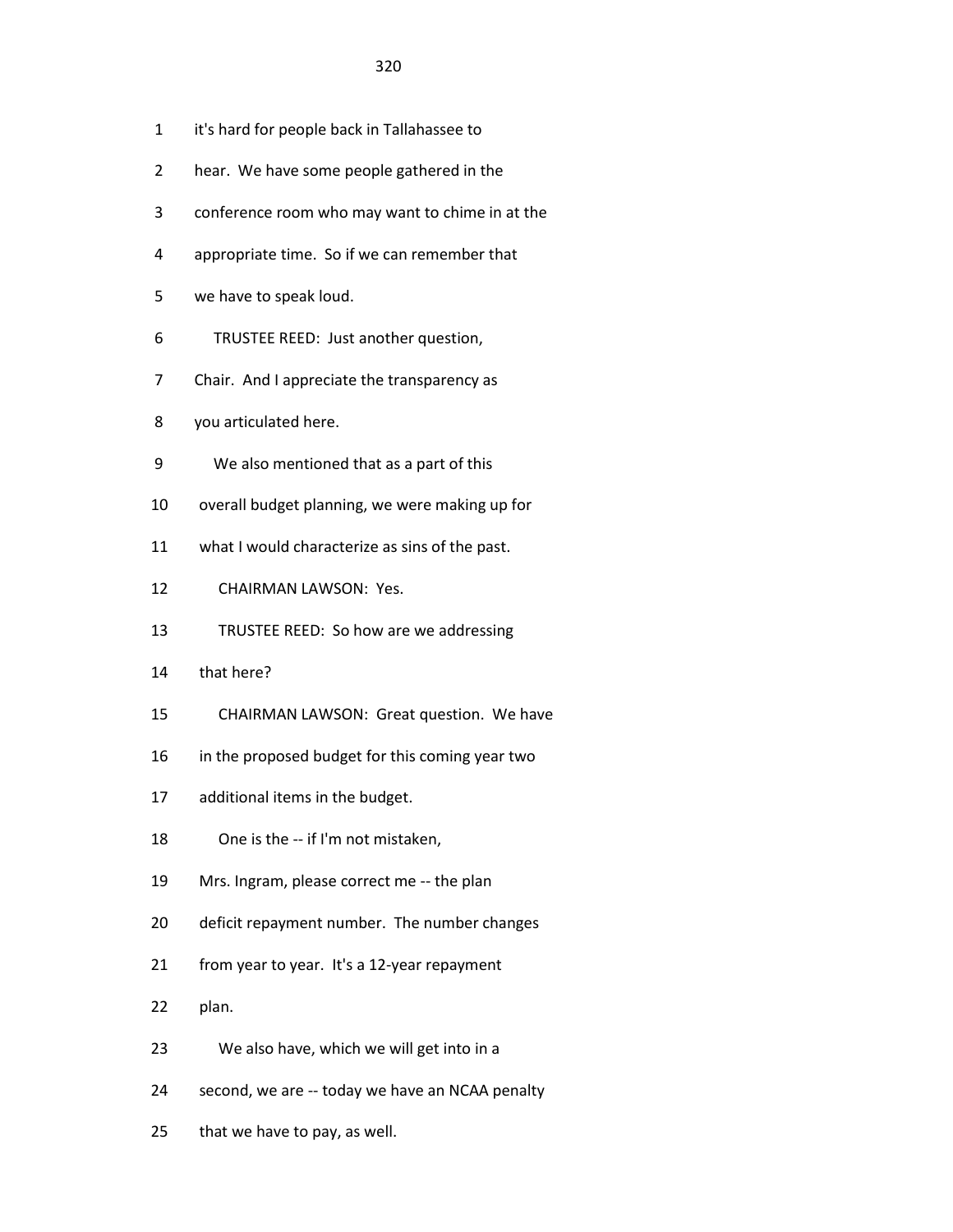1 it's hard for people back in Tallahassee to

2 hear. We have some people gathered in the

3 conference room who may want to chime in at the

4 appropriate time. So if we can remember that

5 we have to speak loud.

6 TRUSTEE REED: Just another question,

7 Chair. And I appreciate the transparency as

8 you articulated here.

9 We also mentioned that as a part of this

10 overall budget planning, we were making up for

11 what I would characterize as sins of the past.

12 CHAIRMAN LAWSON: Yes.

13 TRUSTEE REED: So how are we addressing

14 that here?

15 CHAIRMAN LAWSON: Great question. We have

16 in the proposed budget for this coming year two

17 additional items in the budget.

18 One is the -- if I'm not mistaken,

19 Mrs. Ingram, please correct me -- the plan

20 deficit repayment number. The number changes

21 from year to year. It's a 12-year repayment

22 plan.

23 We also have, which we will get into in a

24 second, we are -- today we have an NCAA penalty

25 that we have to pay, as well.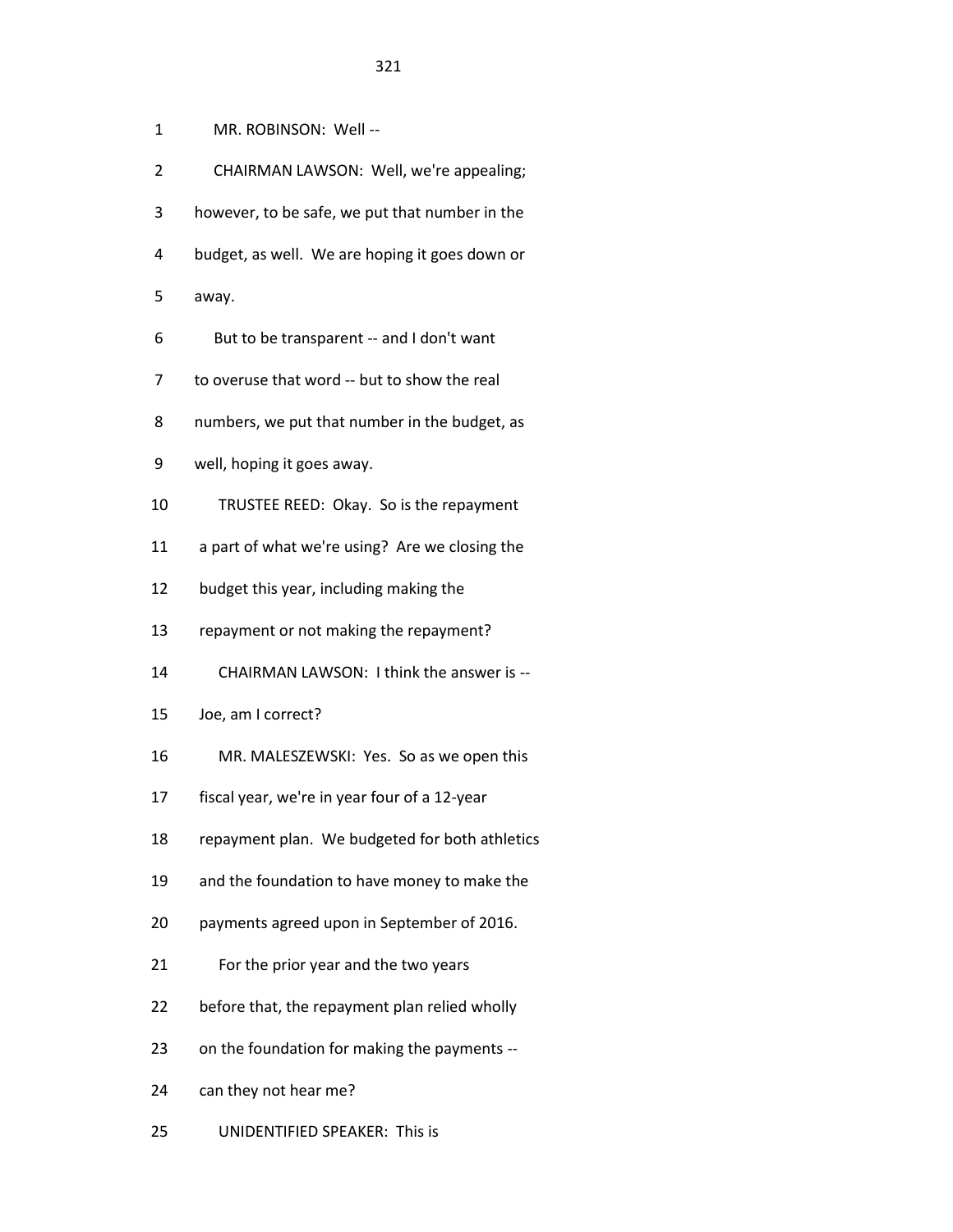1 MR. ROBINSON: Well --

2 CHAIRMAN LAWSON: Well, we're appealing;

3 however, to be safe, we put that number in the

4 budget, as well. We are hoping it goes down or

5 away.

6 But to be transparent -- and I don't want

7 to overuse that word -- but to show the real

8 numbers, we put that number in the budget, as

9 well, hoping it goes away.

10 TRUSTEE REED: Okay. So is the repayment

11 a part of what we're using? Are we closing the

12 budget this year, including making the

13 repayment or not making the repayment?

14 CHAIRMAN LAWSON: I think the answer is --

15 Joe, am I correct?

16 MR. MALESZEWSKI: Yes. So as we open this

17 fiscal year, we're in year four of a 12-year

18 repayment plan. We budgeted for both athletics

19 and the foundation to have money to make the

20 payments agreed upon in September of 2016.

21 For the prior year and the two years

22 before that, the repayment plan relied wholly

23 on the foundation for making the payments --

24 can they not hear me?

25 UNIDENTIFIED SPEAKER: This is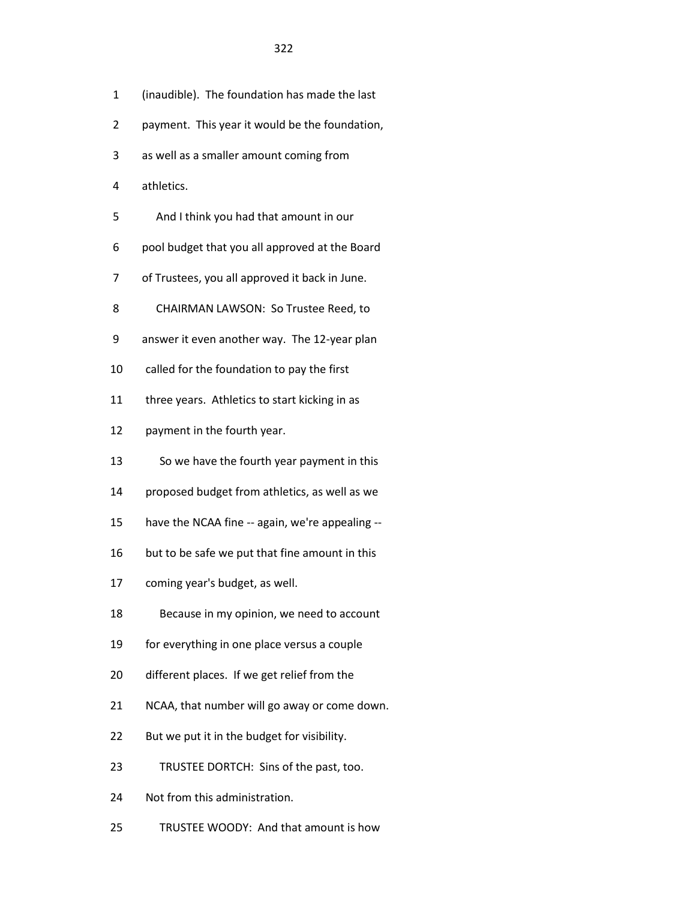1 (inaudible). The foundation has made the last

2 payment. This year it would be the foundation,

3 as well as a smaller amount coming from

4 athletics.

5 And I think you had that amount in our

6 pool budget that you all approved at the Board

7 of Trustees, you all approved it back in June.

8 CHAIRMAN LAWSON: So Trustee Reed, to

9 answer it even another way. The 12-year plan

10 called for the foundation to pay the first

11 three years. Athletics to start kicking in as

12 payment in the fourth year.

13 So we have the fourth year payment in this

14 proposed budget from athletics, as well as we

15 have the NCAA fine -- again, we're appealing --

16 but to be safe we put that fine amount in this

17 coming year's budget, as well.

18 Because in my opinion, we need to account

19 for everything in one place versus a couple

20 different places. If we get relief from the

21 NCAA, that number will go away or come down.

22 But we put it in the budget for visibility.

23 TRUSTEE DORTCH: Sins of the past, too.

24 Not from this administration.

25 TRUSTEE WOODY: And that amount is how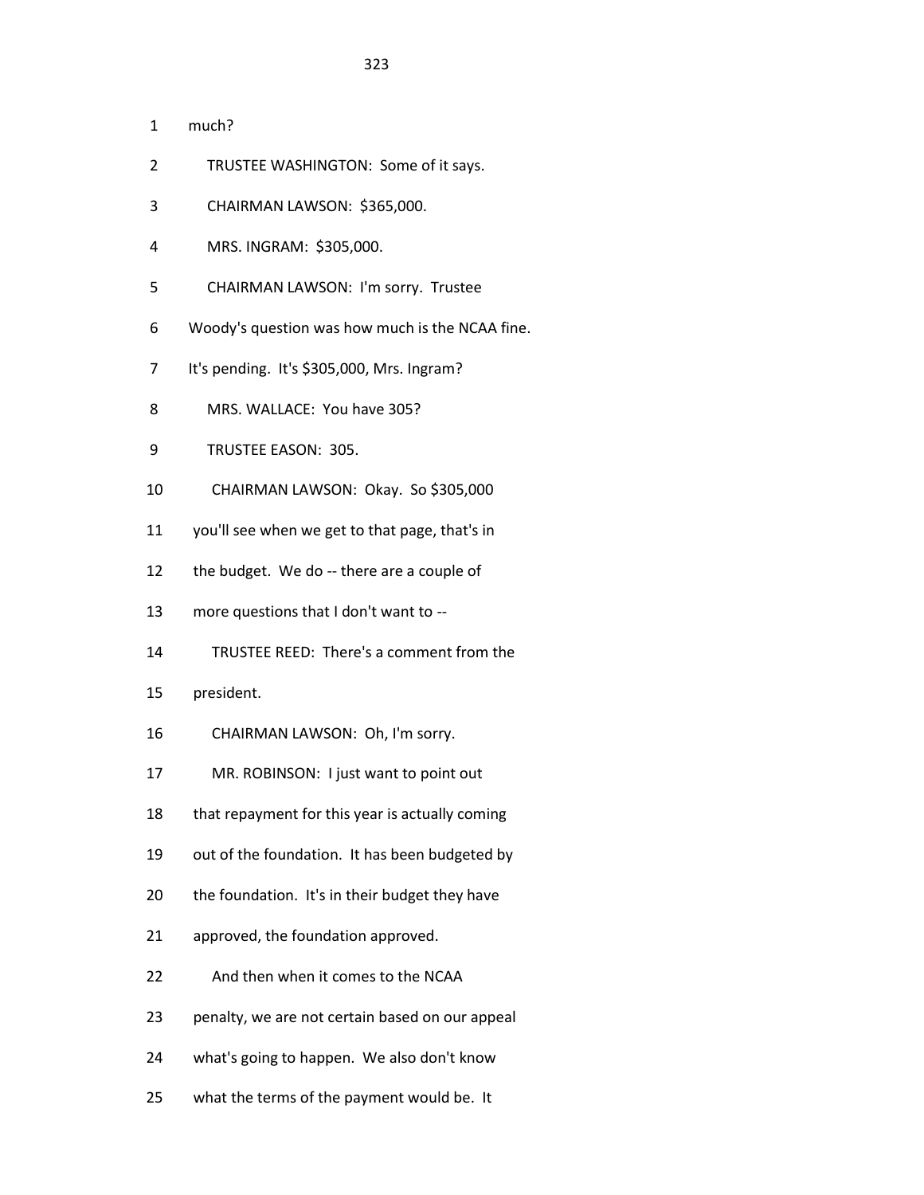1 much?

2 TRUSTEE WASHINGTON: Some of it says.

3 CHAIRMAN LAWSON: $365,000.

4 MRS. INGRAM: $305,000.

5 CHAIRMAN LAWSON: I'm sorry. Trustee

6 Woody's question was how much is the NCAA fine.

7 It's pending. It's $305,000, Mrs. Ingram?

8 MRS. WALLACE: You have 305?

9 TRUSTEE EASON: 305.

10 CHAIRMAN LAWSON: Okay. So $305,000

11 you'll see when we get to that page, that's in

12 the budget. We do -- there are a couple of

13 more questions that I don't want to --

14 TRUSTEE REED: There's a comment from the

15 president.

16 CHAIRMAN LAWSON: Oh, I'm sorry.

17 MR. ROBINSON: I just want to point out

18 that repayment for this year is actually coming

19 out of the foundation. It has been budgeted by

20 the foundation. It's in their budget they have

21 approved, the foundation approved.

22 And then when it comes to the NCAA

23 penalty, we are not certain based on our appeal

24 what's going to happen. We also don't know

25 what the terms of the payment would be. It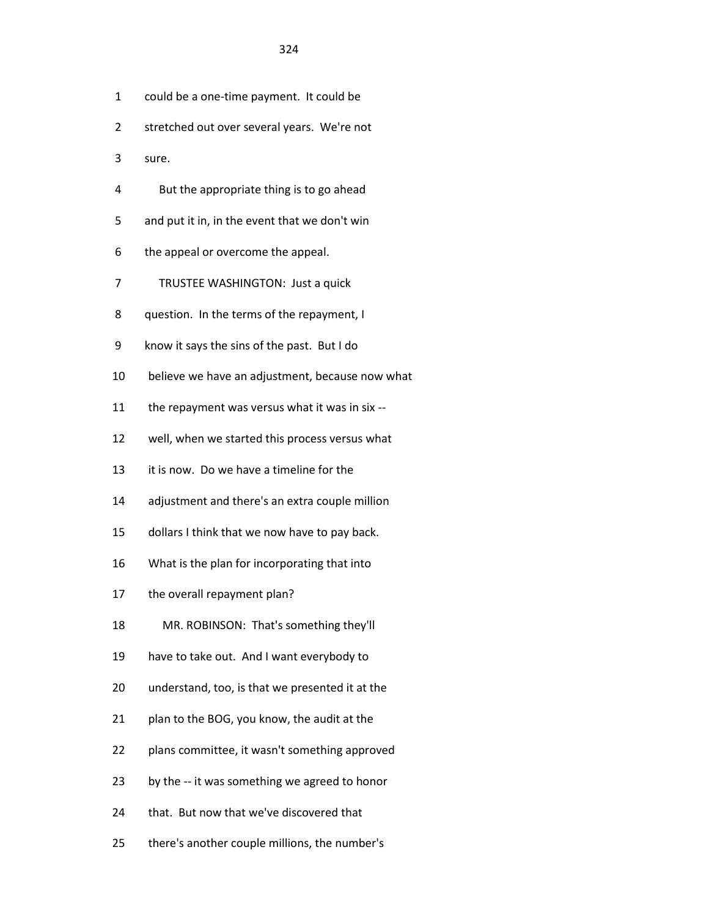could be a one-time payment. It could be stretched out over several years. We're not sure.

But the appropriate thing is to go ahead and put it in, in the event that we don't win the appeal or overcome the appeal.

TRUSTEE WASHINGTON: Just a quick question. In the terms of the repayment, I know it says the sins of the past. But I do believe we have an adjustment, because now what the repayment was versus what it was in six -- well, when we started this process versus what it is now. Do we have a timeline for the adjustment and there's an extra couple million dollars I think that we now have to pay back. What is the plan for incorporating that into the overall repayment plan?

MR. ROBINSON: That's something they'll have to take out. And I want everybody to understand, too, is that we presented it at the plan to the BOG, you know, the audit at the plans committee, it wasn't something approved by the -- it was something we agreed to honor that. But now that we've discovered that there's another couple millions, the number's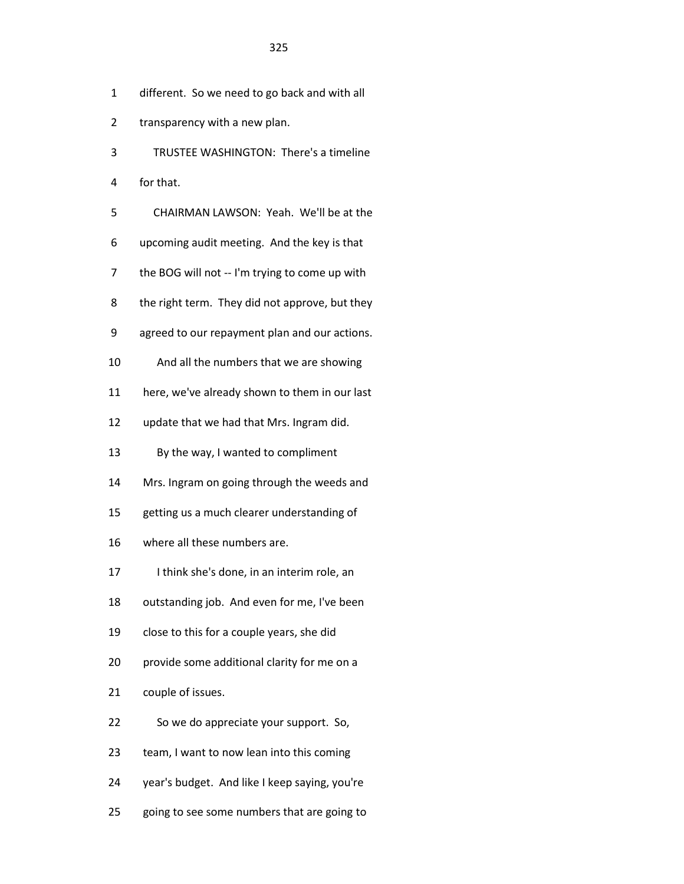1 different. So we need to go back and with all

2 transparency with a new plan.

3 TRUSTEE WASHINGTON: There's a timeline

4 for that.

5 CHAIRMAN LAWSON: Yeah. We'll be at the

6 upcoming audit meeting. And the key is that

7 the BOG will not -- I'm trying to come up with

8 the right term. They did not approve, but they

9 agreed to our repayment plan and our actions.

10 And all the numbers that we are showing

11 here, we've already shown to them in our last

12 update that we had that Mrs. Ingram did.

13 By the way, I wanted to compliment

14 Mrs. Ingram on going through the weeds and

15 getting us a much clearer understanding of

16 where all these numbers are.

17 I think she's done, in an interim role, an

18 outstanding job. And even for me, I've been

19 close to this for a couple years, she did

20 provide some additional clarity for me on a

21 couple of issues.

22 So we do appreciate your support. So,

23 team, I want to now lean into this coming

24 year's budget. And like I keep saying, you're

25 going to see some numbers that are going to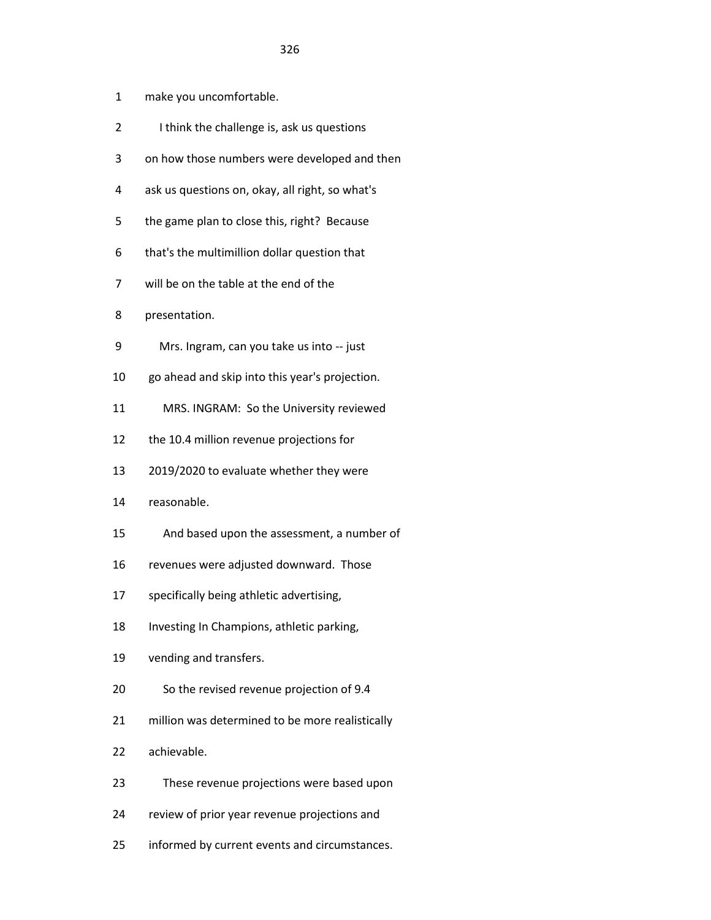1 make you uncomfortable.

2 I think the challenge is, ask us questions

3 on how those numbers were developed and then

4 ask us questions on, okay, all right, so what's

5 the game plan to close this, right? Because

6 that's the multimillion dollar question that

7 will be on the table at the end of the

8 presentation.

9 Mrs. Ingram, can you take us into -- just

10 go ahead and skip into this year's projection.

11 MRS. INGRAM: So the University reviewed

12 the 10.4 million revenue projections for

13 2019/2020 to evaluate whether they were

14 reasonable.

15 And based upon the assessment, a number of

16 revenues were adjusted downward. Those

17 specifically being athletic advertising,

18 Investing In Champions, athletic parking,

19 vending and transfers.

20 So the revised revenue projection of 9.4

21 million was determined to be more realistically

22 achievable.

23 These revenue projections were based upon

24 review of prior year revenue projections and

25 informed by current events and circumstances.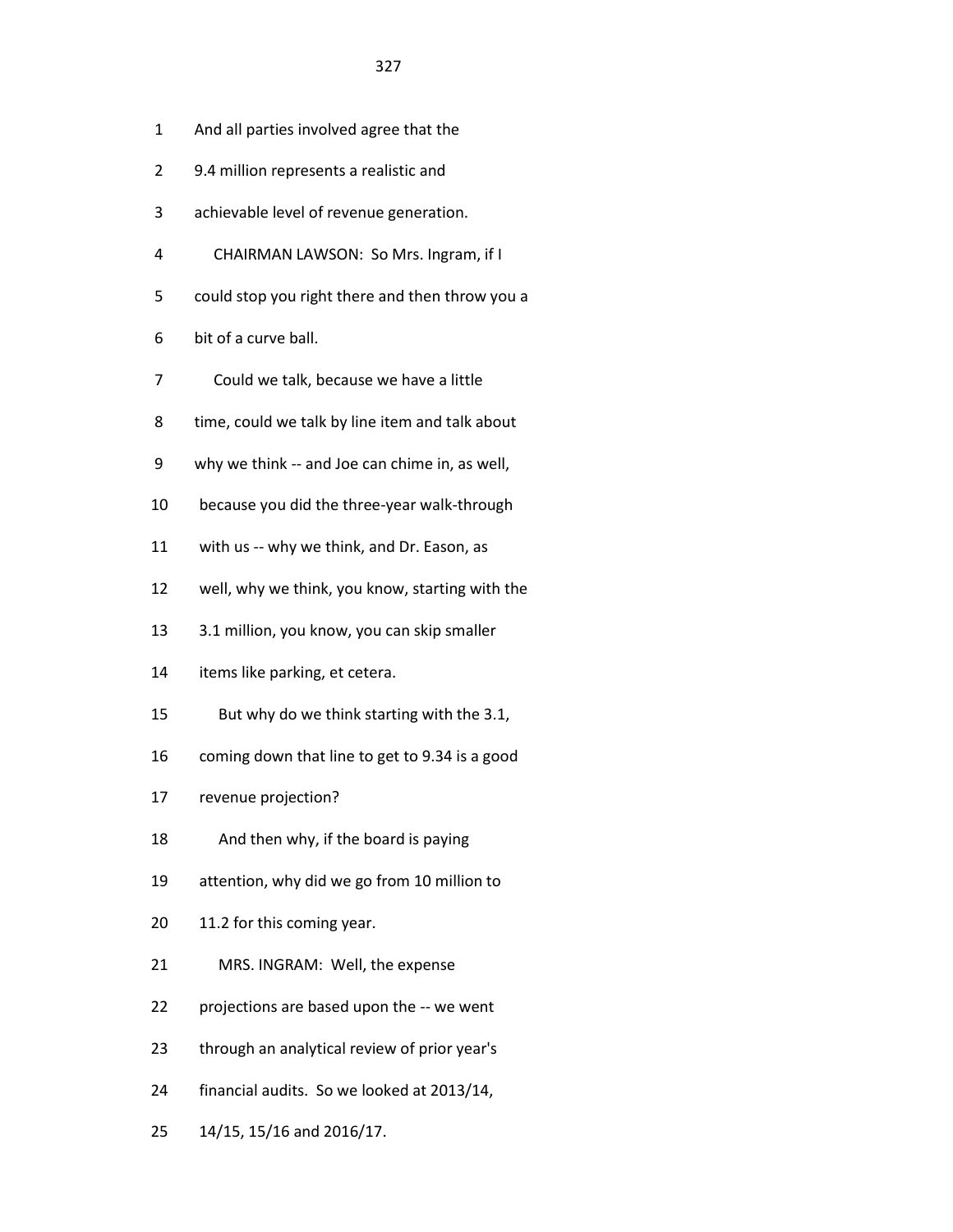1 And all parties involved agree that the

2 9.4 million represents a realistic and

3 achievable level of revenue generation.

4 CHAIRMAN LAWSON: So Mrs. Ingram, if I

5 could stop you right there and then throw you a

6 bit of a curve ball.

7 Could we talk, because we have a little

8 time, could we talk by line item and talk about

9 why we think -- and Joe can chime in, as well,

10 because you did the three-year walk-through

11 with us -- why we think, and Dr. Eason, as

12 well, why we think, you know, starting with the

13 3.1 million, you know, you can skip smaller

14 items like parking, et cetera.

15 But why do we think starting with the 3.1,

16 coming down that line to get to 9.34 is a good

17 revenue projection?

18 And then why, if the board is paying

19 attention, why did we go from 10 million to

20 11.2 for this coming year.

21 MRS. INGRAM: Well, the expense

22 projections are based upon the -- we went

23 through an analytical review of prior year's

24 financial audits. So we looked at 2013/14,

25 14/15, 15/16 and 2016/17.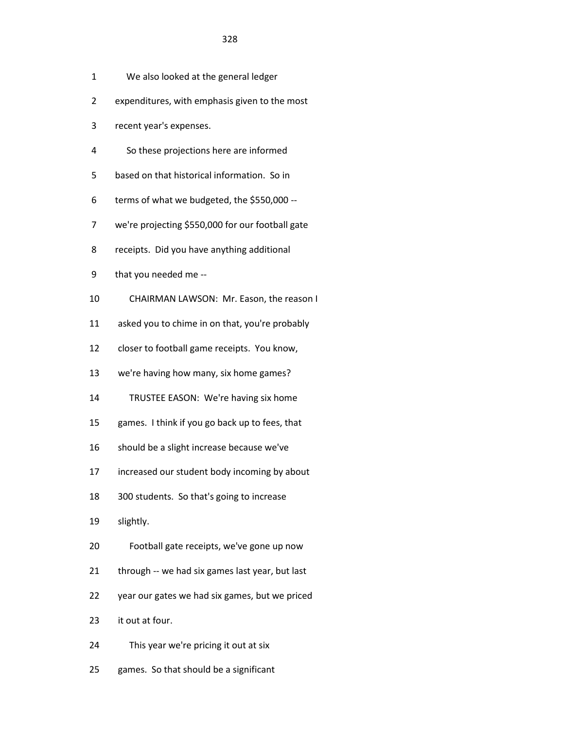1 We also looked at the general ledger

2 expenditures, with emphasis given to the most

3 recent year's expenses.

4 So these projections here are informed

5 based on that historical information. So in

6 terms of what we budgeted, the $550,000 --

7 we're projecting $550,000 for our football gate

8 receipts. Did you have anything additional

9 that you needed me --

10 CHAIRMAN LAWSON: Mr. Eason, the reason I

11 asked you to chime in on that, you're probably

12 closer to football game receipts. You know,

13 we're having how many, six home games?

14 TRUSTEE EASON: We're having six home

15 games. I think if you go back up to fees, that

16 should be a slight increase because we've

17 increased our student body incoming by about

18 300 students. So that's going to increase

19 slightly.

20 Football gate receipts, we've gone up now

21 through -- we had six games last year, but last

22 year our gates we had six games, but we priced

23 it out at four.

24 This year we're pricing it out at six

25 games. So that should be a significant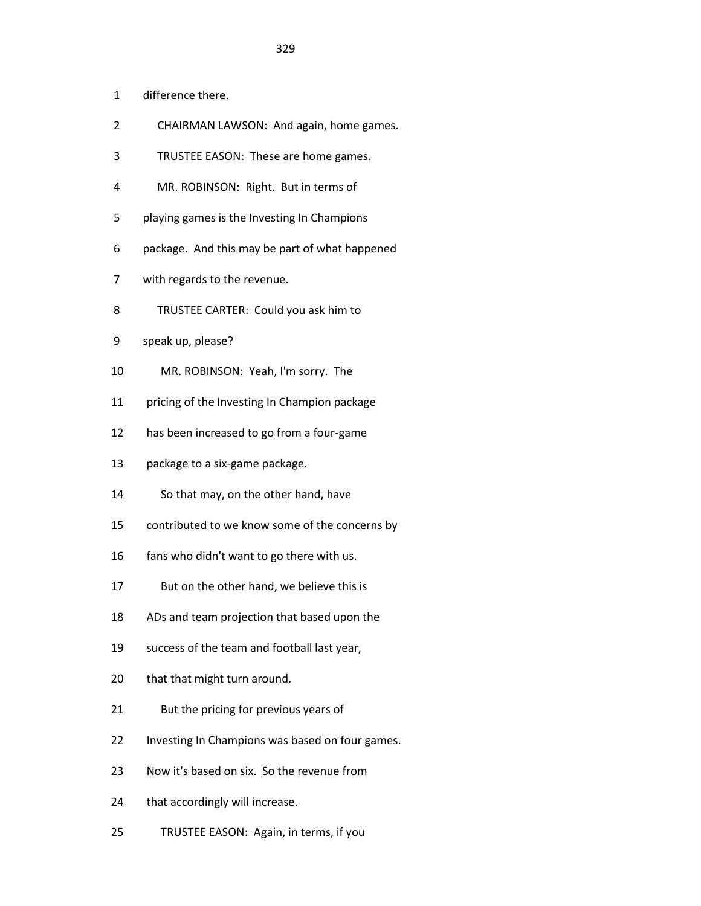1 difference there.

2 CHAIRMAN LAWSON: And again, home games.

3 TRUSTEE EASON: These are home games.

4 MR. ROBINSON: Right. But in terms of

5 playing games is the Investing In Champions

6 package. And this may be part of what happened

7 with regards to the revenue.

8 TRUSTEE CARTER: Could you ask him to

9 speak up, please?

10 MR. ROBINSON: Yeah, I'm sorry. The

11 pricing of the Investing In Champion package

12 has been increased to go from a four-game

13 package to a six-game package.

14 So that may, on the other hand, have

15 contributed to we know some of the concerns by

16 fans who didn't want to go there with us.

17 But on the other hand, we believe this is

18 ADs and team projection that based upon the

19 success of the team and football last year,

20 that that might turn around.

21 But the pricing for previous years of

22 Investing In Champions was based on four games.

23 Now it's based on six. So the revenue from

24 that accordingly will increase.

25 TRUSTEE EASON: Again, in terms, if you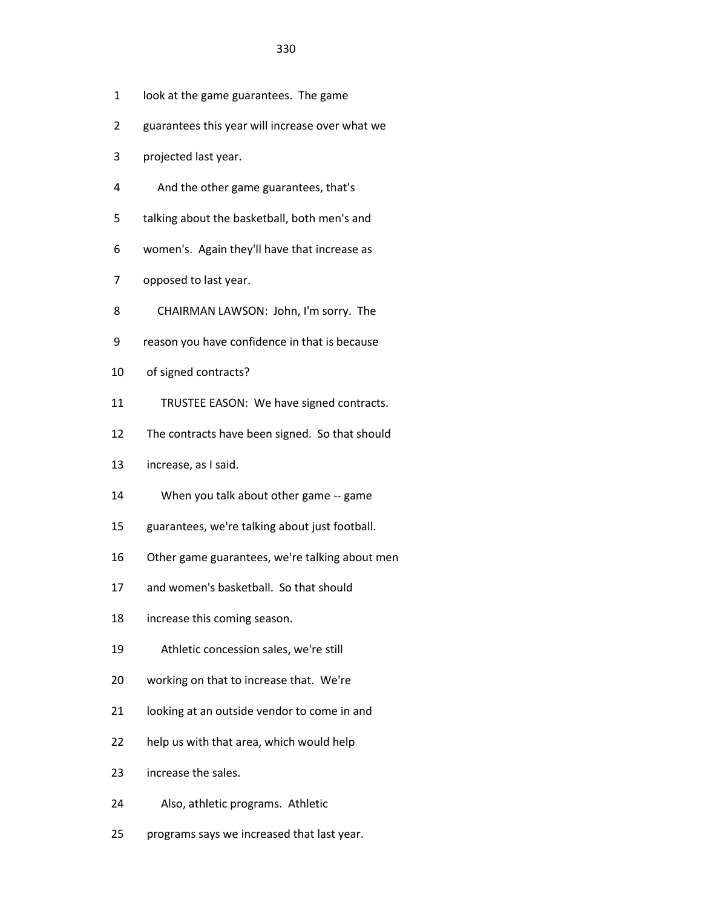look at the game guarantees. The game guarantees this year will increase over what we projected last year.

And the other game guarantees, that's talking about the basketball, both men's and women's. Again they'll have that increase as opposed to last year.

CHAIRMAN LAWSON: John, I'm sorry. The reason you have confidence in that is because of signed contracts?

TRUSTEE EASON: We have signed contracts. The contracts have been signed. So that should increase, as I said.

When you talk about other game -- game guarantees, we're talking about just football. Other game guarantees, we're talking about men and women's basketball. So that should increase this coming season.

Athletic concession sales, we're still working on that to increase that. We're looking at an outside vendor to come in and help us with that area, which would help increase the sales.

Also, athletic programs. Athletic programs says we increased that last year.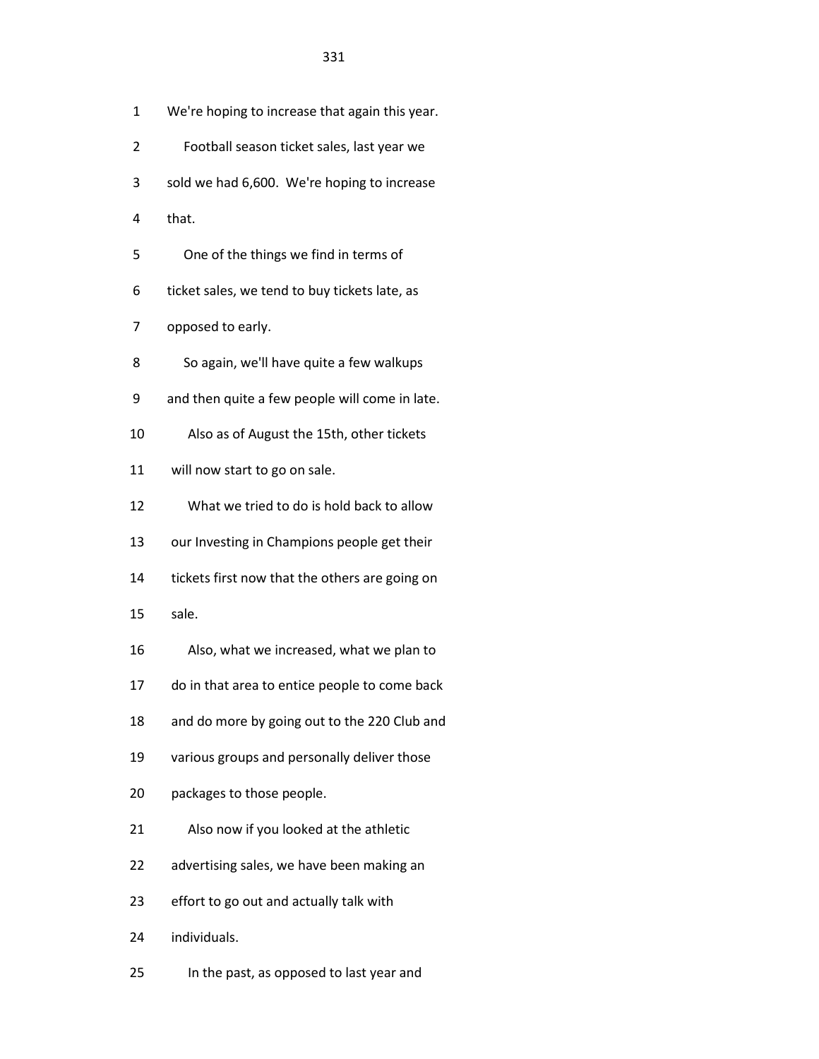1 We're hoping to increase that again this year.

2 Football season ticket sales, last year we

3 sold we had 6,600. We're hoping to increase

4 that.

5 One of the things we find in terms of

6 ticket sales, we tend to buy tickets late, as

7 opposed to early.

8 So again, we'll have quite a few walkups

9 and then quite a few people will come in late.

10 Also as of August the 15th, other tickets

11 will now start to go on sale.

12 What we tried to do is hold back to allow

13 our Investing in Champions people get their

14 tickets first now that the others are going on

15 sale.

16 Also, what we increased, what we plan to

17 do in that area to entice people to come back

18 and do more by going out to the 220 Club and

19 various groups and personally deliver those

20 packages to those people.

21 Also now if you looked at the athletic

22 advertising sales, we have been making an

23 effort to go out and actually talk with

24 individuals.

25 In the past, as opposed to last year and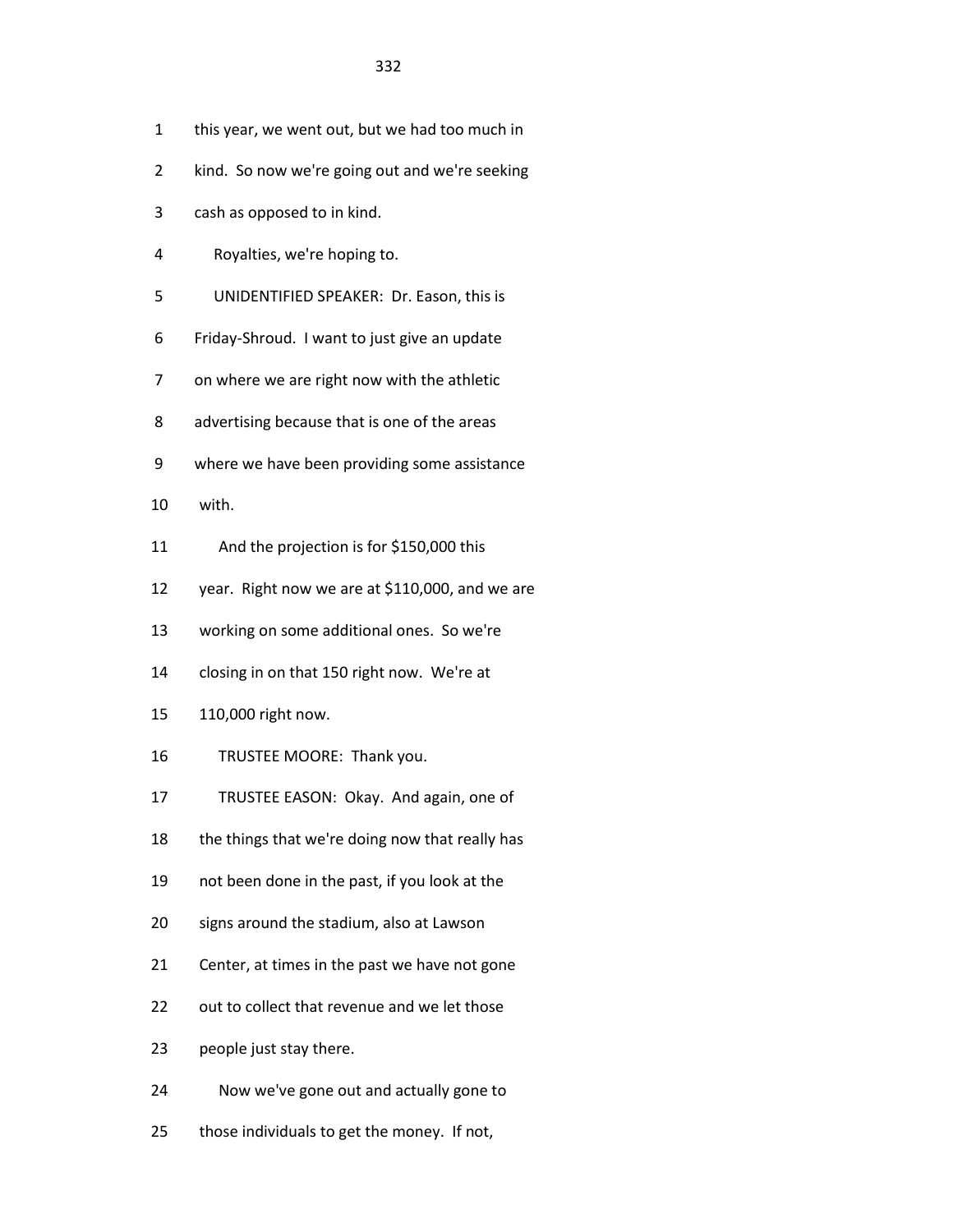1 this year, we went out, but we had too much in

2 kind. So now we're going out and we're seeking

3 cash as opposed to in kind.

4 Royalties, we're hoping to.

5 UNIDENTIFIED SPEAKER: Dr. Eason, this is

6 Friday-Shroud. I want to just give an update

7 on where we are right now with the athletic

8 advertising because that is one of the areas

9 where we have been providing some assistance

10 with.

11 And the projection is for $150,000 this

12 year. Right now we are at $110,000, and we are

13 working on some additional ones. So we're

14 closing in on that 150 right now. We're at

15 110,000 right now.

16 TRUSTEE MOORE: Thank you.

17 TRUSTEE EASON: Okay. And again, one of

18 the things that we're doing now that really has

19 not been done in the past, if you look at the

20 signs around the stadium, also at Lawson

21 Center, at times in the past we have not gone

22 out to collect that revenue and we let those

23 people just stay there.

24 Now we've gone out and actually gone to

25 those individuals to get the money. If not,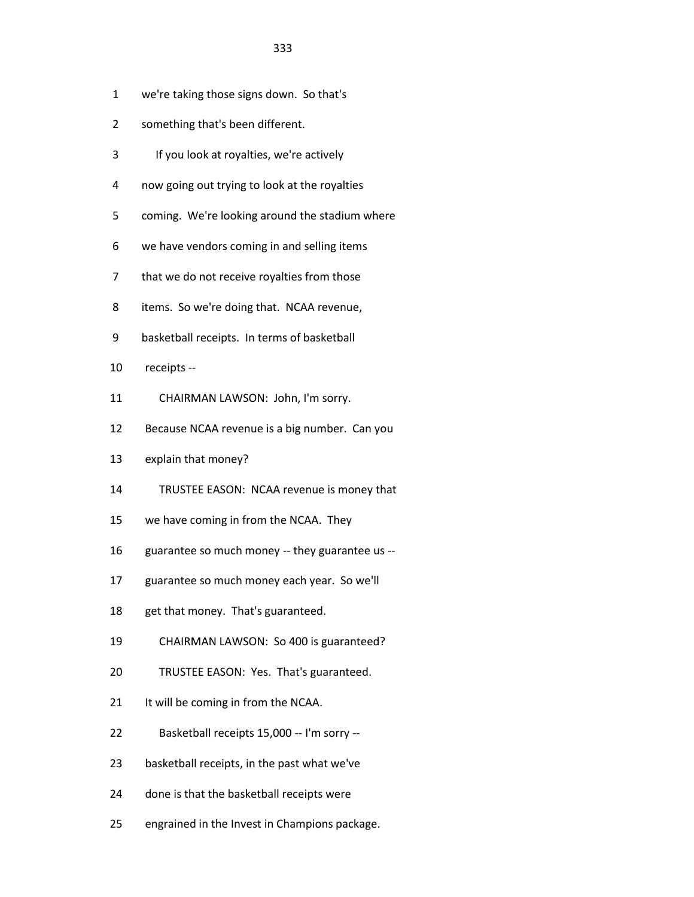1 we're taking those signs down. So that's

2 something that's been different.

3 If you look at royalties, we're actively

4 now going out trying to look at the royalties

5 coming. We're looking around the stadium where

6 we have vendors coming in and selling items

7 that we do not receive royalties from those

8 items. So we're doing that. NCAA revenue,

9 basketball receipts. In terms of basketball

10 receipts --

11 CHAIRMAN LAWSON: John, I'm sorry.

12 Because NCAA revenue is a big number. Can you

13 explain that money?

14 TRUSTEE EASON: NCAA revenue is money that

15 we have coming in from the NCAA. They

16 guarantee so much money -- they guarantee us --

17 guarantee so much money each year. So we'll

18 get that money. That's guaranteed.

19 CHAIRMAN LAWSON: So 400 is guaranteed?

20 TRUSTEE EASON: Yes. That's guaranteed.

21 It will be coming in from the NCAA.

22 Basketball receipts 15,000 -- I'm sorry --

23 basketball receipts, in the past what we've

24 done is that the basketball receipts were

25 engrained in the Invest in Champions package.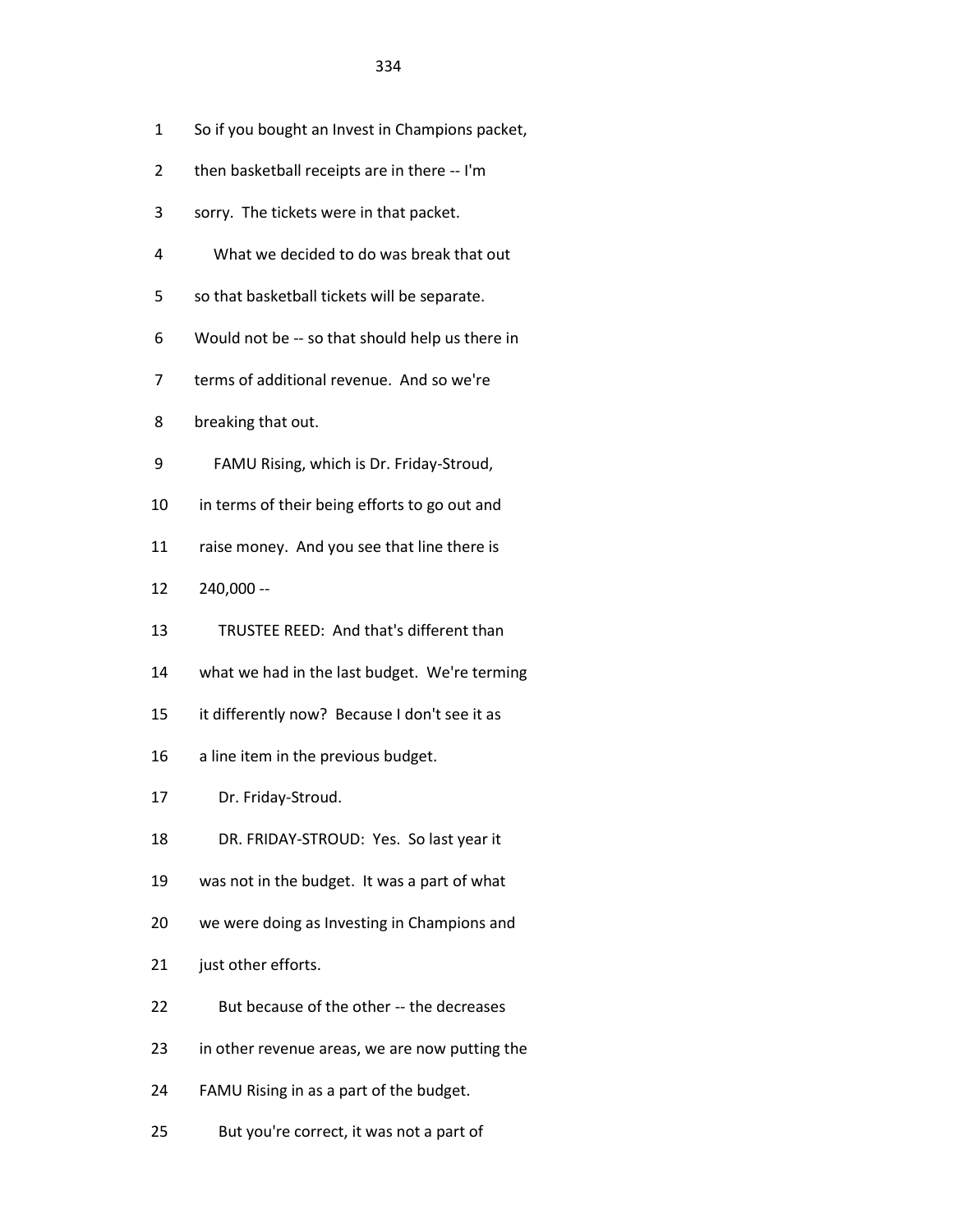So if you bought an Invest in Champions packet, then basketball receipts are in there -- I'm sorry. The tickets were in that packet.

What we decided to do was break that out so that basketball tickets will be separate. Would not be -- so that should help us there in terms of additional revenue. And so we're breaking that out.

FAMU Rising, which is Dr. Friday-Stroud, in terms of their being efforts to go out and raise money. And you see that line there is 240,000 --

TRUSTEE REED: And that's different than what we had in the last budget. We're terming it differently now? Because I don't see it as a line item in the previous budget.

Dr. Friday-Stroud.

DR. FRIDAY-STROUD: Yes. So last year it was not in the budget. It was a part of what we were doing as Investing in Champions and just other efforts.

But because of the other -- the decreases in other revenue areas, we are now putting the FAMU Rising in as a part of the budget.

But you're correct, it was not a part of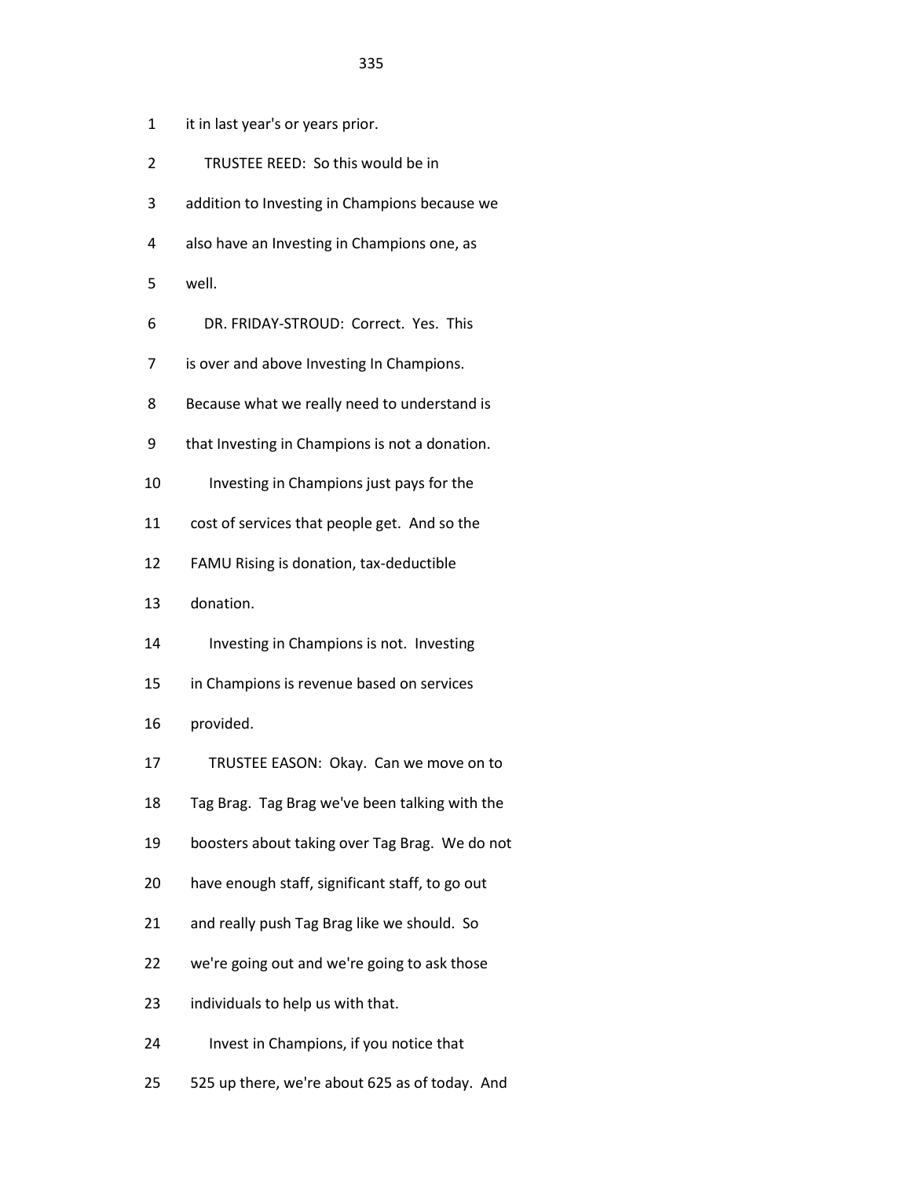1 it in last year's or years prior.

2 TRUSTEE REED: So this would be in

3 addition to Investing in Champions because we

4 also have an Investing in Champions one, as

5 well.

6 DR. FRIDAY-STROUD: Correct. Yes. This

7 is over and above Investing In Champions.

8 Because what we really need to understand is

9 that Investing in Champions is not a donation.

10 Investing in Champions just pays for the

11 cost of services that people get. And so the

12 FAMU Rising is donation, tax-deductible

13 donation.

14 Investing in Champions is not. Investing

15 in Champions is revenue based on services

16 provided.

17 TRUSTEE EASON: Okay. Can we move on to

18 Tag Brag. Tag Brag we've been talking with the

19 boosters about taking over Tag Brag. We do not

20 have enough staff, significant staff, to go out

21 and really push Tag Brag like we should. So

22 we're going out and we're going to ask those

23 individuals to help us with that.

24 Invest in Champions, if you notice that

25 525 up there, we're about 625 as of today. And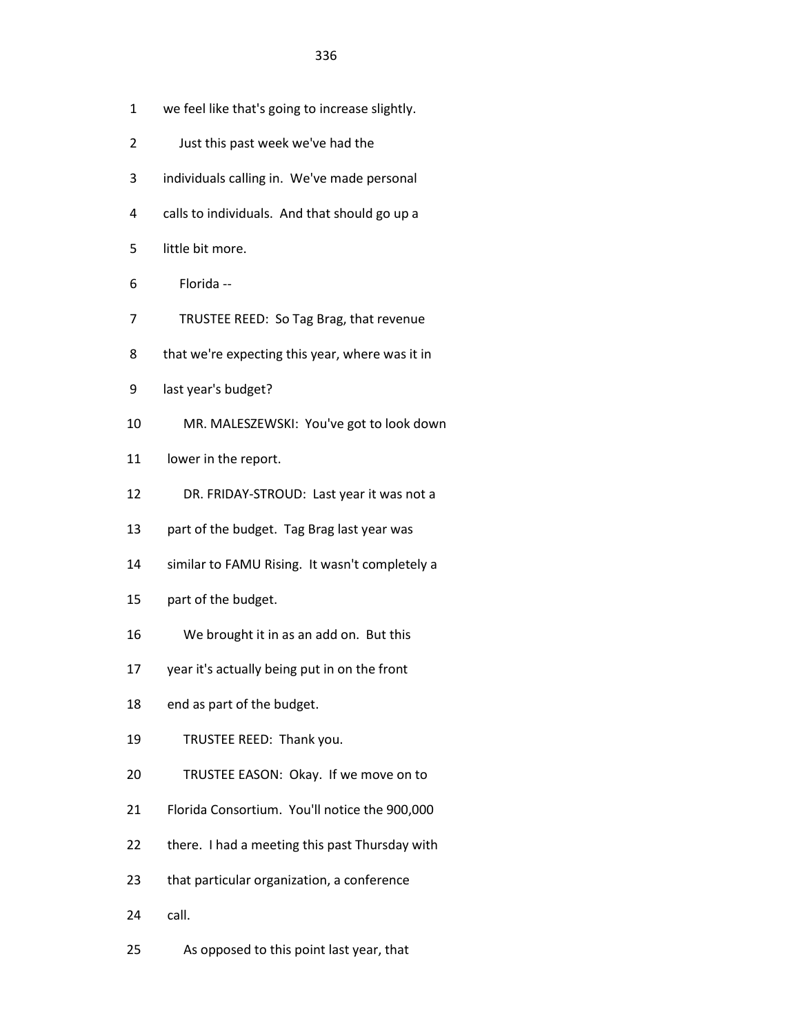1 we feel like that's going to increase slightly.

2 Just this past week we've had the

3 individuals calling in. We've made personal

4 calls to individuals. And that should go up a

5 little bit more.

6 Florida --

7 TRUSTEE REED: So Tag Brag, that revenue

8 that we're expecting this year, where was it in

9 last year's budget?

10 MR. MALESZEWSKI: You've got to look down

11 lower in the report.

12 DR. FRIDAY-STROUD: Last year it was not a

13 part of the budget. Tag Brag last year was

14 similar to FAMU Rising. It wasn't completely a

15 part of the budget.

16 We brought it in as an add on. But this

17 year it's actually being put in on the front

18 end as part of the budget.

19 TRUSTEE REED: Thank you.

20 TRUSTEE EASON: Okay. If we move on to

21 Florida Consortium. You'll notice the 900,000

22 there. I had a meeting this past Thursday with

23 that particular organization, a conference

24 call.

25 As opposed to this point last year, that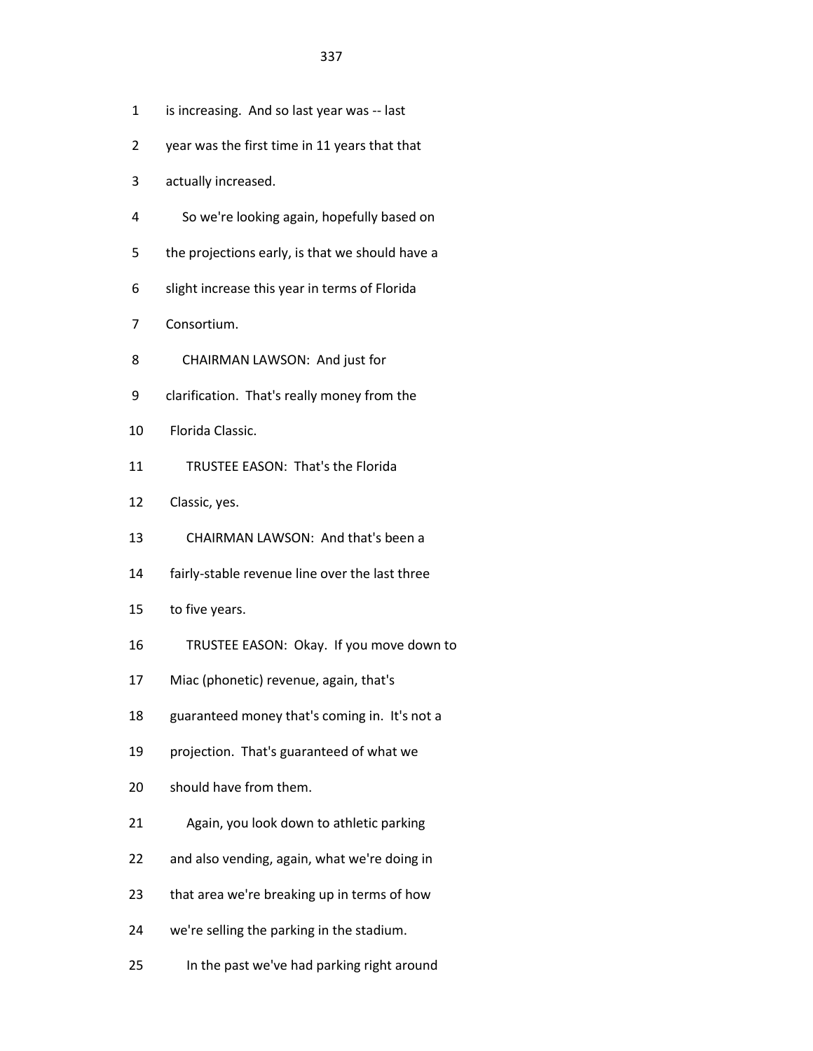1 is increasing. And so last year was -- last

2 year was the first time in 11 years that that

3 actually increased.

4 So we're looking again, hopefully based on

5 the projections early, is that we should have a

6 slight increase this year in terms of Florida

7 Consortium.

8 CHAIRMAN LAWSON: And just for

9 clarification. That's really money from the

10 Florida Classic.

11 TRUSTEE EASON: That's the Florida

12 Classic, yes.

13 CHAIRMAN LAWSON: And that's been a

14 fairly-stable revenue line over the last three

15 to five years.

16 TRUSTEE EASON: Okay. If you move down to

17 Miac (phonetic) revenue, again, that's

18 guaranteed money that's coming in. It's not a

19 projection. That's guaranteed of what we

20 should have from them.

21 Again, you look down to athletic parking

22 and also vending, again, what we're doing in

23 that area we're breaking up in terms of how

24 we're selling the parking in the stadium.

25 In the past we've had parking right around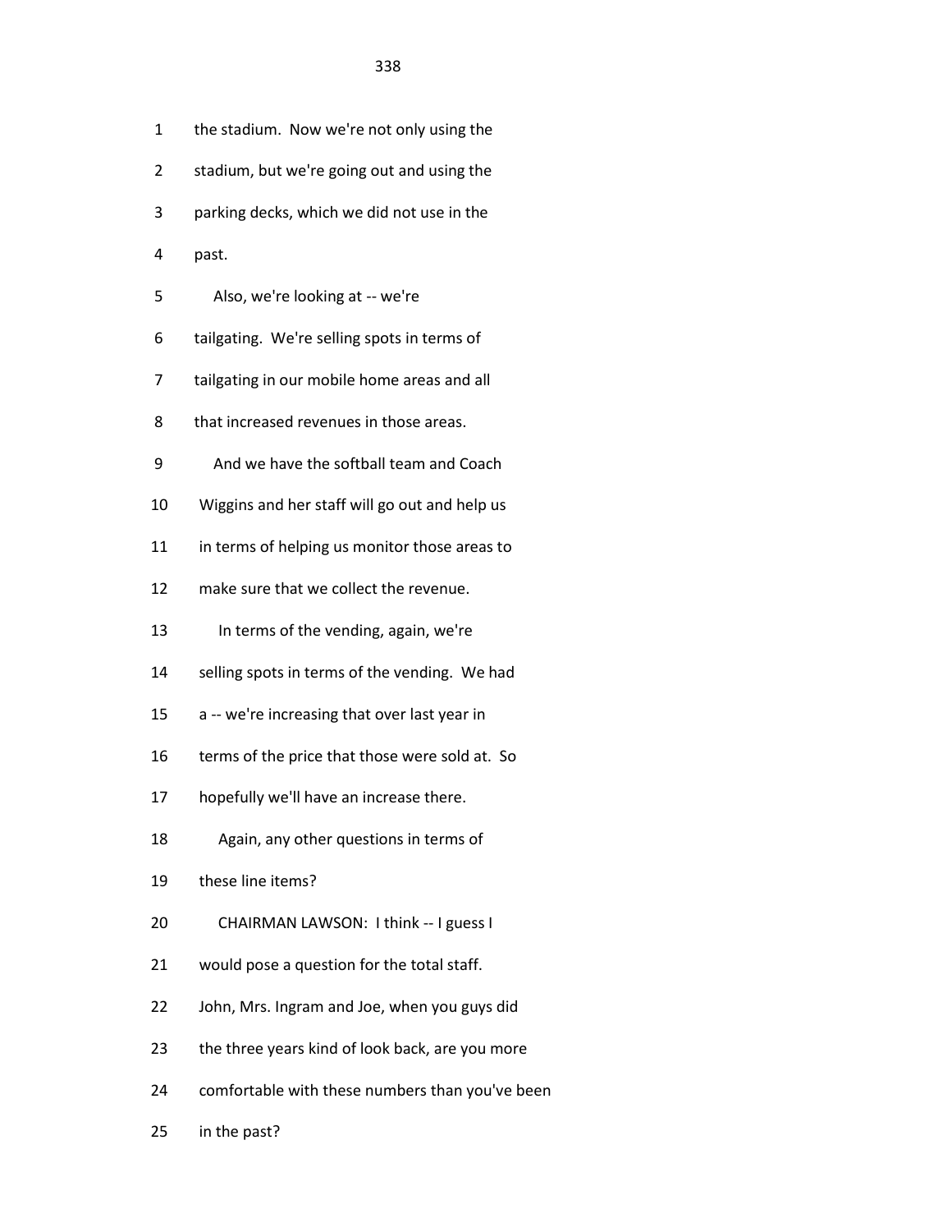1 the stadium. Now we're not only using the

2 stadium, but we're going out and using the

3 parking decks, which we did not use in the

4 past.

5 Also, we're looking at -- we're

6 tailgating. We're selling spots in terms of

7 tailgating in our mobile home areas and all

8 that increased revenues in those areas.

9 And we have the softball team and Coach

10 Wiggins and her staff will go out and help us

11 in terms of helping us monitor those areas to

12 make sure that we collect the revenue.

13 In terms of the vending, again, we're

14 selling spots in terms of the vending. We had

15 a -- we're increasing that over last year in

16 terms of the price that those were sold at. So

17 hopefully we'll have an increase there.

18 Again, any other questions in terms of

19 these line items?

20 CHAIRMAN LAWSON: I think -- I guess I

21 would pose a question for the total staff.

22 John, Mrs. Ingram and Joe, when you guys did

23 the three years kind of look back, are you more

24 comfortable with these numbers than you've been

25 in the past?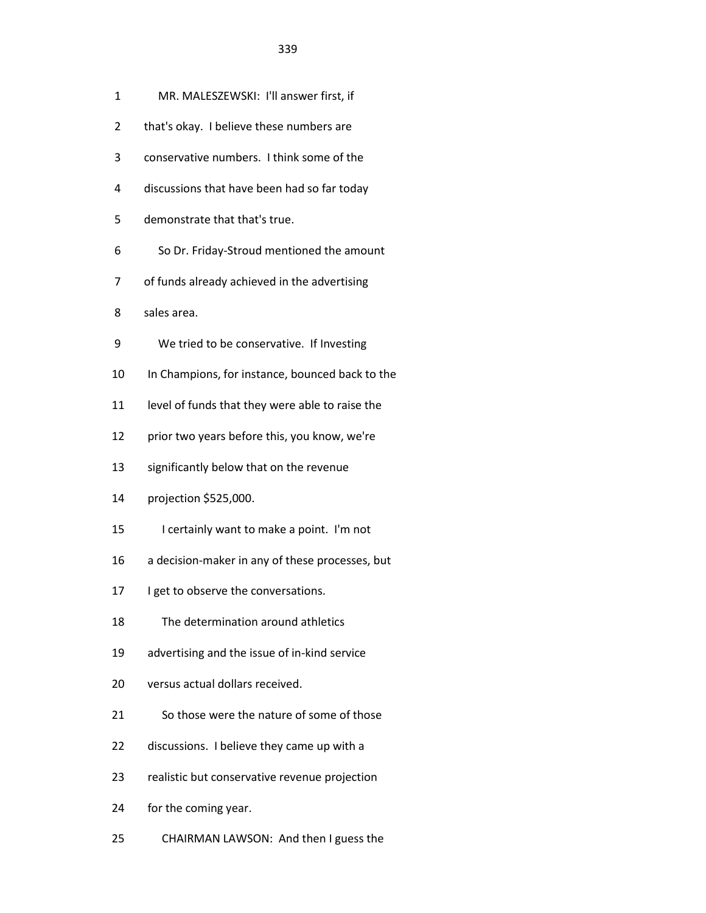1 MR. MALESZEWSKI: I'll answer first, if

2 that's okay. I believe these numbers are

3 conservative numbers. I think some of the

4 discussions that have been had so far today

5 demonstrate that that's true.

6 So Dr. Friday-Stroud mentioned the amount

7 of funds already achieved in the advertising

8 sales area.

9 We tried to be conservative. If Investing

10 In Champions, for instance, bounced back to the

11 level of funds that they were able to raise the

12 prior two years before this, you know, we're

13 significantly below that on the revenue

14 projection $525,000.

15 I certainly want to make a point. I'm not

16 a decision-maker in any of these processes, but

17 I get to observe the conversations.

18 The determination around athletics

19 advertising and the issue of in-kind service

20 versus actual dollars received.

21 So those were the nature of some of those

22 discussions. I believe they came up with a

23 realistic but conservative revenue projection

24 for the coming year.

25 CHAIRMAN LAWSON: And then I guess the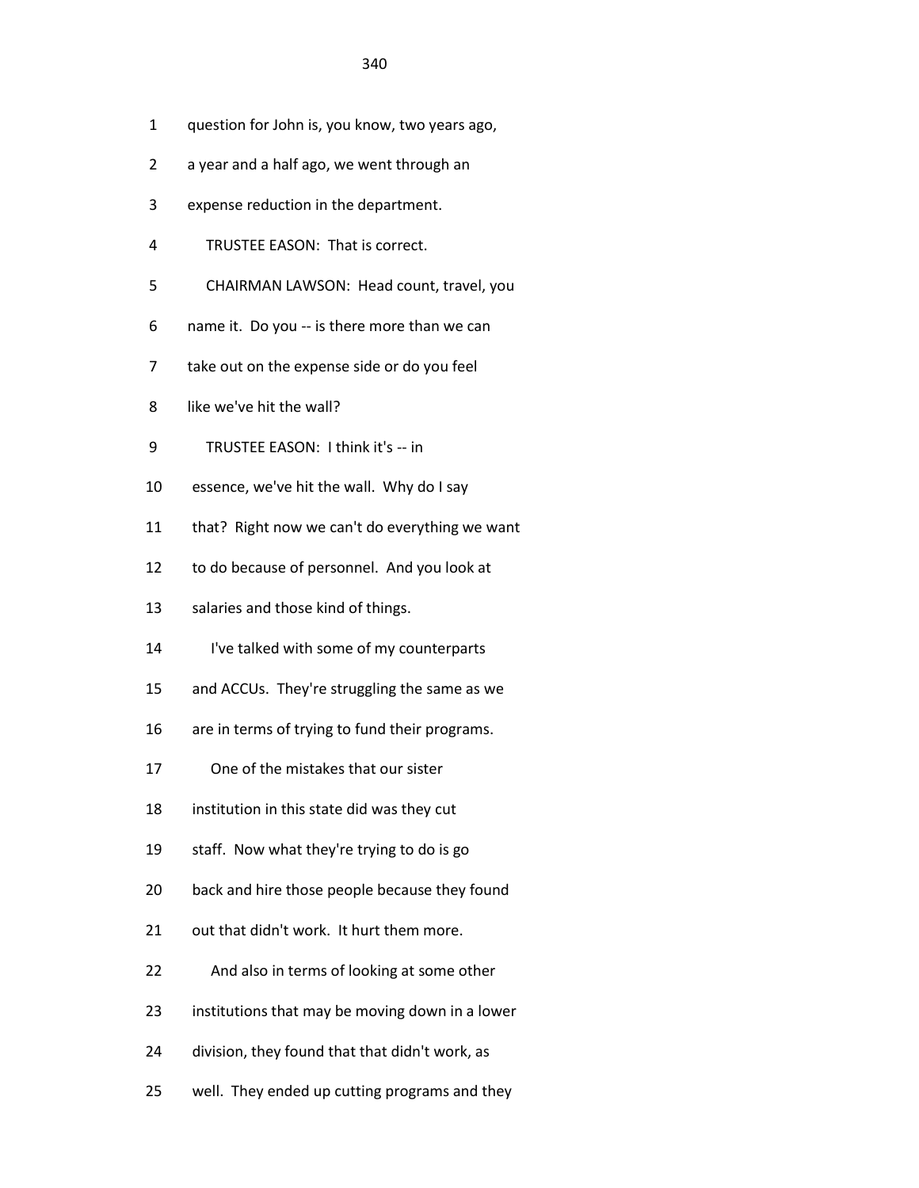1 question for John is, you know, two years ago,

2 a year and a half ago, we went through an

3 expense reduction in the department.

4 TRUSTEE EASON: That is correct.

5 CHAIRMAN LAWSON: Head count, travel, you

6 name it. Do you -- is there more than we can

7 take out on the expense side or do you feel

8 like we've hit the wall?

9 TRUSTEE EASON: I think it's -- in

10 essence, we've hit the wall. Why do I say

11 that? Right now we can't do everything we want

12 to do because of personnel. And you look at

13 salaries and those kind of things.

14 I've talked with some of my counterparts

15 and ACCUs. They're struggling the same as we

16 are in terms of trying to fund their programs.

17 One of the mistakes that our sister

18 institution in this state did was they cut

19 staff. Now what they're trying to do is go

20 back and hire those people because they found

21 out that didn't work. It hurt them more.

22 And also in terms of looking at some other

23 institutions that may be moving down in a lower

24 division, they found that that didn't work, as

25 well. They ended up cutting programs and they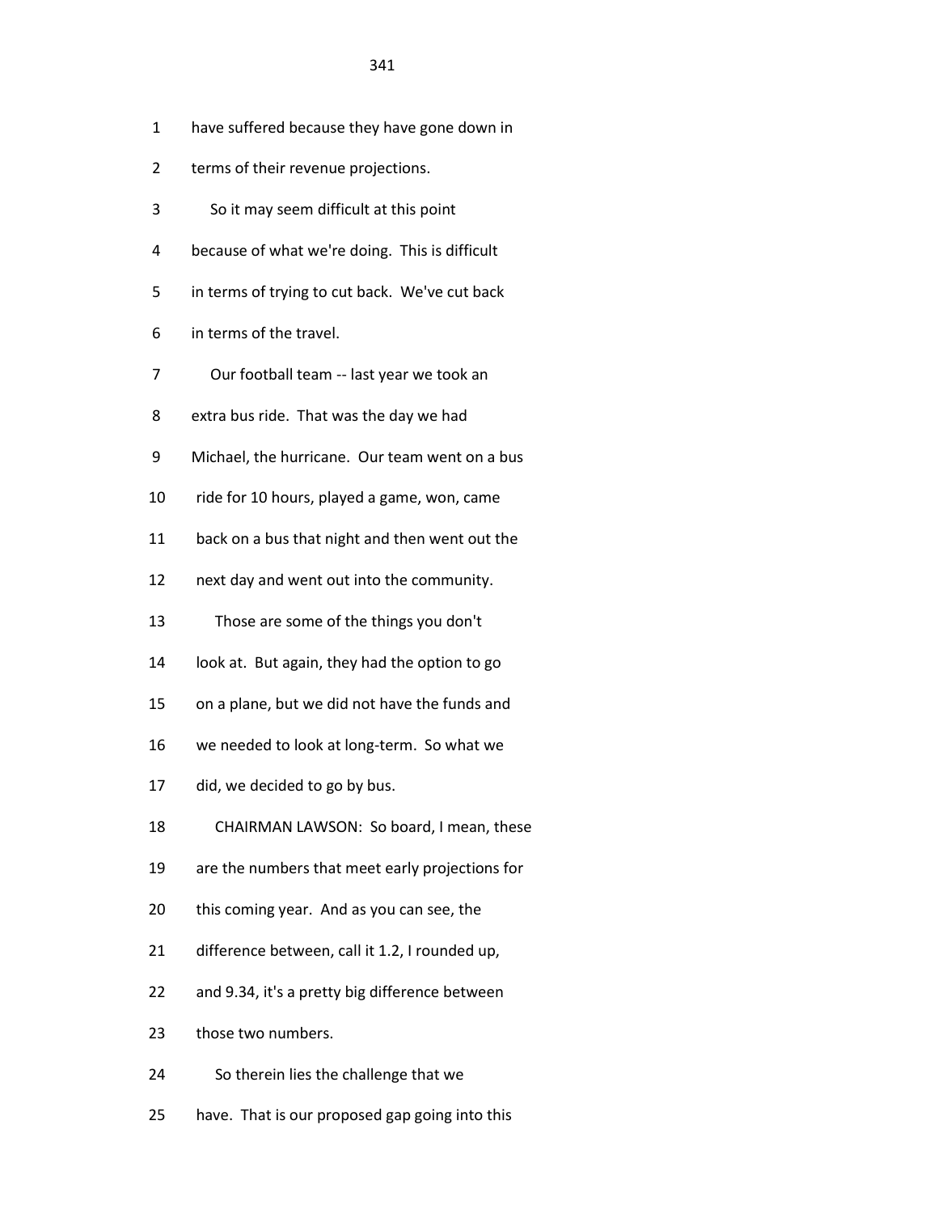1 have suffered because they have gone down in

2 terms of their revenue projections.

3 So it may seem difficult at this point

4 because of what we're doing. This is difficult

5 in terms of trying to cut back. We've cut back

6 in terms of the travel.

7 Our football team -- last year we took an

8 extra bus ride. That was the day we had

9 Michael, the hurricane. Our team went on a bus

10 ride for 10 hours, played a game, won, came

11 back on a bus that night and then went out the

12 next day and went out into the community.

13 Those are some of the things you don't

14 look at. But again, they had the option to go

15 on a plane, but we did not have the funds and

16 we needed to look at long-term. So what we

17 did, we decided to go by bus.

18 CHAIRMAN LAWSON: So board, I mean, these

19 are the numbers that meet early projections for

20 this coming year. And as you can see, the

21 difference between, call it 1.2, I rounded up,

22 and 9.34, it's a pretty big difference between

23 those two numbers.

24 So therein lies the challenge that we

25 have. That is our proposed gap going into this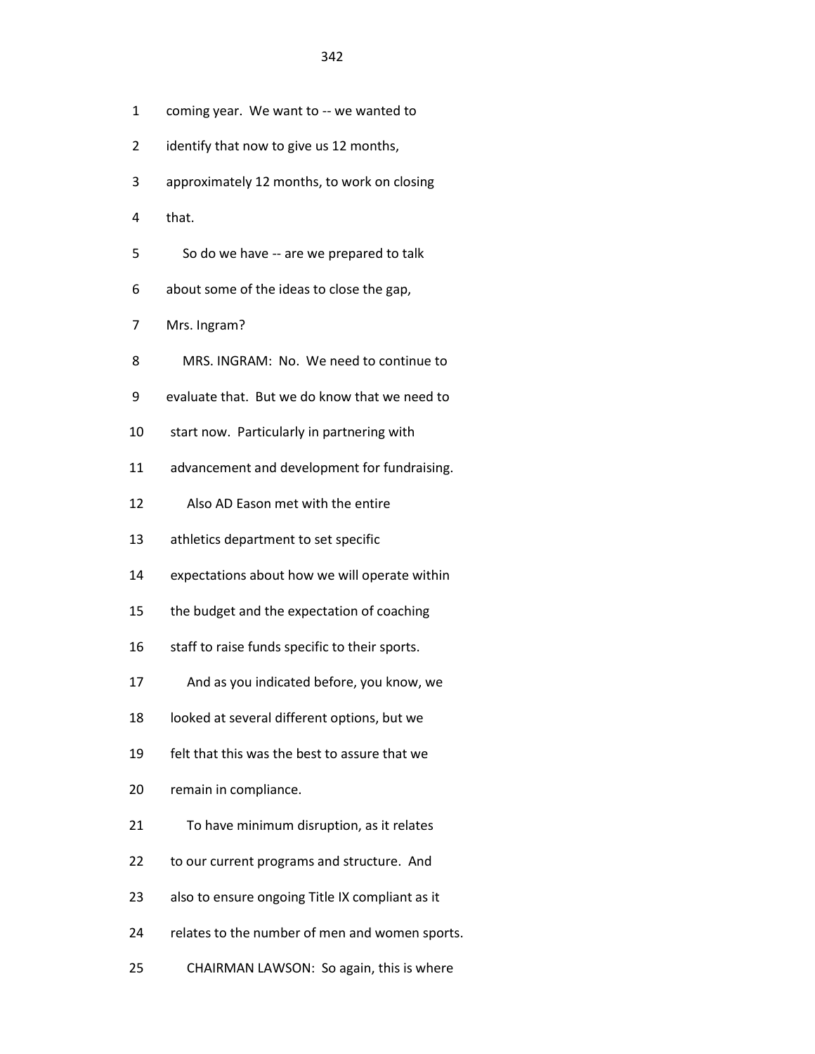coming year. We want to -- we wanted to identify that now to give us 12 months, approximately 12 months, to work on closing that.

So do we have -- are we prepared to talk about some of the ideas to close the gap, Mrs. Ingram?

MRS. INGRAM: No. We need to continue to evaluate that. But we do know that we need to start now. Particularly in partnering with advancement and development for fundraising.

Also AD Eason met with the entire athletics department to set specific expectations about how we will operate within the budget and the expectation of coaching staff to raise funds specific to their sports.

And as you indicated before, you know, we looked at several different options, but we felt that this was the best to assure that we remain in compliance.

To have minimum disruption, as it relates to our current programs and structure. And also to ensure ongoing Title IX compliant as it relates to the number of men and women sports.

CHAIRMAN LAWSON: So again, this is where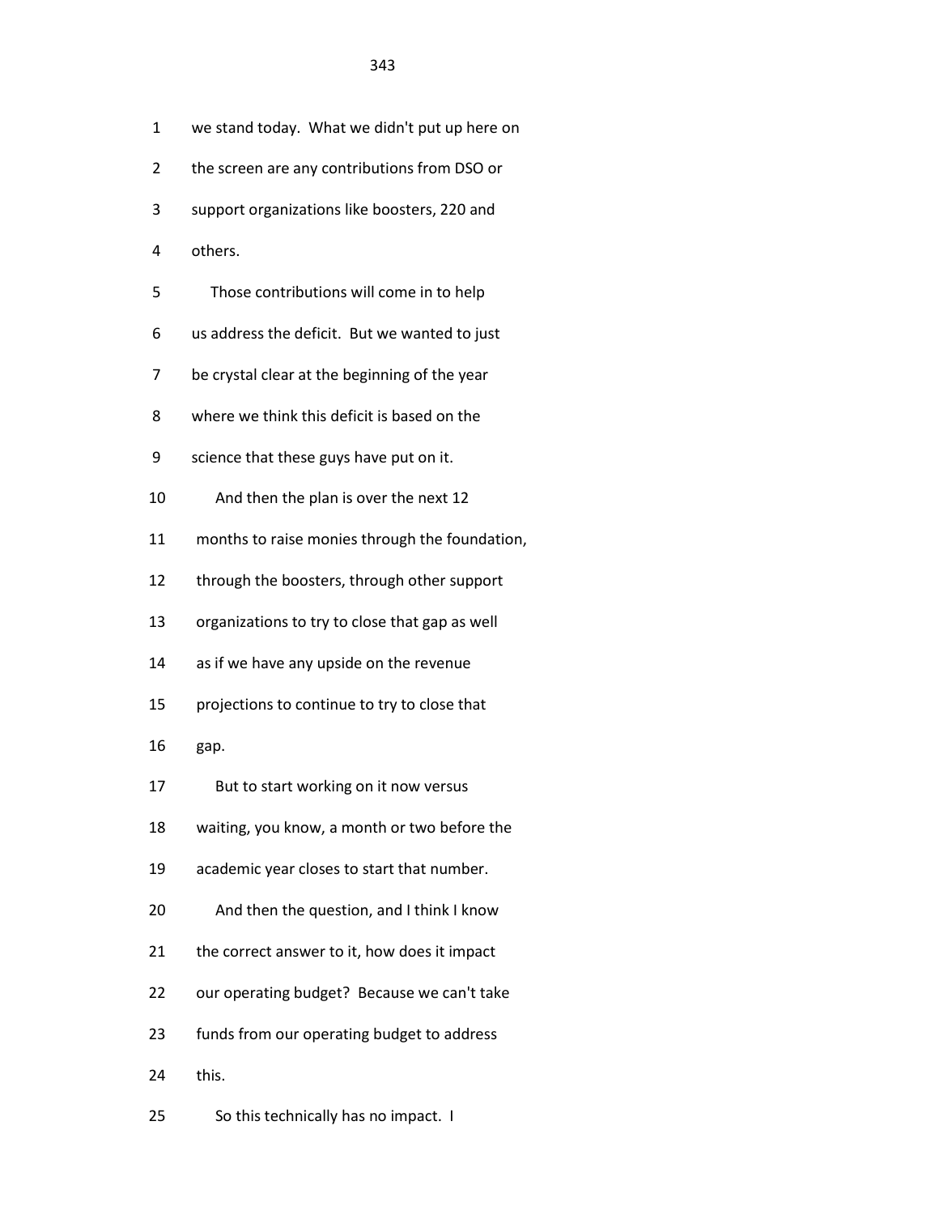1 we stand today. What we didn't put up here on

2 the screen are any contributions from DSO or

3 support organizations like boosters, 220 and

4 others.

5 Those contributions will come in to help

6 us address the deficit. But we wanted to just

7 be crystal clear at the beginning of the year

8 where we think this deficit is based on the

9 science that these guys have put on it.

10 And then the plan is over the next 12

11 months to raise monies through the foundation,

12 through the boosters, through other support

13 organizations to try to close that gap as well

14 as if we have any upside on the revenue

15 projections to continue to try to close that

16 gap.

17 But to start working on it now versus

18 waiting, you know, a month or two before the

19 academic year closes to start that number.

20 And then the question, and I think I know

21 the correct answer to it, how does it impact

22 our operating budget? Because we can't take

23 funds from our operating budget to address

24 this.

25 So this technically has no impact. I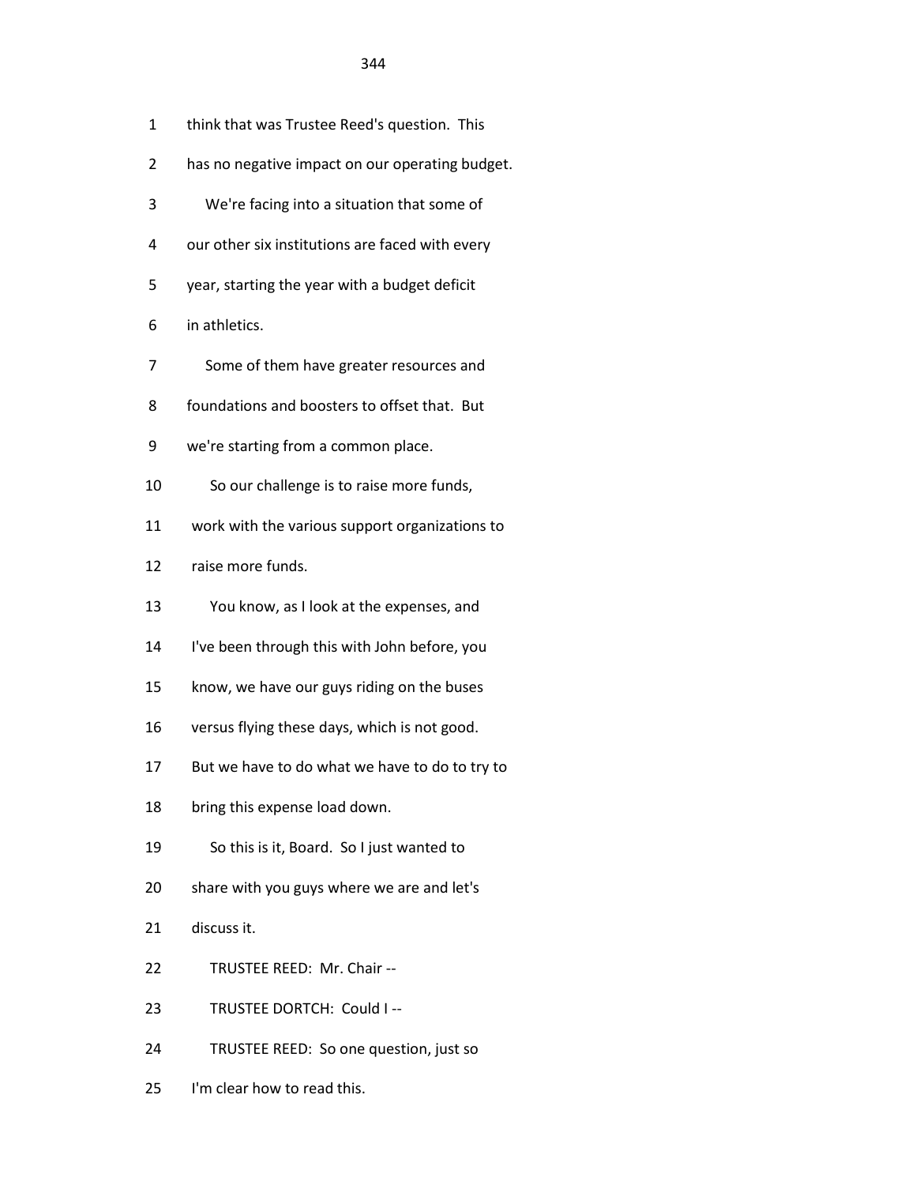think that was Trustee Reed's question. This has no negative impact on our operating budget.

We're facing into a situation that some of our other six institutions are faced with every year, starting the year with a budget deficit in athletics.

Some of them have greater resources and foundations and boosters to offset that. But we're starting from a common place.

So our challenge is to raise more funds, work with the various support organizations to raise more funds.

You know, as I look at the expenses, and I've been through this with John before, you know, we have our guys riding on the buses versus flying these days, which is not good. But we have to do what we have to do to try to bring this expense load down.

So this is it, Board. So I just wanted to share with you guys where we are and let's discuss it.

TRUSTEE REED: Mr. Chair --

TRUSTEE DORTCH: Could I --

TRUSTEE REED: So one question, just so I'm clear how to read this.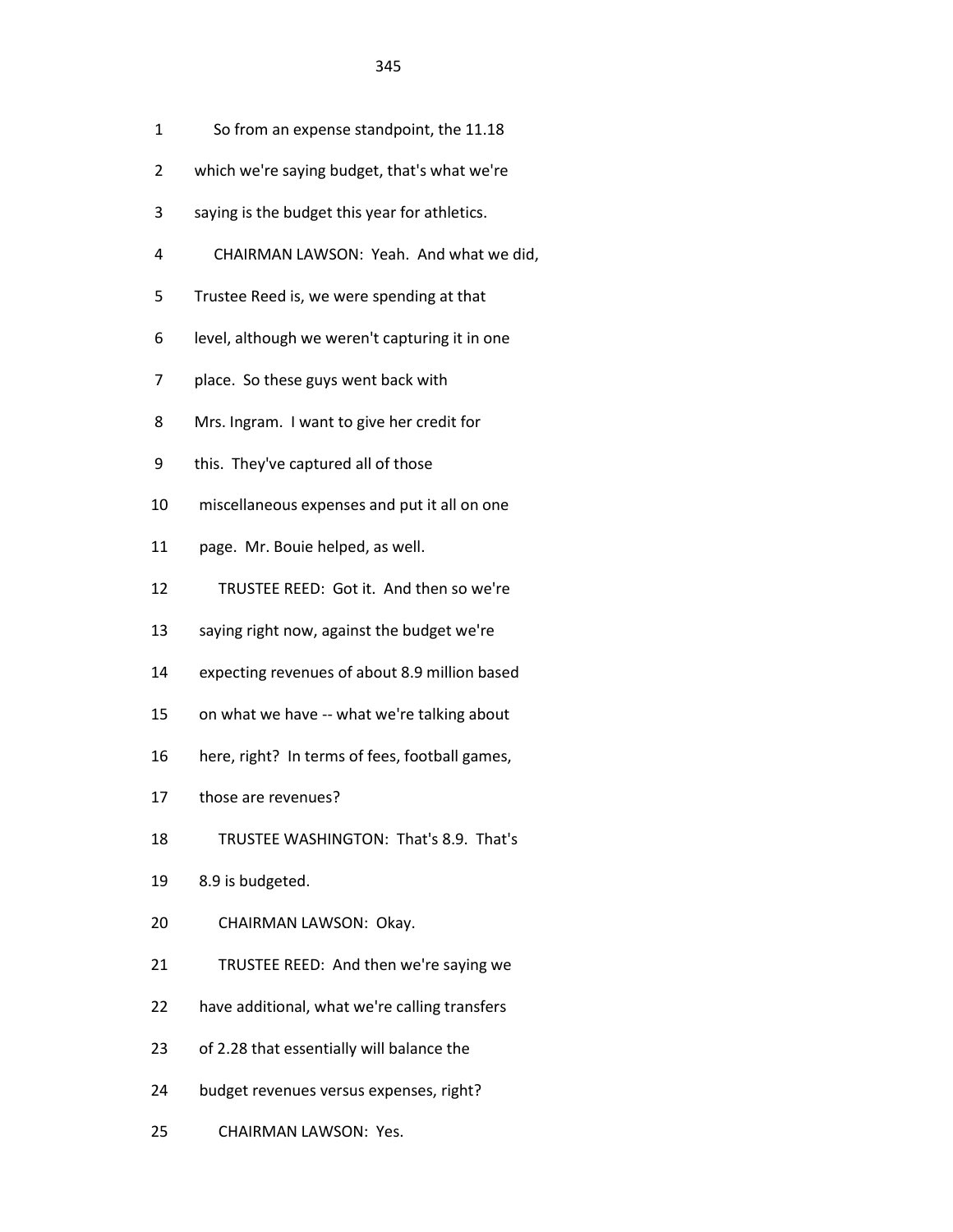So from an expense standpoint, the 11.18 which we're saying budget, that's what we're saying is the budget this year for athletics.

CHAIRMAN LAWSON: Yeah. And what we did, Trustee Reed is, we were spending at that level, although we weren't capturing it in one place. So these guys went back with Mrs. Ingram. I want to give her credit for this. They've captured all of those miscellaneous expenses and put it all on one page. Mr. Bouie helped, as well.

TRUSTEE REED: Got it. And then so we're saying right now, against the budget we're expecting revenues of about 8.9 million based on what we have -- what we're talking about here, right? In terms of fees, football games, those are revenues?

TRUSTEE WASHINGTON: That's 8.9. That's 8.9 is budgeted.

CHAIRMAN LAWSON: Okay.

TRUSTEE REED: And then we're saying we have additional, what we're calling transfers of 2.28 that essentially will balance the budget revenues versus expenses, right?

CHAIRMAN LAWSON: Yes.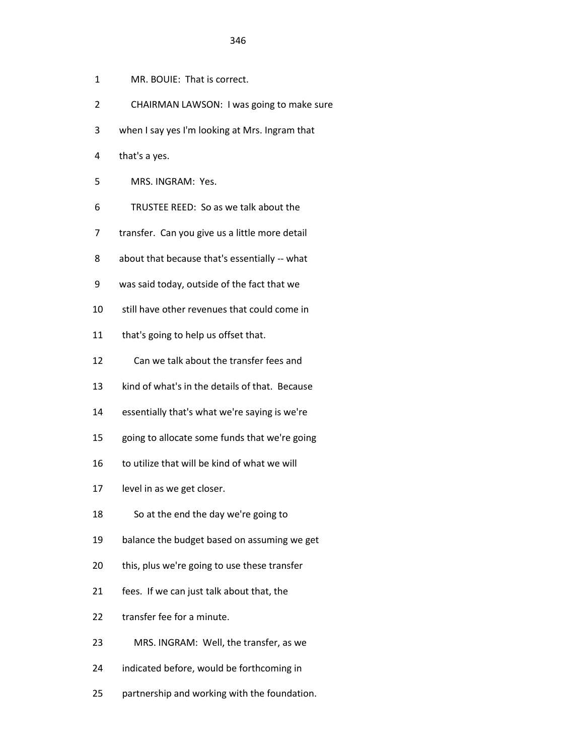MR. BOUIE: That is correct.

CHAIRMAN LAWSON: I was going to make sure when I say yes I'm looking at Mrs. Ingram that that's a yes.

MRS. INGRAM: Yes.

TRUSTEE REED: So as we talk about the transfer. Can you give us a little more detail about that because that's essentially -- what was said today, outside of the fact that we still have other revenues that could come in that's going to help us offset that.

Can we talk about the transfer fees and kind of what's in the details of that. Because essentially that's what we're saying is we're going to allocate some funds that we're going to utilize that will be kind of what we will level in as we get closer.

So at the end the day we're going to balance the budget based on assuming we get this, plus we're going to use these transfer fees. If we can just talk about that, the transfer fee for a minute.

MRS. INGRAM: Well, the transfer, as we indicated before, would be forthcoming in partnership and working with the foundation.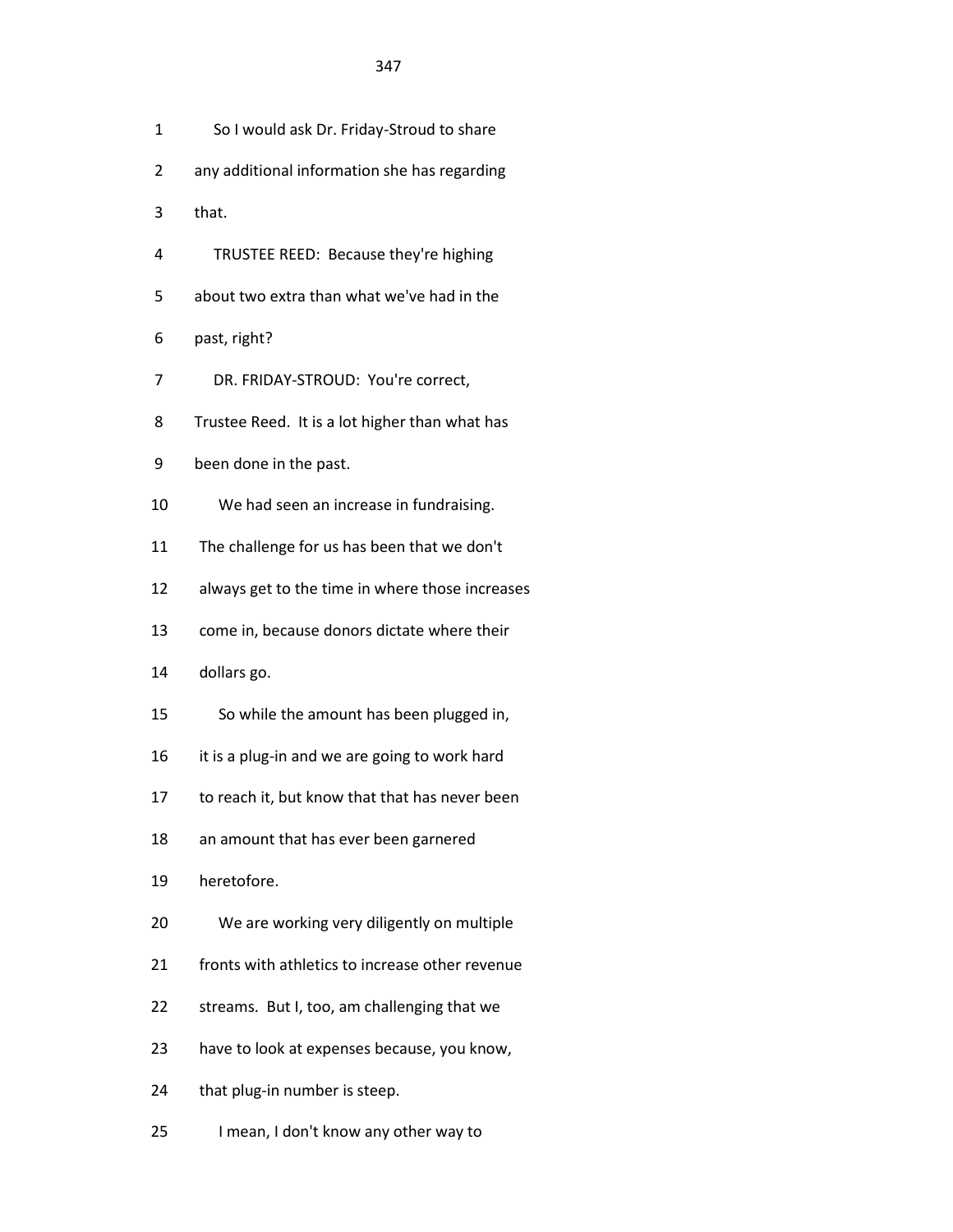1 So I would ask Dr. Friday-Stroud to share

2 any additional information she has regarding

3 that.

4 TRUSTEE REED: Because they're highing

5 about two extra than what we've had in the

6 past, right?

7 DR. FRIDAY-STROUD: You're correct,

8 Trustee Reed. It is a lot higher than what has

9 been done in the past.

10 We had seen an increase in fundraising.

11 The challenge for us has been that we don't

12 always get to the time in where those increases

13 come in, because donors dictate where their

14 dollars go.

15 So while the amount has been plugged in,

16 it is a plug-in and we are going to work hard

17 to reach it, but know that that has never been

18 an amount that has ever been garnered

19 heretofore.

20 We are working very diligently on multiple

21 fronts with athletics to increase other revenue

22 streams. But I, too, am challenging that we

23 have to look at expenses because, you know,

24 that plug-in number is steep.

25 I mean, I don't know any other way to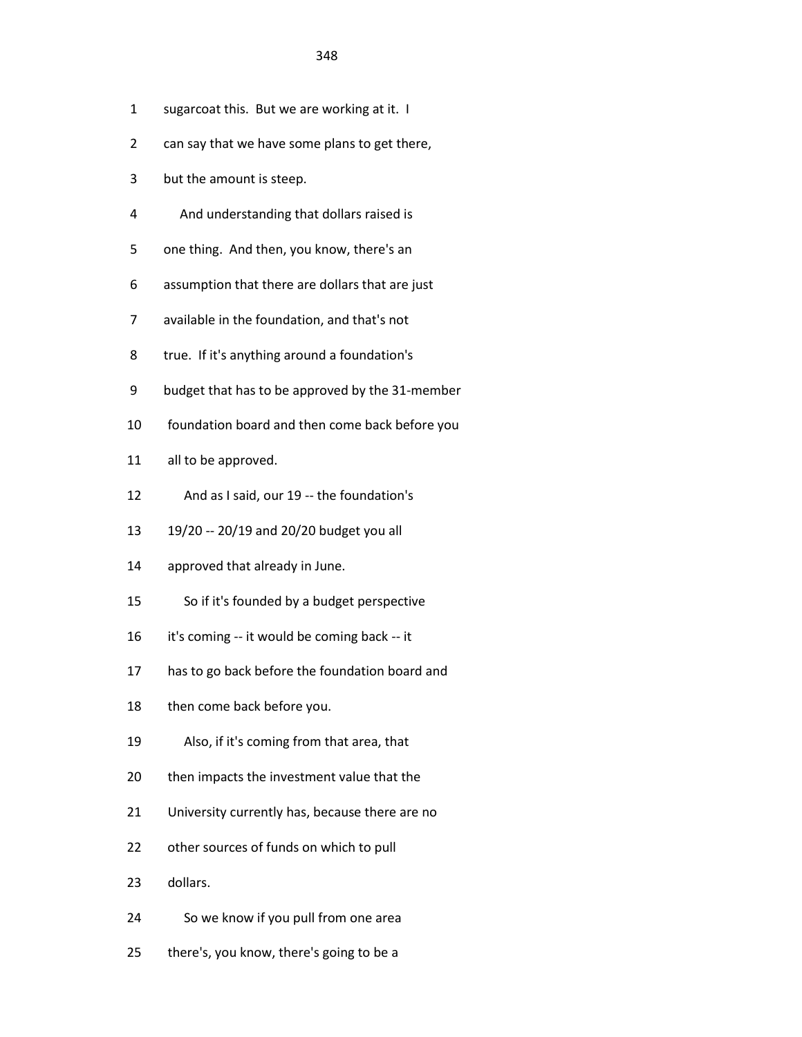1 sugarcoat this. But we are working at it. I

2 can say that we have some plans to get there,

3 but the amount is steep.

4 And understanding that dollars raised is

5 one thing. And then, you know, there's an

6 assumption that there are dollars that are just

7 available in the foundation, and that's not

8 true. If it's anything around a foundation's

9 budget that has to be approved by the 31-member

10 foundation board and then come back before you

11 all to be approved.

12 And as I said, our 19 -- the foundation's

13 19/20 -- 20/19 and 20/20 budget you all

14 approved that already in June.

15 So if it's founded by a budget perspective

16 it's coming -- it would be coming back -- it

17 has to go back before the foundation board and

18 then come back before you.

19 Also, if it's coming from that area, that

20 then impacts the investment value that the

21 University currently has, because there are no

22 other sources of funds on which to pull

23 dollars.

24 So we know if you pull from one area

25 there's, you know, there's going to be a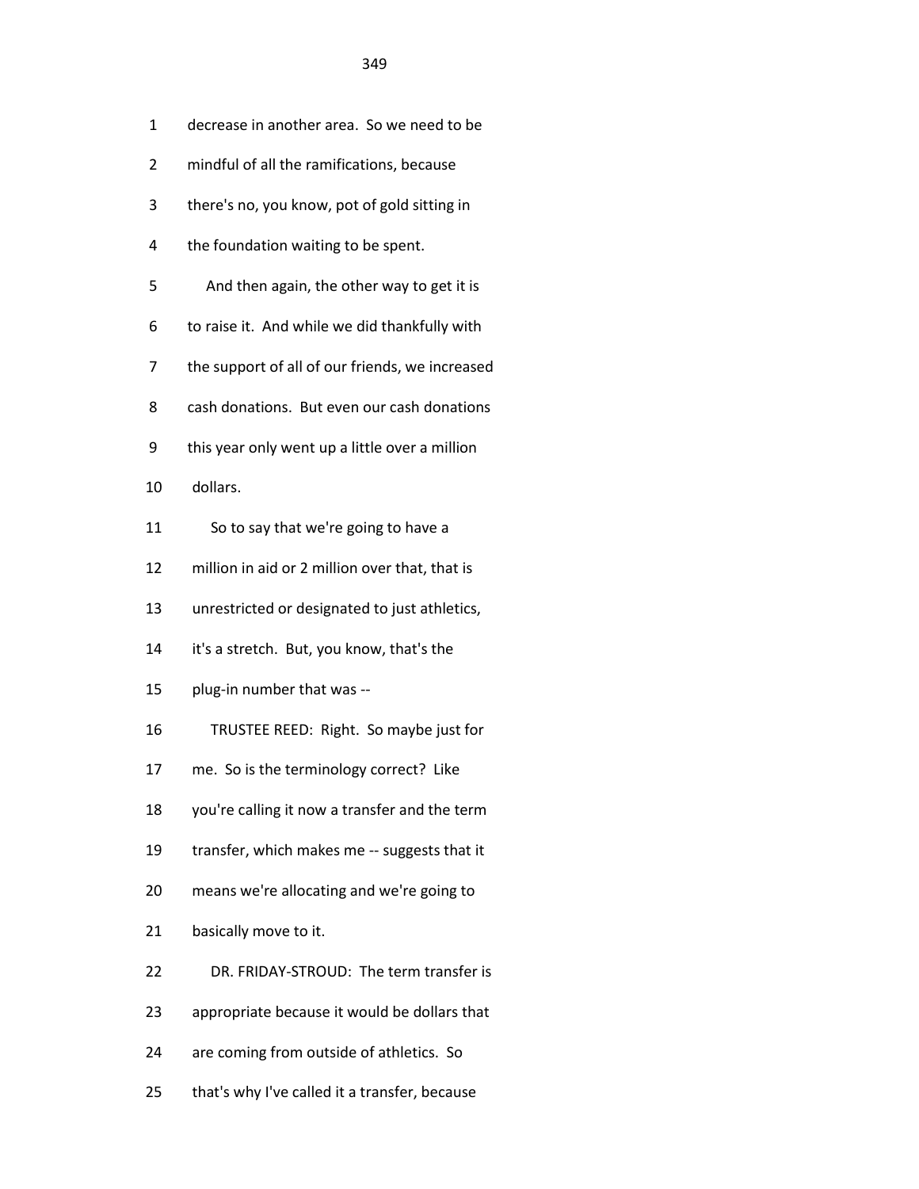1 decrease in another area. So we need to be
2 mindful of all the ramifications, because
3 there's no, you know, pot of gold sitting in
4 the foundation waiting to be spent.
5 And then again, the other way to get it is
6 to raise it. And while we did thankfully with
7 the support of all of our friends, we increased
8 cash donations. But even our cash donations
9 this year only went up a little over a million
10 dollars.
11 So to say that we're going to have a
12 million in aid or 2 million over that, that is
13 unrestricted or designated to just athletics,
14 it's a stretch. But, you know, that's the
15 plug-in number that was --
16 TRUSTEE REED: Right. So maybe just for
17 me. So is the terminology correct? Like
18 you're calling it now a transfer and the term
19 transfer, which makes me -- suggests that it
20 means we're allocating and we're going to
21 basically move to it.
22 DR. FRIDAY-STROUD: The term transfer is
23 appropriate because it would be dollars that
24 are coming from outside of athletics. So
25 that's why I've called it a transfer, because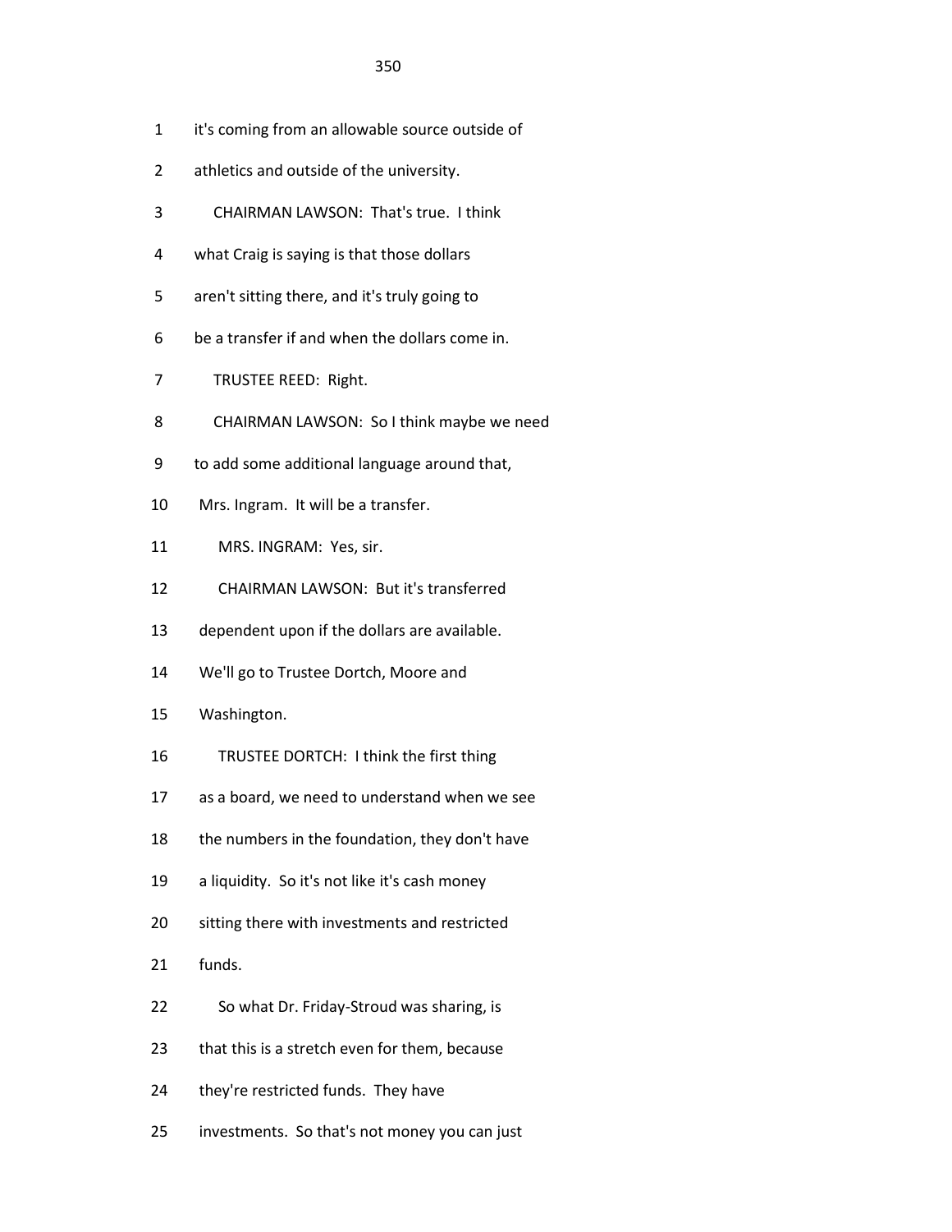1 it's coming from an allowable source outside of

2 athletics and outside of the university.

3 CHAIRMAN LAWSON: That's true. I think

4 what Craig is saying is that those dollars

5 aren't sitting there, and it's truly going to

6 be a transfer if and when the dollars come in.

7 TRUSTEE REED: Right.

8 CHAIRMAN LAWSON: So I think maybe we need

9 to add some additional language around that,

10 Mrs. Ingram. It will be a transfer.

11 MRS. INGRAM: Yes, sir.

12 CHAIRMAN LAWSON: But it's transferred

13 dependent upon if the dollars are available.

14 We'll go to Trustee Dortch, Moore and

15 Washington.

16 TRUSTEE DORTCH: I think the first thing

17 as a board, we need to understand when we see

18 the numbers in the foundation, they don't have

19 a liquidity. So it's not like it's cash money

20 sitting there with investments and restricted

21 funds.

22 So what Dr. Friday-Stroud was sharing, is

23 that this is a stretch even for them, because

24 they're restricted funds. They have

25 investments. So that's not money you can just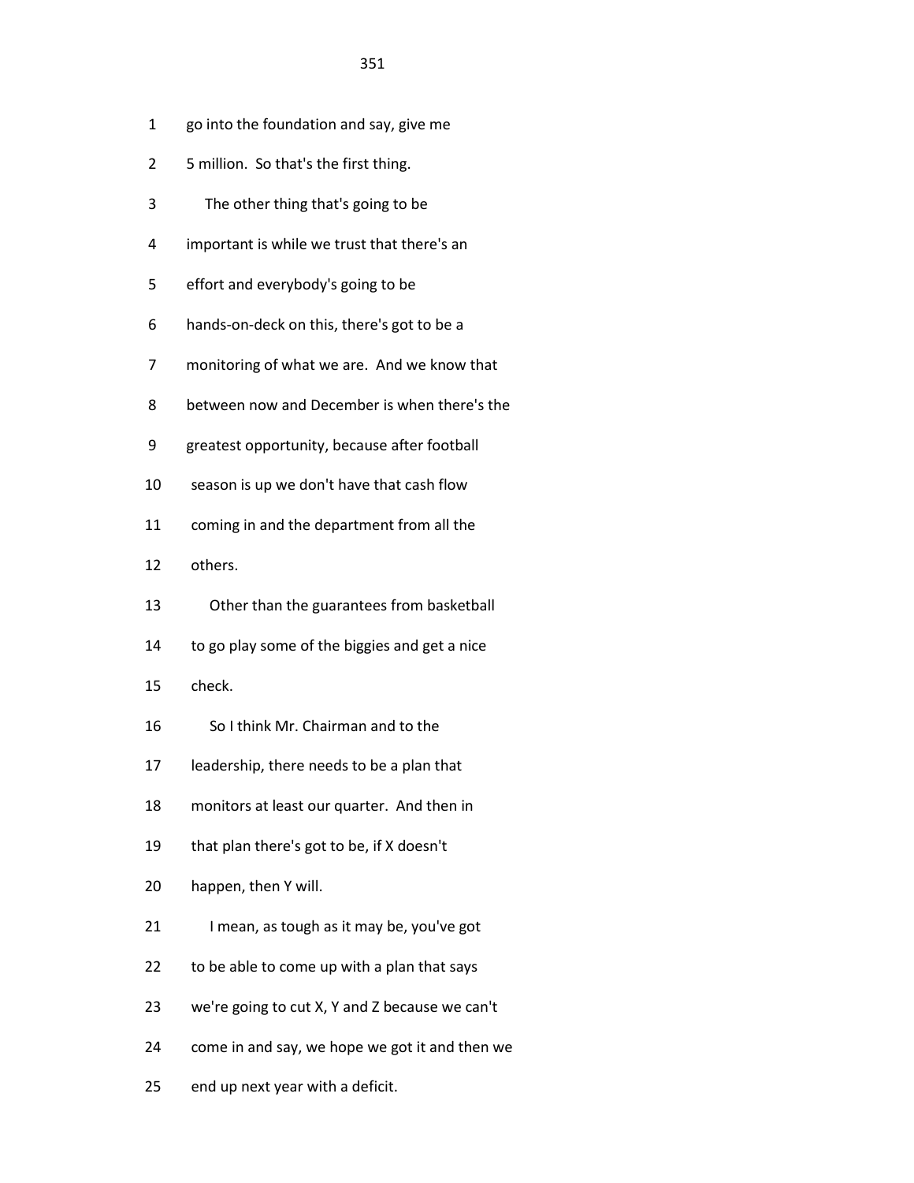go into the foundation and say, give me
5 million. So that's the first thing.

The other thing that's going to be
important is while we trust that there's an
effort and everybody's going to be
hands-on-deck on this, there's got to be a
monitoring of what we are. And we know that
between now and December is when there's the
greatest opportunity, because after football
season is up we don't have that cash flow
coming in and the department from all the
others.

Other than the guarantees from basketball
to go play some of the biggies and get a nice
check.

So I think Mr. Chairman and to the
leadership, there needs to be a plan that
monitors at least our quarter. And then in
that plan there's got to be, if X doesn't
happen, then Y will.

I mean, as tough as it may be, you've got
to be able to come up with a plan that says
we're going to cut X, Y and Z because we can't
come in and say, we hope we got it and then we
end up next year with a deficit.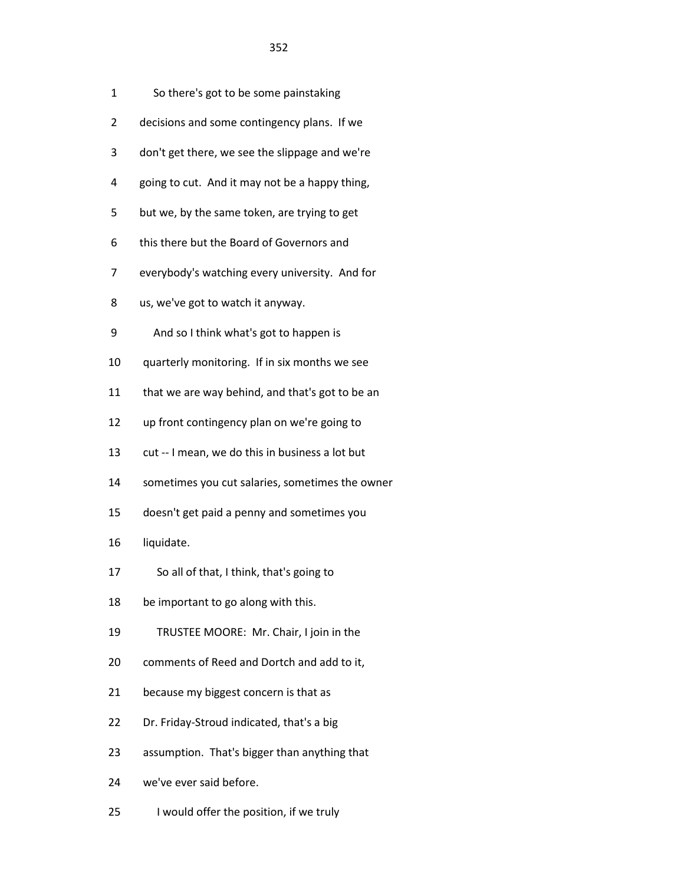1 So there's got to be some painstaking

2 decisions and some contingency plans. If we

3 don't get there, we see the slippage and we're

4 going to cut. And it may not be a happy thing,

5 but we, by the same token, are trying to get

6 this there but the Board of Governors and

7 everybody's watching every university. And for

8 us, we've got to watch it anyway.

9 And so I think what's got to happen is

10 quarterly monitoring. If in six months we see

11 that we are way behind, and that's got to be an

12 up front contingency plan on we're going to

13 cut -- I mean, we do this in business a lot but

14 sometimes you cut salaries, sometimes the owner

15 doesn't get paid a penny and sometimes you

16 liquidate.

17 So all of that, I think, that's going to

18 be important to go along with this.

19 TRUSTEE MOORE: Mr. Chair, I join in the

20 comments of Reed and Dortch and add to it,

21 because my biggest concern is that as

22 Dr. Friday-Stroud indicated, that's a big

23 assumption. That's bigger than anything that

24 we've ever said before.

25 I would offer the position, if we truly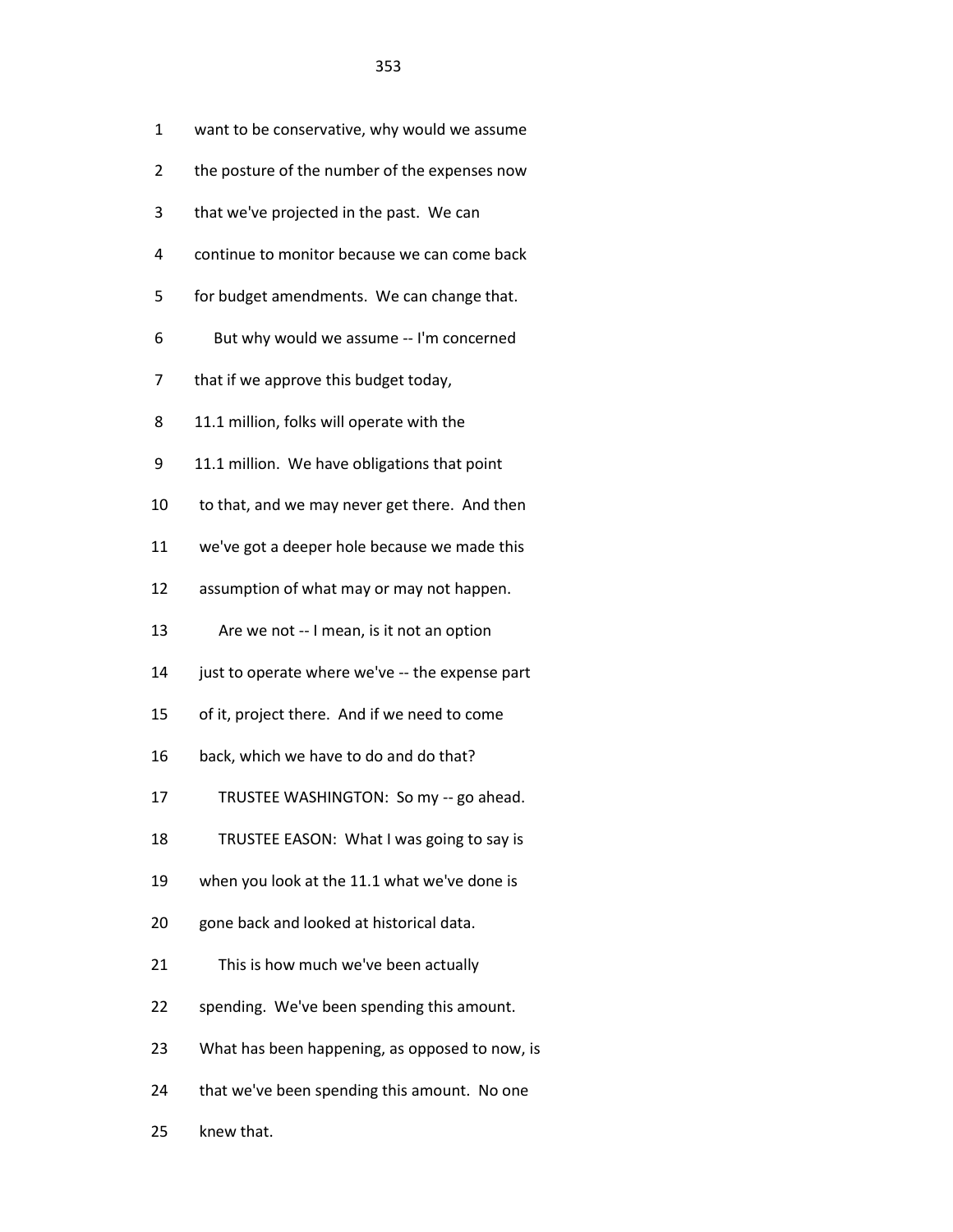want to be conservative, why would we assume the posture of the number of the expenses now that we've projected in the past. We can continue to monitor because we can come back for budget amendments. We can change that.

But why would we assume -- I'm concerned that if we approve this budget today, 11.1 million, folks will operate with the 11.1 million. We have obligations that point to that, and we may never get there. And then we've got a deeper hole because we made this assumption of what may or may not happen.

Are we not -- I mean, is it not an option just to operate where we've -- the expense part of it, project there. And if we need to come back, which we have to do and do that?

TRUSTEE WASHINGTON: So my -- go ahead.

TRUSTEE EASON: What I was going to say is when you look at the 11.1 what we've done is gone back and looked at historical data.

This is how much we've been actually spending. We've been spending this amount. What has been happening, as opposed to now, is that we've been spending this amount. No one knew that.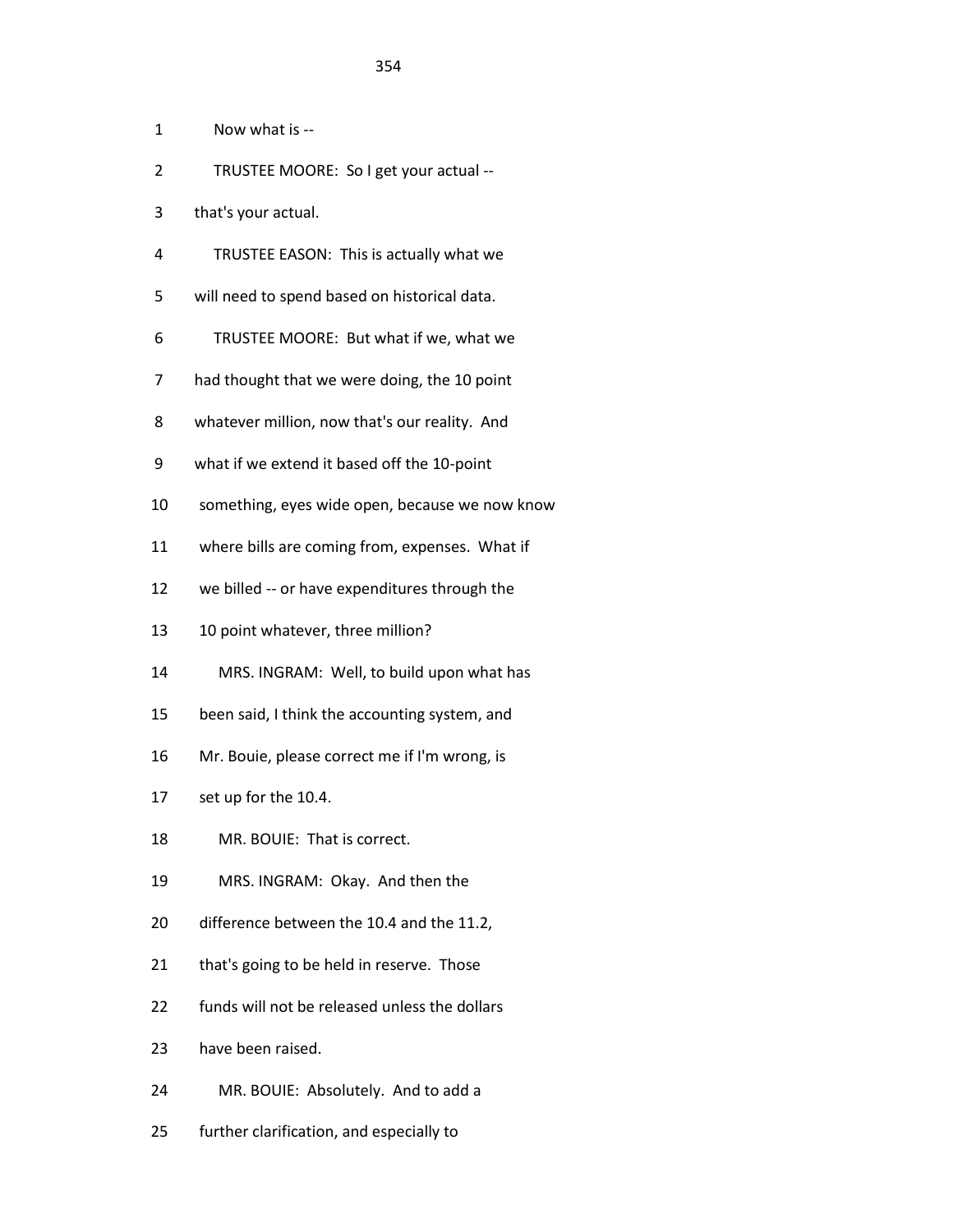1 Now what is --

2 TRUSTEE MOORE: So I get your actual --

3 that's your actual.

4 TRUSTEE EASON: This is actually what we

5 will need to spend based on historical data.

6 TRUSTEE MOORE: But what if we, what we

7 had thought that we were doing, the 10 point

8 whatever million, now that's our reality. And

9 what if we extend it based off the 10-point

10 something, eyes wide open, because we now know

11 where bills are coming from, expenses. What if

12 we billed -- or have expenditures through the

13 10 point whatever, three million?

14 MRS. INGRAM: Well, to build upon what has

15 been said, I think the accounting system, and

16 Mr. Bouie, please correct me if I'm wrong, is

17 set up for the 10.4.

18 MR. BOUIE: That is correct.

19 MRS. INGRAM: Okay. And then the

20 difference between the 10.4 and the 11.2,

21 that's going to be held in reserve. Those

22 funds will not be released unless the dollars

23 have been raised.

24 MR. BOUIE: Absolutely. And to add a

25 further clarification, and especially to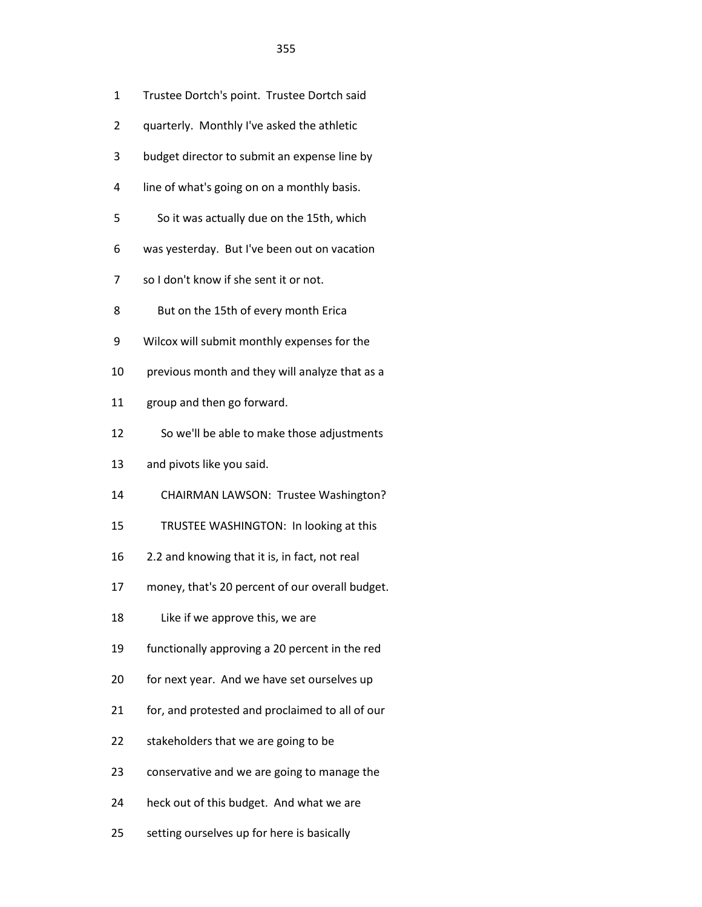1 Trustee Dortch's point. Trustee Dortch said

2 quarterly. Monthly I've asked the athletic

3 budget director to submit an expense line by

4 line of what's going on on a monthly basis.

5 So it was actually due on the 15th, which

6 was yesterday. But I've been out on vacation

7 so I don't know if she sent it or not.

8 But on the 15th of every month Erica

9 Wilcox will submit monthly expenses for the

10 previous month and they will analyze that as a

11 group and then go forward.

12 So we'll be able to make those adjustments

13 and pivots like you said.

14 CHAIRMAN LAWSON: Trustee Washington?

15 TRUSTEE WASHINGTON: In looking at this

16 2.2 and knowing that it is, in fact, not real

17 money, that's 20 percent of our overall budget.

18 Like if we approve this, we are

19 functionally approving a 20 percent in the red

20 for next year. And we have set ourselves up

21 for, and protested and proclaimed to all of our

22 stakeholders that we are going to be

23 conservative and we are going to manage the

24 heck out of this budget. And what we are

25 setting ourselves up for here is basically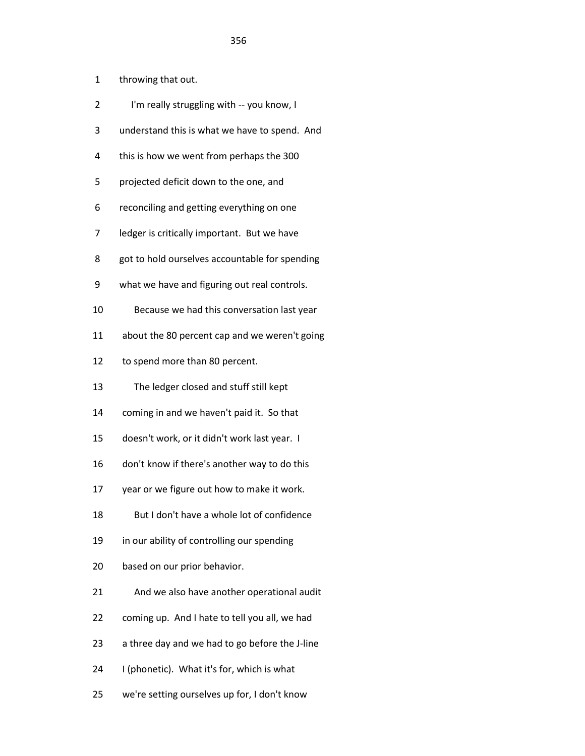1 throwing that out.

2 I'm really struggling with -- you know, I

3 understand this is what we have to spend. And

4 this is how we went from perhaps the 300

5 projected deficit down to the one, and

6 reconciling and getting everything on one

7 ledger is critically important. But we have

8 got to hold ourselves accountable for spending

9 what we have and figuring out real controls.

10 Because we had this conversation last year

11 about the 80 percent cap and we weren't going

12 to spend more than 80 percent.

13 The ledger closed and stuff still kept

14 coming in and we haven't paid it. So that

15 doesn't work, or it didn't work last year. I

16 don't know if there's another way to do this

17 year or we figure out how to make it work.

18 But I don't have a whole lot of confidence

19 in our ability of controlling our spending

20 based on our prior behavior.

21 And we also have another operational audit

22 coming up. And I hate to tell you all, we had

23 a three day and we had to go before the J-line

24 I (phonetic). What it's for, which is what

25 we're setting ourselves up for, I don't know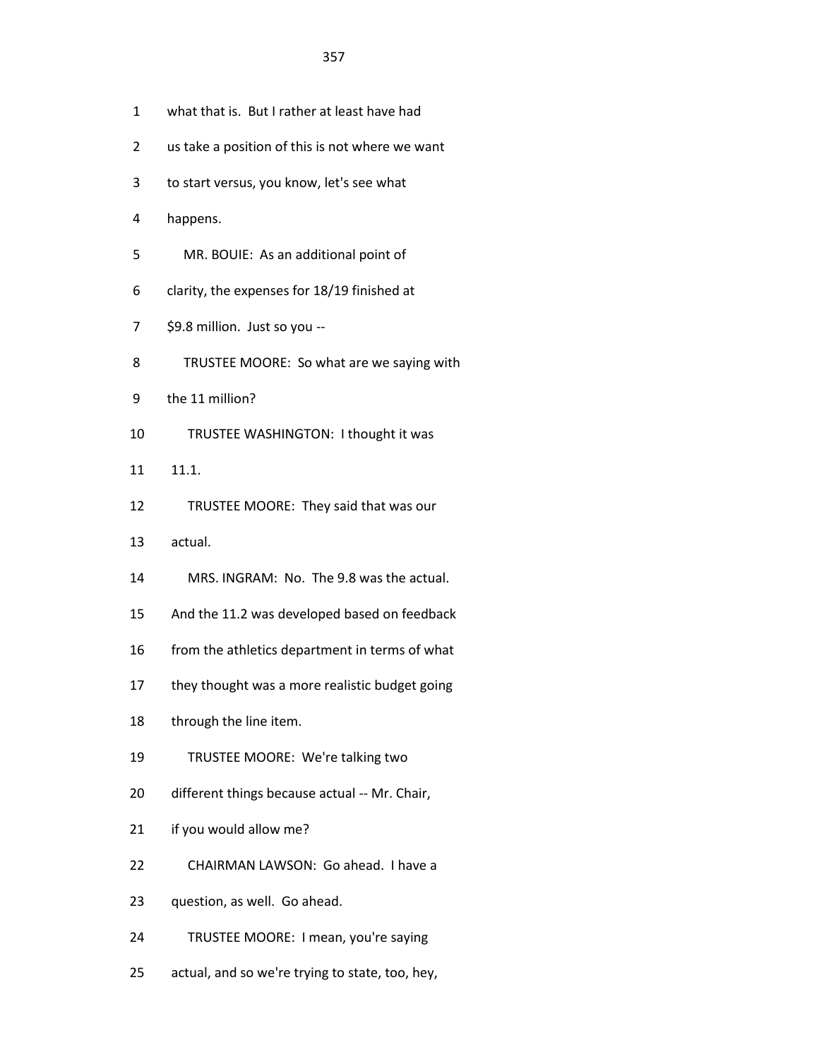1 what that is. But I rather at least have had

2 us take a position of this is not where we want

3 to start versus, you know, let's see what

4 happens.

5 MR. BOUIE: As an additional point of

6 clarity, the expenses for 18/19 finished at

7 $9.8 million. Just so you --

8 TRUSTEE MOORE: So what are we saying with

9 the 11 million?

10 TRUSTEE WASHINGTON: I thought it was

11 11.1.

12 TRUSTEE MOORE: They said that was our

13 actual.

14 MRS. INGRAM: No. The 9.8 was the actual.

15 And the 11.2 was developed based on feedback

16 from the athletics department in terms of what

17 they thought was a more realistic budget going

18 through the line item.

19 TRUSTEE MOORE: We're talking two

20 different things because actual -- Mr. Chair,

21 if you would allow me?

22 CHAIRMAN LAWSON: Go ahead. I have a

23 question, as well. Go ahead.

24 TRUSTEE MOORE: I mean, you're saying

25 actual, and so we're trying to state, too, hey,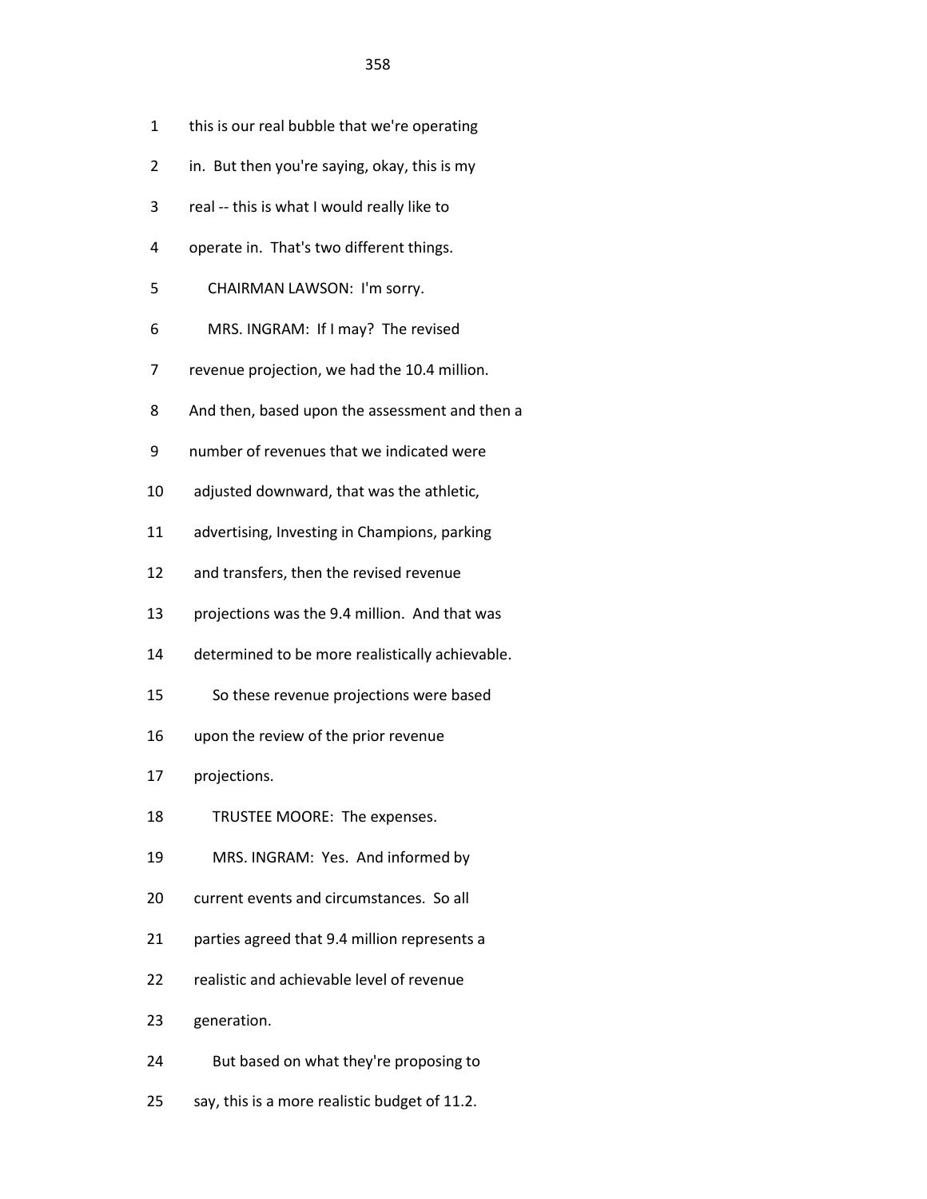1 this is our real bubble that we're operating

2 in. But then you're saying, okay, this is my

3 real -- this is what I would really like to

4 operate in. That's two different things.

5 CHAIRMAN LAWSON: I'm sorry.

6 MRS. INGRAM: If I may? The revised

7 revenue projection, we had the 10.4 million.

8 And then, based upon the assessment and then a

9 number of revenues that we indicated were

10 adjusted downward, that was the athletic,

11 advertising, Investing in Champions, parking

12 and transfers, then the revised revenue

13 projections was the 9.4 million. And that was

14 determined to be more realistically achievable.

15 So these revenue projections were based

16 upon the review of the prior revenue

17 projections.

18 TRUSTEE MOORE: The expenses.

19 MRS. INGRAM: Yes. And informed by

20 current events and circumstances. So all

21 parties agreed that 9.4 million represents a

22 realistic and achievable level of revenue

23 generation.

24 But based on what they're proposing to

25 say, this is a more realistic budget of 11.2.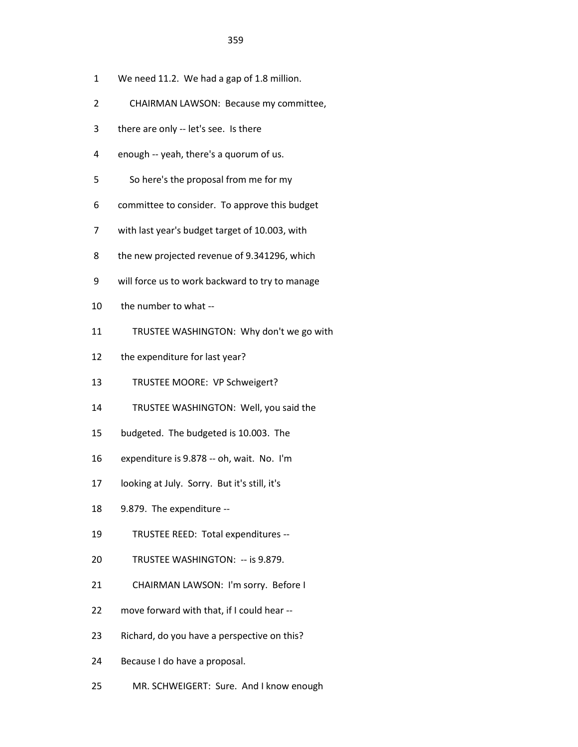1 We need 11.2. We had a gap of 1.8 million.

2 CHAIRMAN LAWSON: Because my committee,

3 there are only -- let's see. Is there

4 enough -- yeah, there's a quorum of us.

5 So here's the proposal from me for my

6 committee to consider. To approve this budget

7 with last year's budget target of 10.003, with

8 the new projected revenue of 9.341296, which

9 will force us to work backward to try to manage

10 the number to what --

11 TRUSTEE WASHINGTON: Why don't we go with

12 the expenditure for last year?

13 TRUSTEE MOORE: VP Schweigert?

14 TRUSTEE WASHINGTON: Well, you said the

15 budgeted. The budgeted is 10.003. The

16 expenditure is 9.878 -- oh, wait. No. I'm

17 looking at July. Sorry. But it's still, it's

18 9.879. The expenditure --

19 TRUSTEE REED: Total expenditures --

20 TRUSTEE WASHINGTON: -- is 9.879.

21 CHAIRMAN LAWSON: I'm sorry. Before I

22 move forward with that, if I could hear --

23 Richard, do you have a perspective on this?

24 Because I do have a proposal.

25 MR. SCHWEIGERT: Sure. And I know enough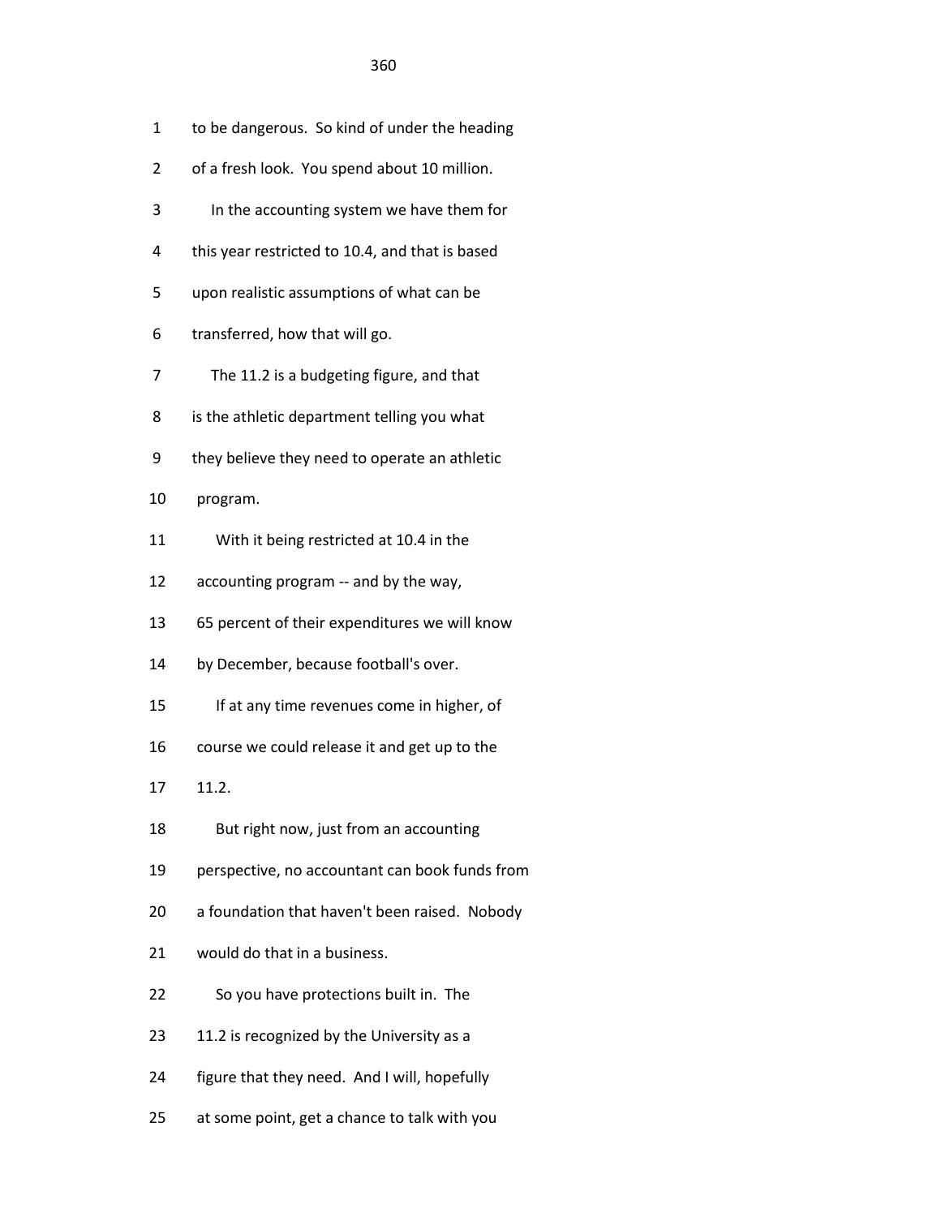to be dangerous. So kind of under the heading of a fresh look. You spend about 10 million.

In the accounting system we have them for this year restricted to 10.4, and that is based upon realistic assumptions of what can be transferred, how that will go.

The 11.2 is a budgeting figure, and that is the athletic department telling you what they believe they need to operate an athletic program.

With it being restricted at 10.4 in the accounting program -- and by the way, 65 percent of their expenditures we will know by December, because football's over.

If at any time revenues come in higher, of course we could release it and get up to the 11.2.

But right now, just from an accounting perspective, no accountant can book funds from a foundation that haven't been raised. Nobody would do that in a business.

So you have protections built in. The 11.2 is recognized by the University as a figure that they need. And I will, hopefully at some point, get a chance to talk with you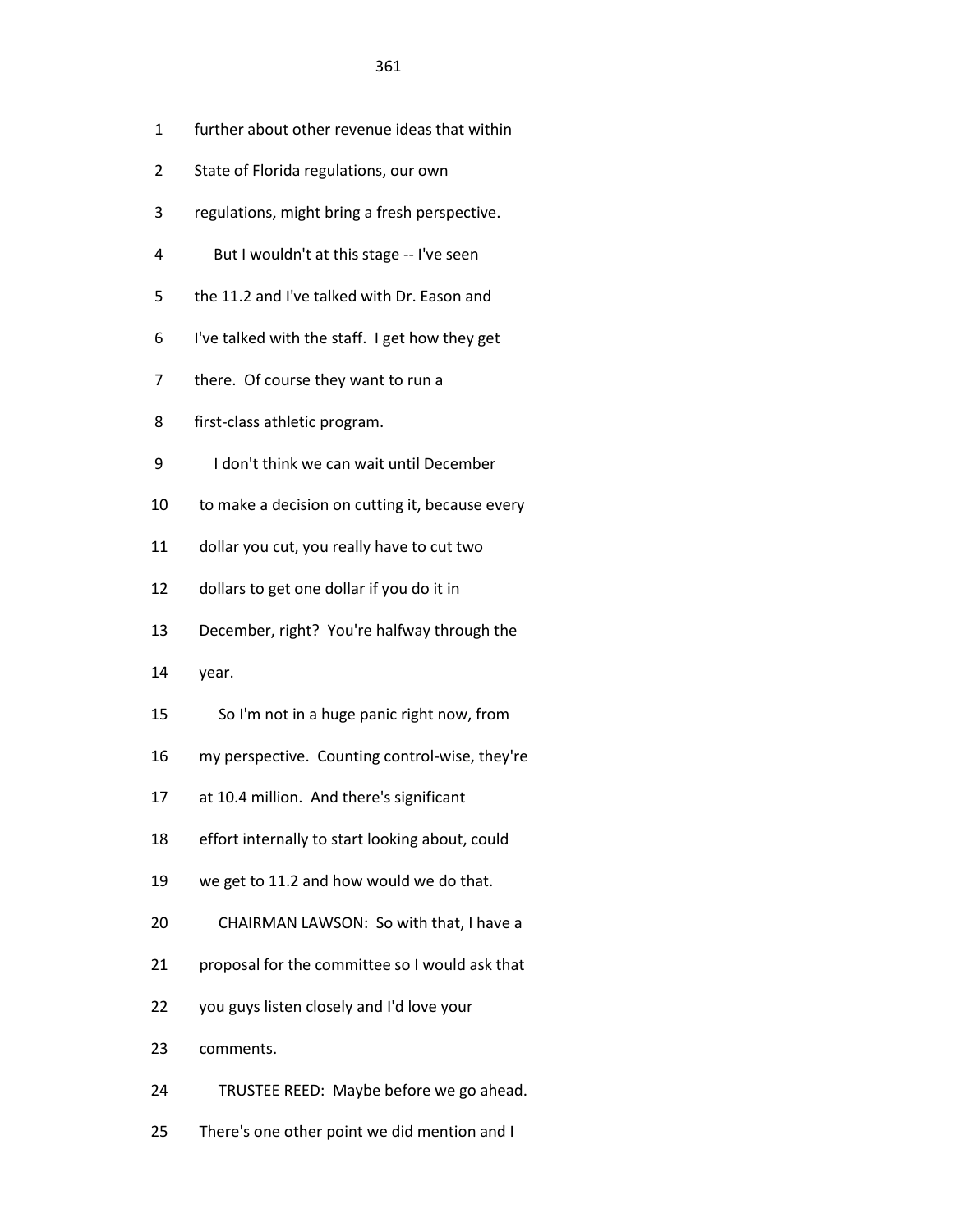further about other revenue ideas that within State of Florida regulations, our own regulations, might bring a fresh perspective.

But I wouldn't at this stage -- I've seen the 11.2 and I've talked with Dr. Eason and I've talked with the staff. I get how they get there. Of course they want to run a first-class athletic program.

I don't think we can wait until December to make a decision on cutting it, because every dollar you cut, you really have to cut two dollars to get one dollar if you do it in December, right? You're halfway through the year.

So I'm not in a huge panic right now, from my perspective. Counting control-wise, they're at 10.4 million. And there's significant effort internally to start looking about, could we get to 11.2 and how would we do that.

CHAIRMAN LAWSON: So with that, I have a proposal for the committee so I would ask that you guys listen closely and I'd love your comments.

TRUSTEE REED: Maybe before we go ahead. There's one other point we did mention and I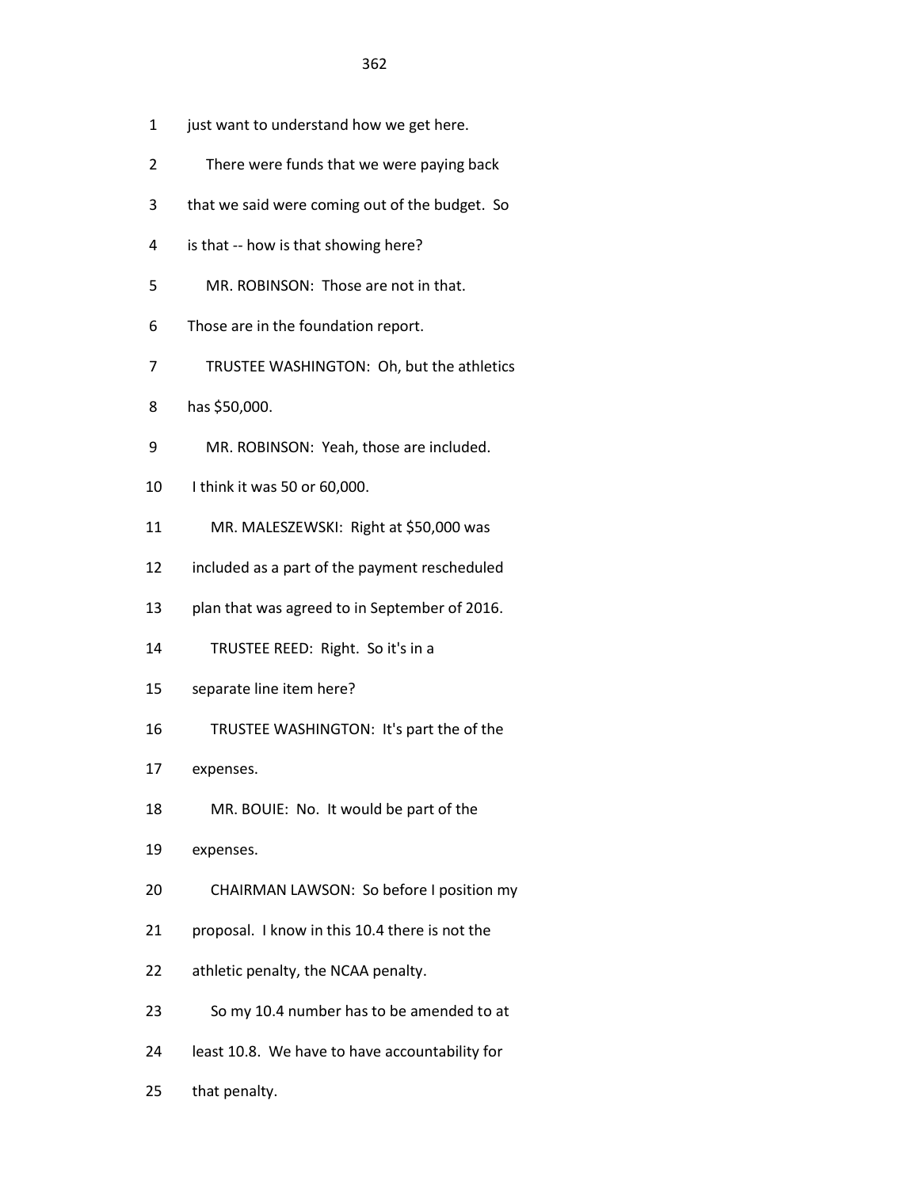1 just want to understand how we get here.

2 There were funds that we were paying back

3 that we said were coming out of the budget. So

4 is that -- how is that showing here?

5 MR. ROBINSON: Those are not in that.

6 Those are in the foundation report.

7 TRUSTEE WASHINGTON: Oh, but the athletics

8 has $50,000.

9 MR. ROBINSON: Yeah, those are included.

10 I think it was 50 or 60,000.

11 MR. MALESZEWSKI: Right at $50,000 was

12 included as a part of the payment rescheduled

13 plan that was agreed to in September of 2016.

14 TRUSTEE REED: Right. So it's in a

15 separate line item here?

16 TRUSTEE WASHINGTON: It's part the of the

17 expenses.

18 MR. BOUIE: No. It would be part of the

19 expenses.

20 CHAIRMAN LAWSON: So before I position my

21 proposal. I know in this 10.4 there is not the

22 athletic penalty, the NCAA penalty.

23 So my 10.4 number has to be amended to at

24 least 10.8. We have to have accountability for

25 that penalty.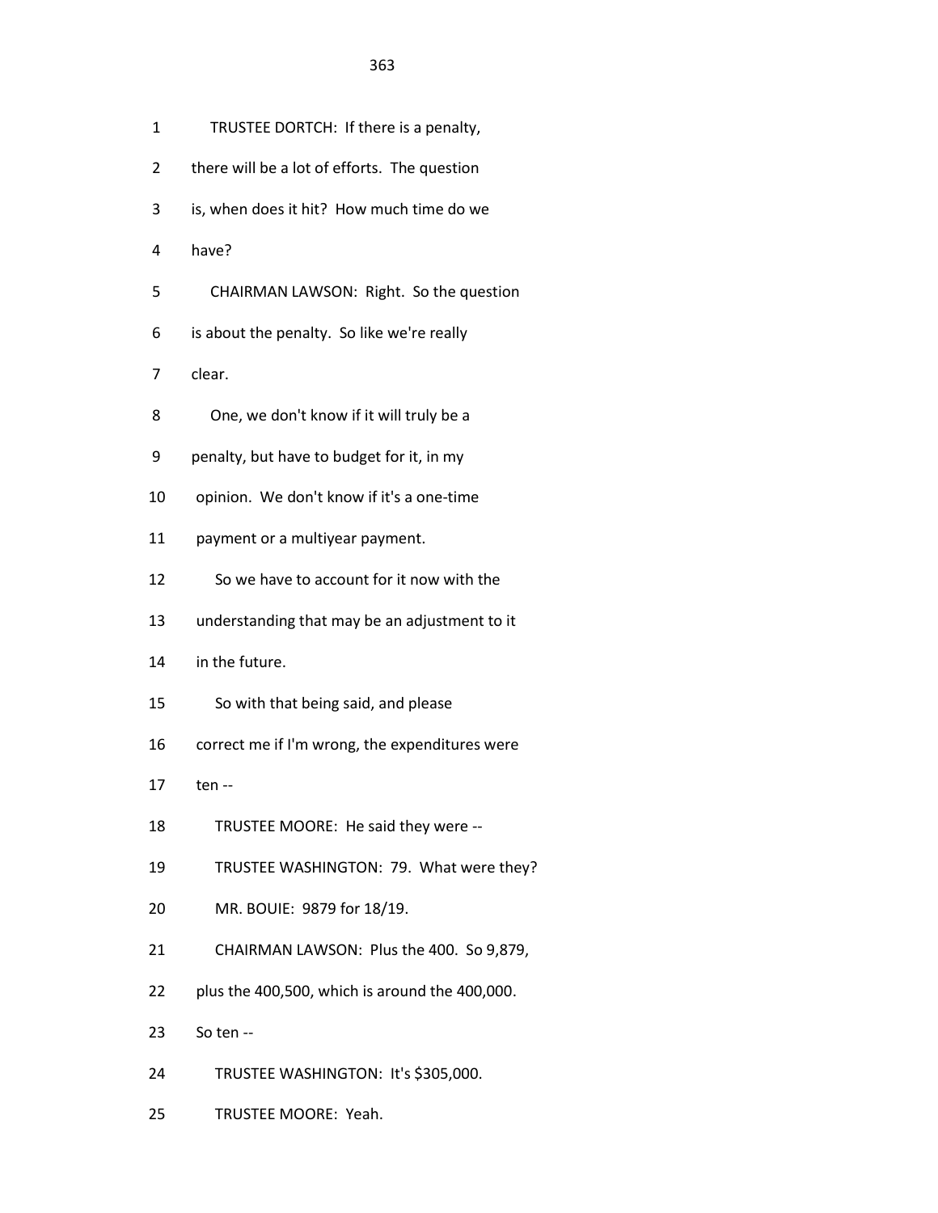1 TRUSTEE DORTCH: If there is a penalty,

2 there will be a lot of efforts. The question

3 is, when does it hit? How much time do we

4 have?

5 CHAIRMAN LAWSON: Right. So the question

6 is about the penalty. So like we're really

7 clear.

8 One, we don't know if it will truly be a

9 penalty, but have to budget for it, in my

10 opinion. We don't know if it's a one-time

11 payment or a multiyear payment.

12 So we have to account for it now with the

13 understanding that may be an adjustment to it

14 in the future.

15 So with that being said, and please

16 correct me if I'm wrong, the expenditures were

17 ten --

18 TRUSTEE MOORE: He said they were --

19 TRUSTEE WASHINGTON: 79. What were they?

20 MR. BOUIE: 9879 for 18/19.

21 CHAIRMAN LAWSON: Plus the 400. So 9,879,

22 plus the 400,500, which is around the 400,000.

23 So ten --

24 TRUSTEE WASHINGTON: It's $305,000.

25 TRUSTEE MOORE: Yeah.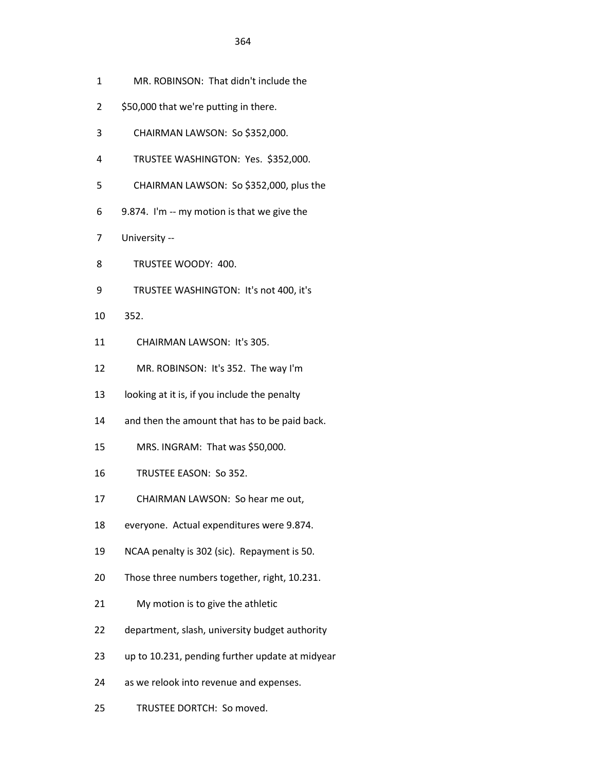1 MR. ROBINSON: That didn't include the

2 $50,000 that we're putting in there.

3 CHAIRMAN LAWSON: So $352,000.

4 TRUSTEE WASHINGTON: Yes. $352,000.

5 CHAIRMAN LAWSON: So $352,000, plus the

6 9.874. I'm -- my motion is that we give the

7 University --

8 TRUSTEE WOODY: 400.

9 TRUSTEE WASHINGTON: It's not 400, it's

10 352.

11 CHAIRMAN LAWSON: It's 305.

12 MR. ROBINSON: It's 352. The way I'm

13 looking at it is, if you include the penalty

14 and then the amount that has to be paid back.

15 MRS. INGRAM: That was $50,000.

16 TRUSTEE EASON: So 352.

17 CHAIRMAN LAWSON: So hear me out,

18 everyone. Actual expenditures were 9.874.

19 NCAA penalty is 302 (sic). Repayment is 50.

20 Those three numbers together, right, 10.231.

21 My motion is to give the athletic

22 department, slash, university budget authority

23 up to 10.231, pending further update at midyear

24 as we relook into revenue and expenses.

25 TRUSTEE DORTCH: So moved.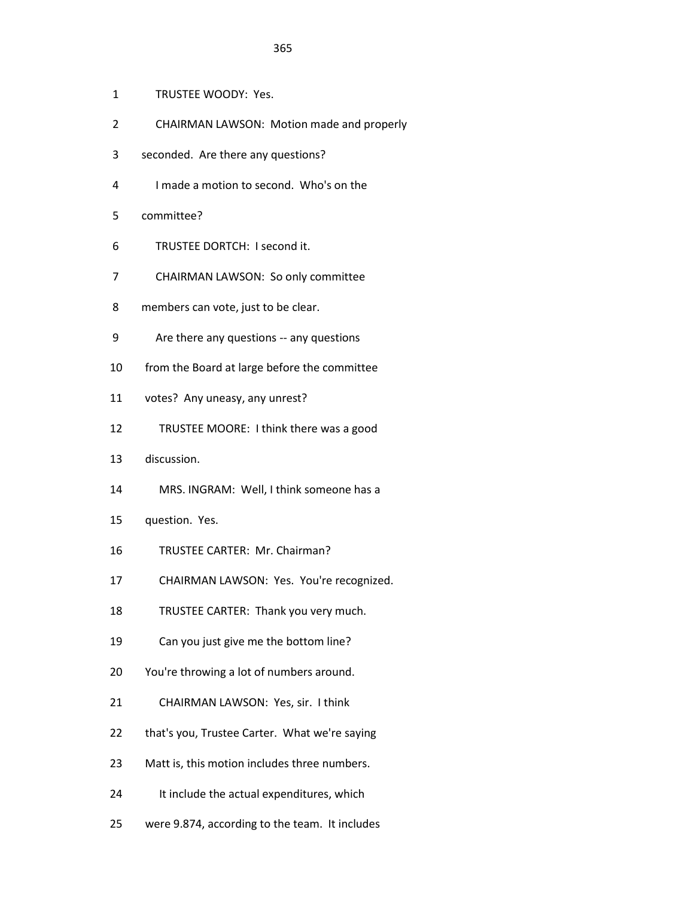1 TRUSTEE WOODY: Yes.

2 CHAIRMAN LAWSON: Motion made and properly

3 seconded. Are there any questions?

4 I made a motion to second. Who's on the

5 committee?

6 TRUSTEE DORTCH: I second it.

7 CHAIRMAN LAWSON: So only committee

8 members can vote, just to be clear.

9 Are there any questions -- any questions

10 from the Board at large before the committee

11 votes? Any uneasy, any unrest?

12 TRUSTEE MOORE: I think there was a good

13 discussion.

14 MRS. INGRAM: Well, I think someone has a

15 question. Yes.

16 TRUSTEE CARTER: Mr. Chairman?

17 CHAIRMAN LAWSON: Yes. You're recognized.

18 TRUSTEE CARTER: Thank you very much.

19 Can you just give me the bottom line?

20 You're throwing a lot of numbers around.

21 CHAIRMAN LAWSON: Yes, sir. I think

22 that's you, Trustee Carter. What we're saying

23 Matt is, this motion includes three numbers.

24 It include the actual expenditures, which

25 were 9.874, according to the team. It includes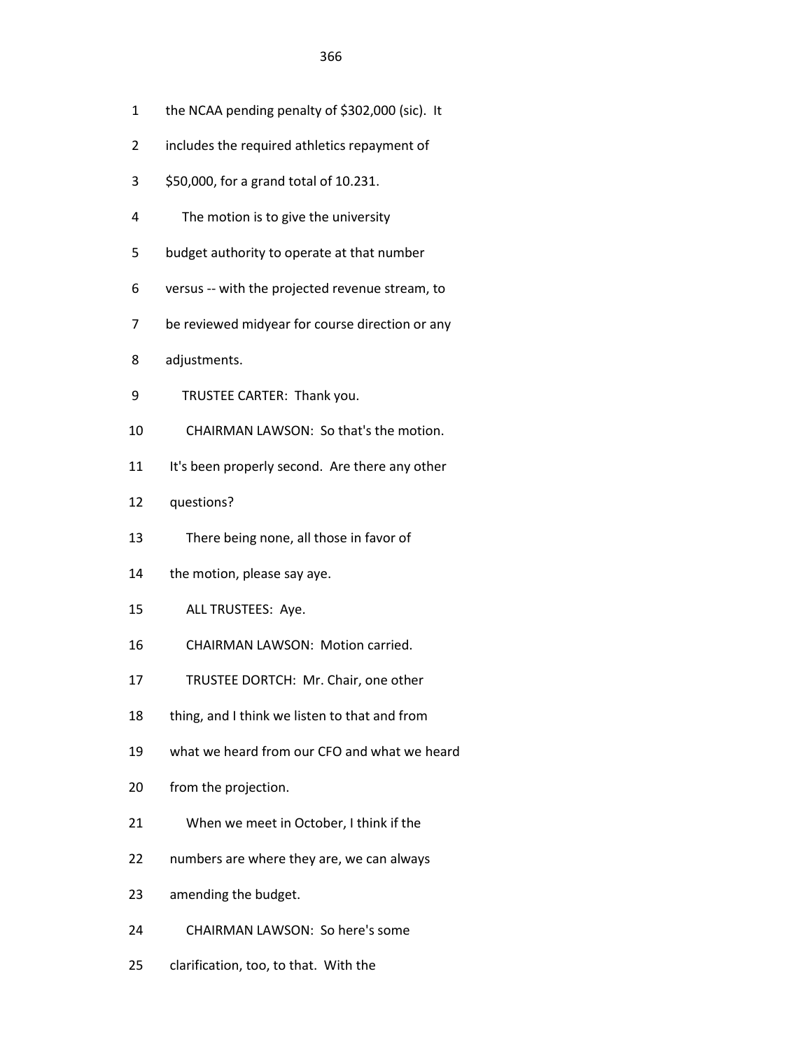1 the NCAA pending penalty of $302,000 (sic). It

2 includes the required athletics repayment of

3 $50,000, for a grand total of 10.231.

4 The motion is to give the university

5 budget authority to operate at that number

6 versus -- with the projected revenue stream, to

7 be reviewed midyear for course direction or any

8 adjustments.

9 TRUSTEE CARTER: Thank you.

10 CHAIRMAN LAWSON: So that's the motion.

11 It's been properly second. Are there any other

12 questions?

13 There being none, all those in favor of

14 the motion, please say aye.

15 ALL TRUSTEES: Aye.

16 CHAIRMAN LAWSON: Motion carried.

17 TRUSTEE DORTCH: Mr. Chair, one other

18 thing, and I think we listen to that and from

19 what we heard from our CFO and what we heard

20 from the projection.

21 When we meet in October, I think if the

22 numbers are where they are, we can always

23 amending the budget.

24 CHAIRMAN LAWSON: So here's some

25 clarification, too, to that. With the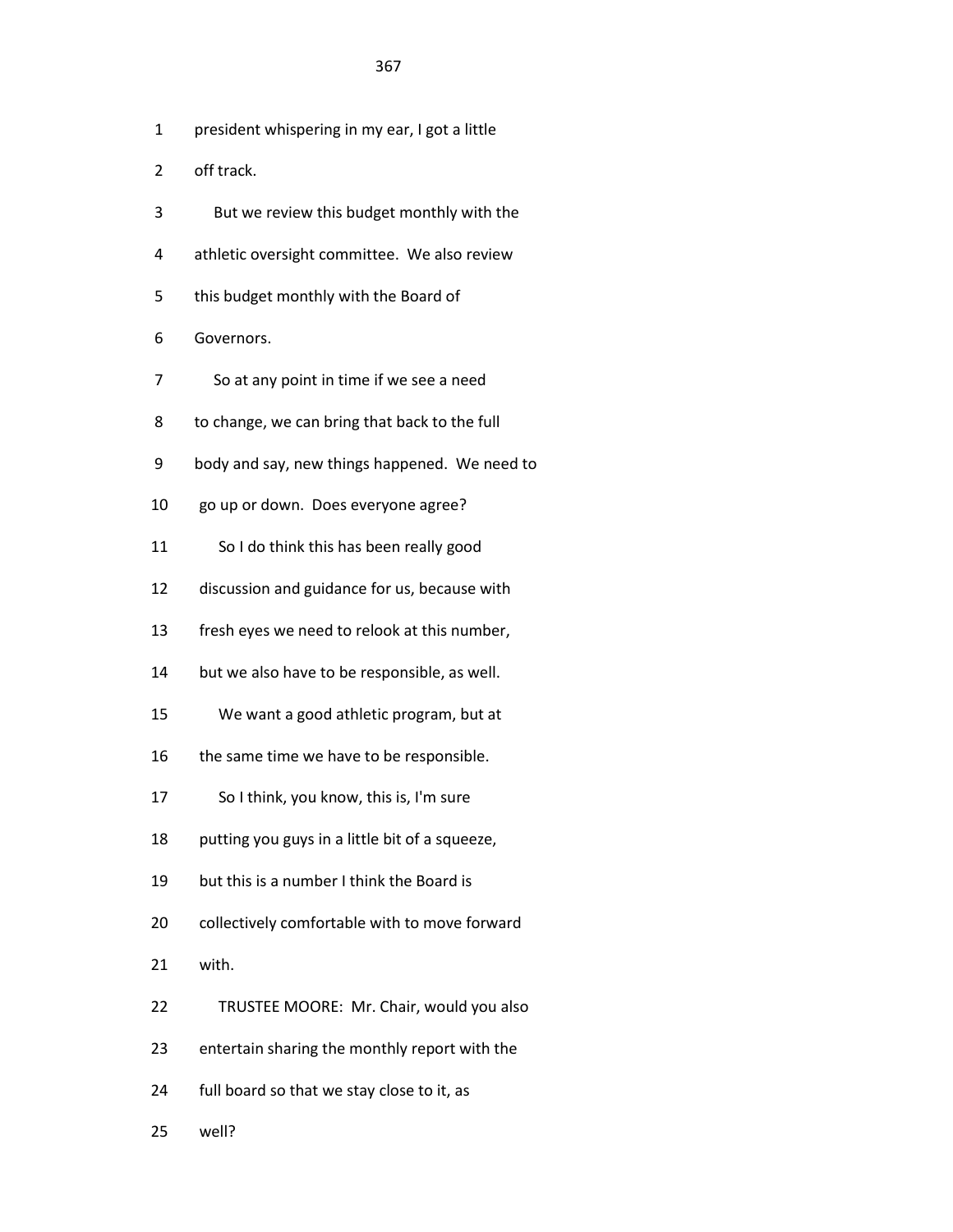1 president whispering in my ear, I got a little

2 off track.

3 But we review this budget monthly with the

4 athletic oversight committee. We also review

5 this budget monthly with the Board of

6 Governors.

7 So at any point in time if we see a need

8 to change, we can bring that back to the full

9 body and say, new things happened. We need to

10 go up or down. Does everyone agree?

11 So I do think this has been really good

12 discussion and guidance for us, because with

13 fresh eyes we need to relook at this number,

14 but we also have to be responsible, as well.

15 We want a good athletic program, but at

16 the same time we have to be responsible.

17 So I think, you know, this is, I'm sure

18 putting you guys in a little bit of a squeeze,

19 but this is a number I think the Board is

20 collectively comfortable with to move forward

21 with.

22 TRUSTEE MOORE: Mr. Chair, would you also

23 entertain sharing the monthly report with the

24 full board so that we stay close to it, as

25 well?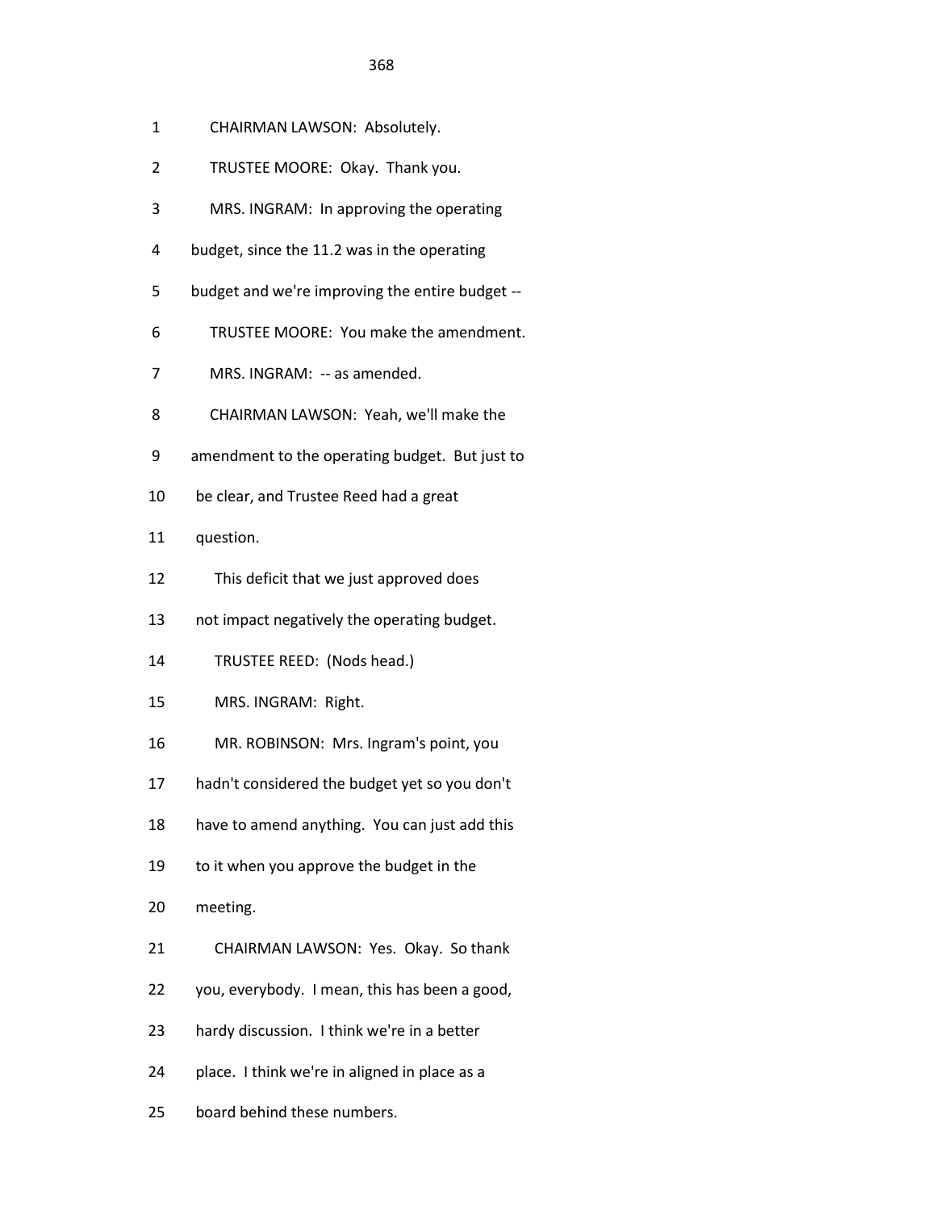1 CHAIRMAN LAWSON: Absolutely.

2 TRUSTEE MOORE: Okay. Thank you.

3 MRS. INGRAM: In approving the operating

4 budget, since the 11.2 was in the operating

5 budget and we're improving the entire budget --

6 TRUSTEE MOORE: You make the amendment.

7 MRS. INGRAM: -- as amended.

8 CHAIRMAN LAWSON: Yeah, we'll make the

9 amendment to the operating budget. But just to

10 be clear, and Trustee Reed had a great

11 question.

12 This deficit that we just approved does

13 not impact negatively the operating budget.

14 TRUSTEE REED: (Nods head.)

15 MRS. INGRAM: Right.

16 MR. ROBINSON: Mrs. Ingram's point, you

17 hadn't considered the budget yet so you don't

18 have to amend anything. You can just add this

19 to it when you approve the budget in the

20 meeting.

21 CHAIRMAN LAWSON: Yes. Okay. So thank

22 you, everybody. I mean, this has been a good,

23 hardy discussion. I think we're in a better

24 place. I think we're in aligned in place as a

25 board behind these numbers.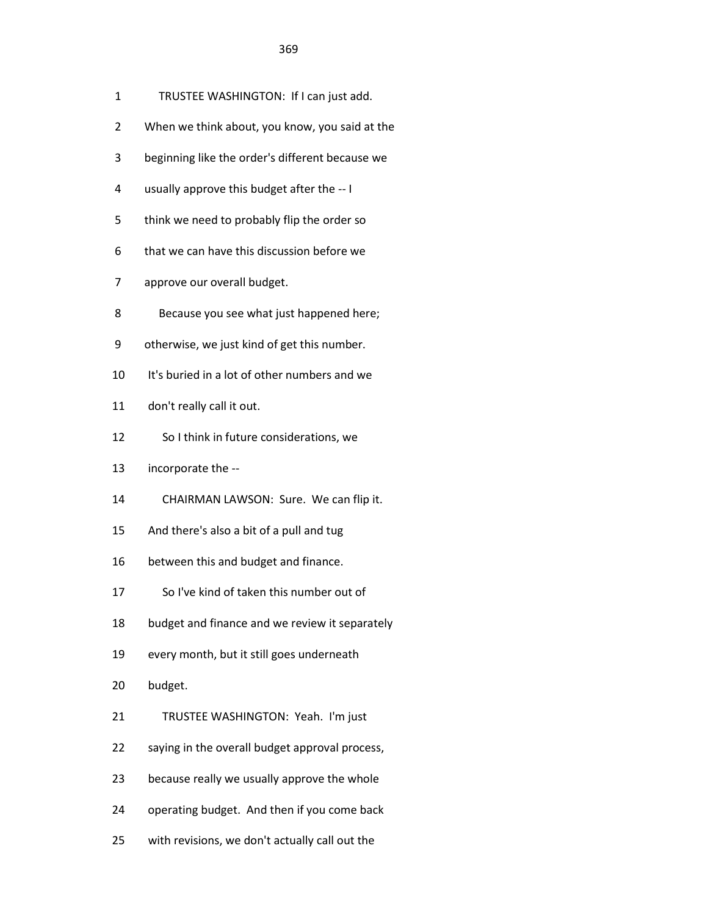TRUSTEE WASHINGTON: If I can just add. When we think about, you know, you said at the beginning like the order's different because we usually approve this budget after the -- I think we need to probably flip the order so that we can have this discussion before we approve our overall budget.

Because you see what just happened here; otherwise, we just kind of get this number. It's buried in a lot of other numbers and we don't really call it out.

So I think in future considerations, we incorporate the --

CHAIRMAN LAWSON: Sure. We can flip it. And there's also a bit of a pull and tug between this and budget and finance.

So I've kind of taken this number out of budget and finance and we review it separately every month, but it still goes underneath budget.

TRUSTEE WASHINGTON: Yeah. I'm just saying in the overall budget approval process, because really we usually approve the whole operating budget. And then if you come back with revisions, we don't actually call out the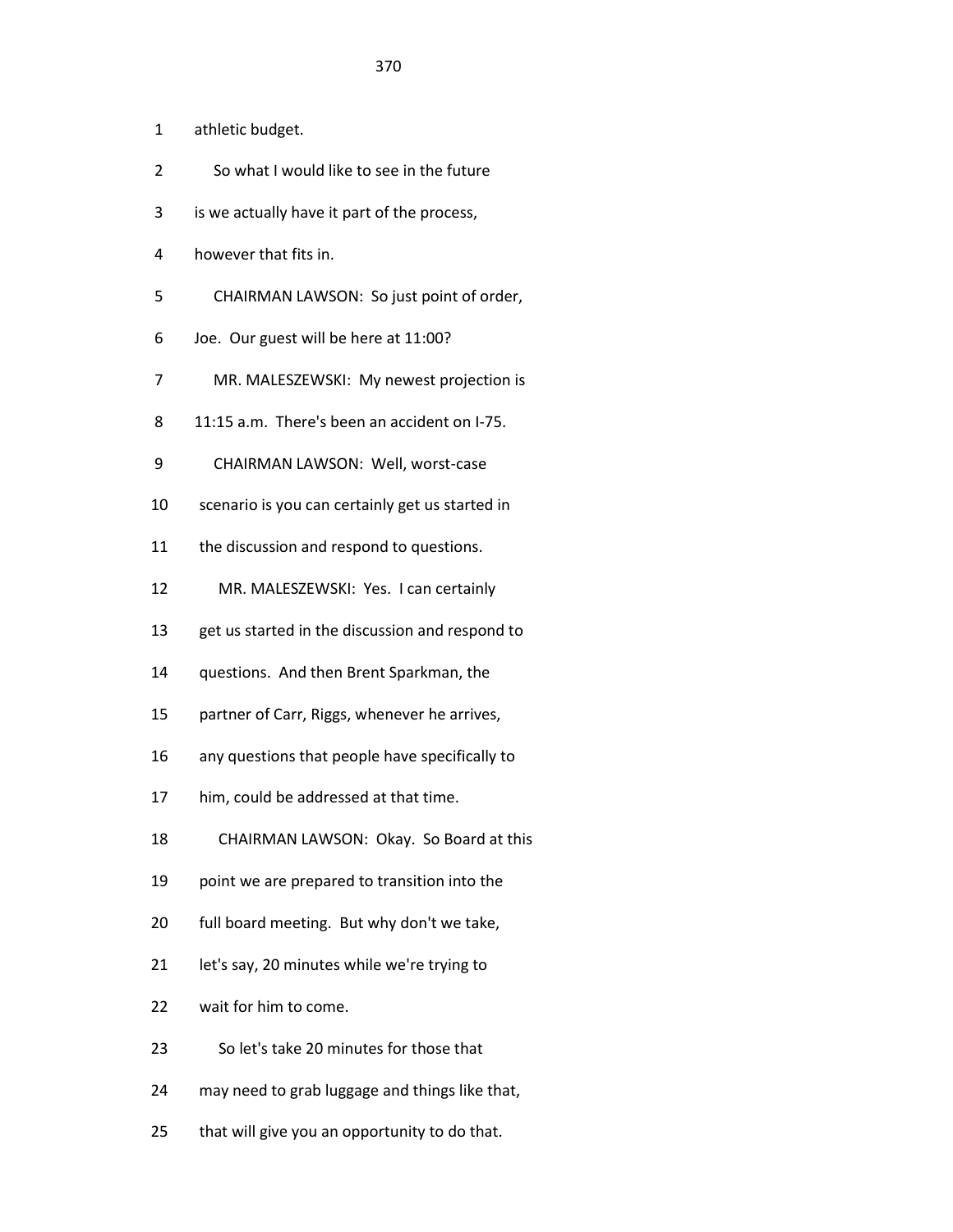1 athletic budget.

2 So what I would like to see in the future

3 is we actually have it part of the process,

4 however that fits in.

5 CHAIRMAN LAWSON: So just point of order,

6 Joe. Our guest will be here at 11:00?

7 MR. MALESZEWSKI: My newest projection is

8 11:15 a.m. There's been an accident on I-75.

9 CHAIRMAN LAWSON: Well, worst-case

10 scenario is you can certainly get us started in

11 the discussion and respond to questions.

12 MR. MALESZEWSKI: Yes. I can certainly

13 get us started in the discussion and respond to

14 questions. And then Brent Sparkman, the

15 partner of Carr, Riggs, whenever he arrives,

16 any questions that people have specifically to

17 him, could be addressed at that time.

18 CHAIRMAN LAWSON: Okay. So Board at this

19 point we are prepared to transition into the

20 full board meeting. But why don't we take,

21 let's say, 20 minutes while we're trying to

22 wait for him to come.

23 So let's take 20 minutes for those that

24 may need to grab luggage and things like that,

25 that will give you an opportunity to do that.